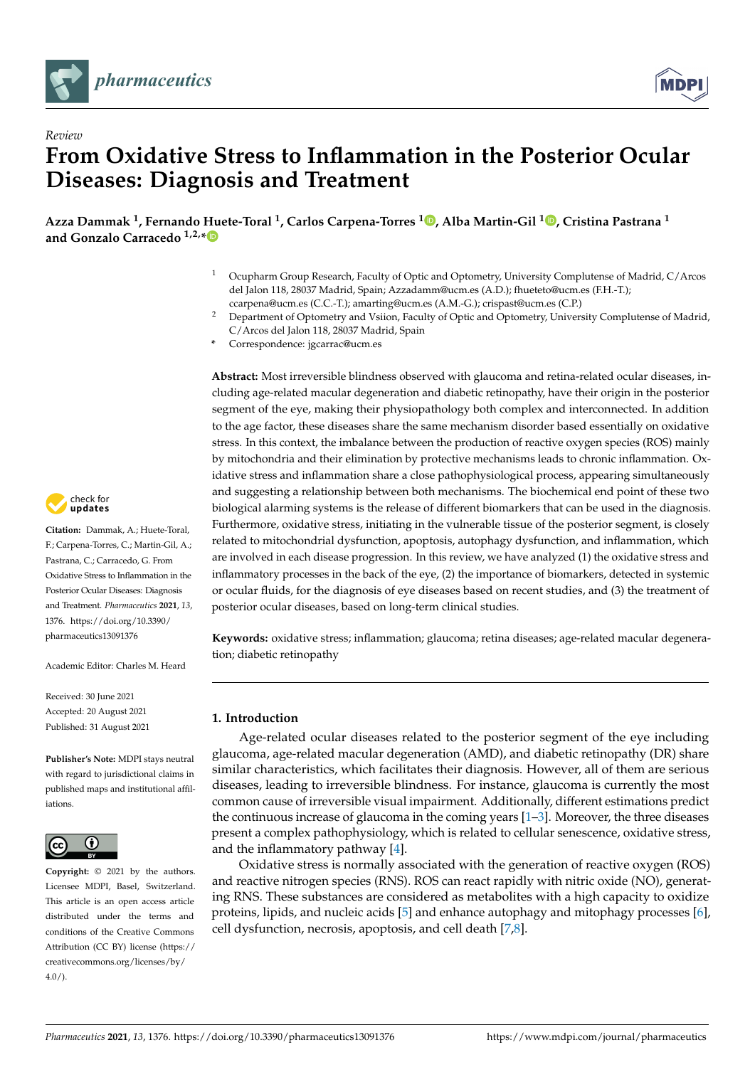*Review*

# From Oxidative Stress to Inflammation in the Posterior Ocular Diseases: Diagnosis and Treatment

**Azza Dammak [1], Fernando Huete-Toral [1], Carlos Carpena-Torres [1], Alba Martin-Gil [1], Cristina Pastrana [1] and Gonzalo Carracedo [1,2,*]**

[1] Ocupharm Group Research, Faculty of Optic and Optometry, University Complutense of Madrid, C/Arcos del Jalon 118, 28037 Madrid, Spain; Azzadamm@ucm.es (A.D.); fhueteto@ucm.es (F.H.-T.); ccarpena@ucm.es (C.C.-T.); amarting@ucm.es (A.M.-G.); crispast@ucm.es (C.P.)

[2] Department of Optometry and Vsiion, Faculty of Optic and Optometry, University Complutense of Madrid, C/Arcos del Jalon 118, 28037 Madrid, Spain

\* Correspondence: jgcarrac@ucm.es

**Abstract:** Most irreversible blindness observed with glaucoma and retina-related ocular diseases, including age-related macular degeneration and diabetic retinopathy, have their origin in the posterior segment of the eye, making their physiopathology both complex and interconnected. In addition to the age factor, these diseases share the same mechanism disorder based essentially on oxidative stress. In this context, the imbalance between the production of reactive oxygen species (ROS) mainly by mitochondria and their elimination by protective mechanisms leads to chronic inflammation. Oxidative stress and inflammation share a close pathophysiological process, appearing simultaneously and suggesting a relationship between both mechanisms. The biochemical end point of these two biological alarming systems is the release of different biomarkers that can be used in the diagnosis. Furthermore, oxidative stress, initiating in the vulnerable tissue of the posterior segment, is closely related to mitochondrial dysfunction, apoptosis, autophagy dysfunction, and inflammation, which are involved in each disease progression. In this review, we have analyzed (1) the oxidative stress and inflammatory processes in the back of the eye, (2) the importance of biomarkers, detected in systemic or ocular fluids, for the diagnosis of eye diseases based on recent studies, and (3) the treatment of posterior ocular diseases, based on long-term clinical studies.

**Keywords:** oxidative stress; inflammation; glaucoma; retina diseases; age-related macular degeneration; diabetic retinopathy

**Citation:** Dammak, A.; Huete-Toral, F.; Carpena-Torres, C.; Martin-Gil, A.; Pastrana, C.; Carracedo, G. From Oxidative Stress to Inflammation in the Posterior Ocular Diseases: Diagnosis and Treatment. *Pharmaceutics* **2021**, *13*, 1376. https://doi.org/10.3390/pharmaceutics13091376

Academic Editor: Charles M. Heard

Received: 30 June 2021
Accepted: 20 August 2021
Published: 31 August 2021

**Publisher's Note:** MDPI stays neutral with regard to jurisdictional claims in published maps and institutional affiliations.

**Copyright:** © 2021 by the authors. Licensee MDPI, Basel, Switzerland. This article is an open access article distributed under the terms and conditions of the Creative Commons Attribution (CC BY) license (https://creativecommons.org/licenses/by/4.0/).

## 1. Introduction

Age-related ocular diseases related to the posterior segment of the eye including glaucoma, age-related macular degeneration (AMD), and diabetic retinopathy (DR) share similar characteristics, which facilitates their diagnosis. However, all of them are serious diseases, leading to irreversible blindness. For instance, glaucoma is currently the most common cause of irreversible visual impairment. Additionally, different estimations predict the continuous increase of glaucoma in the coming years [1–3]. Moreover, the three diseases present a complex pathophysiology, which is related to cellular senescence, oxidative stress, and the inflammatory pathway [4].

Oxidative stress is normally associated with the generation of reactive oxygen (ROS) and reactive nitrogen species (RNS). ROS can react rapidly with nitric oxide (NO), generating RNS. These substances are considered as metabolites with a high capacity to oxidize proteins, lipids, and nucleic acids [5] and enhance autophagy and mitophagy processes [6], cell dysfunction, necrosis, apoptosis, and cell death [7,8].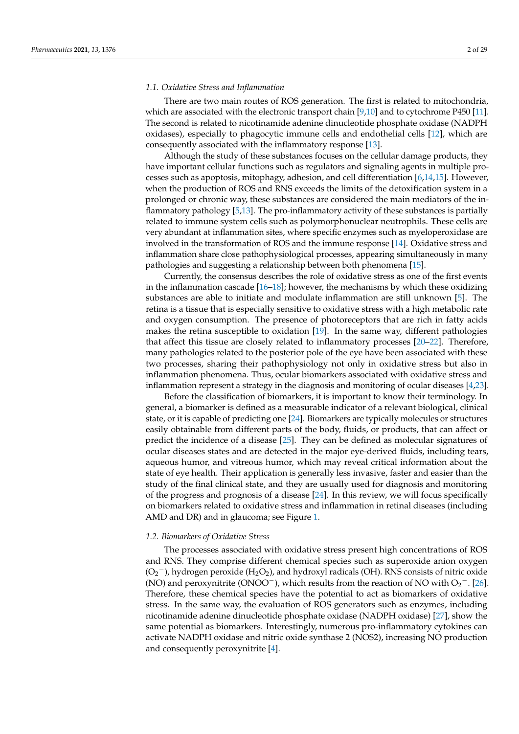### 1.1. Oxidative Stress and Inflammation

There are two main routes of ROS generation. The first is related to mitochondria, which are associated with the electronic transport chain [9,10] and to cytochrome P450 [11]. The second is related to nicotinamide adenine dinucleotide phosphate oxidase (NADPH oxidases), especially to phagocytic immune cells and endothelial cells [12], which are consequently associated with the inflammatory response [13].

Although the study of these substances focuses on the cellular damage products, they have important cellular functions such as regulators and signaling agents in multiple processes such as apoptosis, mitophagy, adhesion, and cell differentiation [6,14,15]. However, when the production of ROS and RNS exceeds the limits of the detoxification system in a prolonged or chronic way, these substances are considered the main mediators of the inflammatory pathology [5,13]. The pro-inflammatory activity of these substances is partially related to immune system cells such as polymorphonuclear neutrophils. These cells are very abundant at inflammation sites, where specific enzymes such as myeloperoxidase are involved in the transformation of ROS and the immune response [14]. Oxidative stress and inflammation share close pathophysiological processes, appearing simultaneously in many pathologies and suggesting a relationship between both phenomena [15].

Currently, the consensus describes the role of oxidative stress as one of the first events in the inflammation cascade [16–18]; however, the mechanisms by which these oxidizing substances are able to initiate and modulate inflammation are still unknown [5]. The retina is a tissue that is especially sensitive to oxidative stress with a high metabolic rate and oxygen consumption. The presence of photoreceptors that are rich in fatty acids makes the retina susceptible to oxidation [19]. In the same way, different pathologies that affect this tissue are closely related to inflammatory processes [20–22]. Therefore, many pathologies related to the posterior pole of the eye have been associated with these two processes, sharing their pathophysiology not only in oxidative stress but also in inflammation phenomena. Thus, ocular biomarkers associated with oxidative stress and inflammation represent a strategy in the diagnosis and monitoring of ocular diseases [4,23].

Before the classification of biomarkers, it is important to know their terminology. In general, a biomarker is defined as a measurable indicator of a relevant biological, clinical state, or it is capable of predicting one [24]. Biomarkers are typically molecules or structures easily obtainable from different parts of the body, fluids, or products, that can affect or predict the incidence of a disease [25]. They can be defined as molecular signatures of ocular diseases states and are detected in the major eye-derived fluids, including tears, aqueous humor, and vitreous humor, which may reveal critical information about the state of eye health. Their application is generally less invasive, faster and easier than the study of the final clinical state, and they are usually used for diagnosis and monitoring of the progress and prognosis of a disease [24]. In this review, we will focus specifically on biomarkers related to oxidative stress and inflammation in retinal diseases (including AMD and DR) and in glaucoma; see Figure 1.

### 1.2. Biomarkers of Oxidative Stress

The processes associated with oxidative stress present high concentrations of ROS and RNS. They comprise different chemical species such as superoxide anion oxygen ($O_2^-$), hydrogen peroxide ($H_2O_2$), and hydroxyl radicals (OH). RNS consists of nitric oxide (NO) and peroxynitrite ($ONOO^-$), which results from the reaction of NO with $O_2^-$. [26]. Therefore, these chemical species have the potential to act as biomarkers of oxidative stress. In the same way, the evaluation of ROS generators such as enzymes, including nicotinamide adenine dinucleotide phosphate oxidase (NADPH oxidase) [27], show the same potential as biomarkers. Interestingly, numerous pro-inflammatory cytokines can activate NADPH oxidase and nitric oxide synthase 2 (NOS2), increasing NO production and consequently peroxynitrite [4].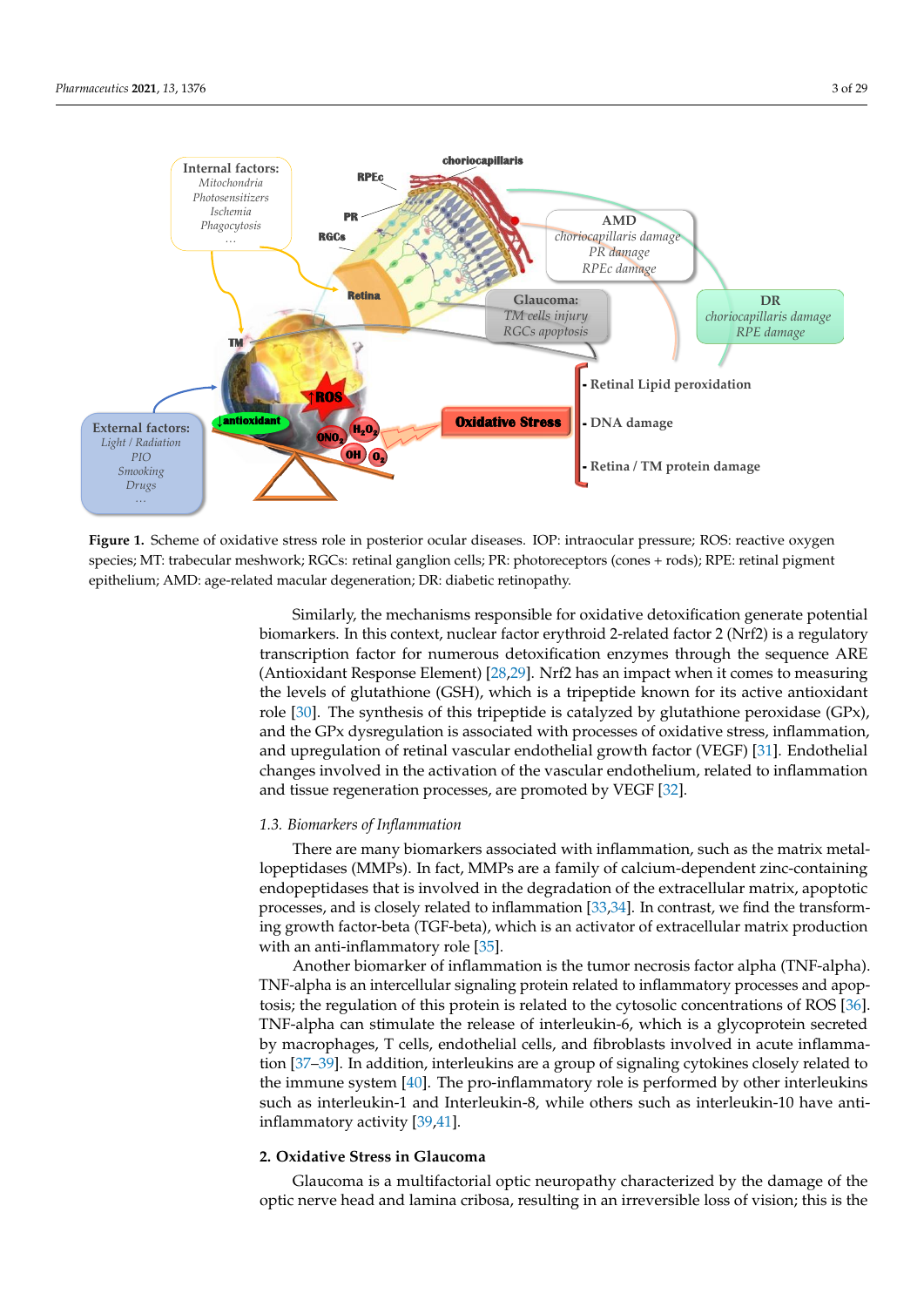**Figure 1.** Scheme of oxidative stress role in posterior ocular diseases. IOP: intraocular pressure; ROS: reactive oxygen species; MT: trabecular meshwork; RGCs: retinal ganglion cells; PR: photoreceptors (cones + rods); RPE: retinal pigment epithelium; AMD: age-related macular degeneration; DR: diabetic retinopathy.

Similarly, the mechanisms responsible for oxidative detoxification generate potential biomarkers. In this context, nuclear factor erythroid 2-related factor 2 (Nrf2) is a regulatory transcription factor for numerous detoxification enzymes through the sequence ARE (Antioxidant Response Element) [28,29]. Nrf2 has an impact when it comes to measuring the levels of glutathione (GSH), which is a tripeptide known for its active antioxidant role [30]. The synthesis of this tripeptide is catalyzed by glutathione peroxidase (GPx), and the GPx dysregulation is associated with processes of oxidative stress, inflammation, and upregulation of retinal vascular endothelial growth factor (VEGF) [31]. Endothelial changes involved in the activation of the vascular endothelium, related to inflammation and tissue regeneration processes, are promoted by VEGF [32].

### 1.3. Biomarkers of Inflammation

There are many biomarkers associated with inflammation, such as the matrix metallopeptidases (MMPs). In fact, MMPs are a family of calcium-dependent zinc-containing endopeptidases that is involved in the degradation of the extracellular matrix, apoptotic processes, and is closely related to inflammation [33,34]. In contrast, we find the transforming growth factor-beta (TGF-beta), which is an activator of extracellular matrix production with an anti-inflammatory role [35].

Another biomarker of inflammation is the tumor necrosis factor alpha (TNF-alpha). TNF-alpha is an intercellular signaling protein related to inflammatory processes and apoptosis; the regulation of this protein is related to the cytosolic concentrations of ROS [36]. TNF-alpha can stimulate the release of interleukin-6, which is a glycoprotein secreted by macrophages, T cells, endothelial cells, and fibroblasts involved in acute inflammation [37–39]. In addition, interleukins are a group of signaling cytokines closely related to the immune system [40]. The pro-inflammatory role is performed by other interleukins such as interleukin-1 and Interleukin-8, while others such as interleukin-10 have anti-inflammatory activity [39,41].

## 2. Oxidative Stress in Glaucoma

Glaucoma is a multifactorial optic neuropathy characterized by the damage of the optic nerve head and lamina cribosa, resulting in an irreversible loss of vision; this is the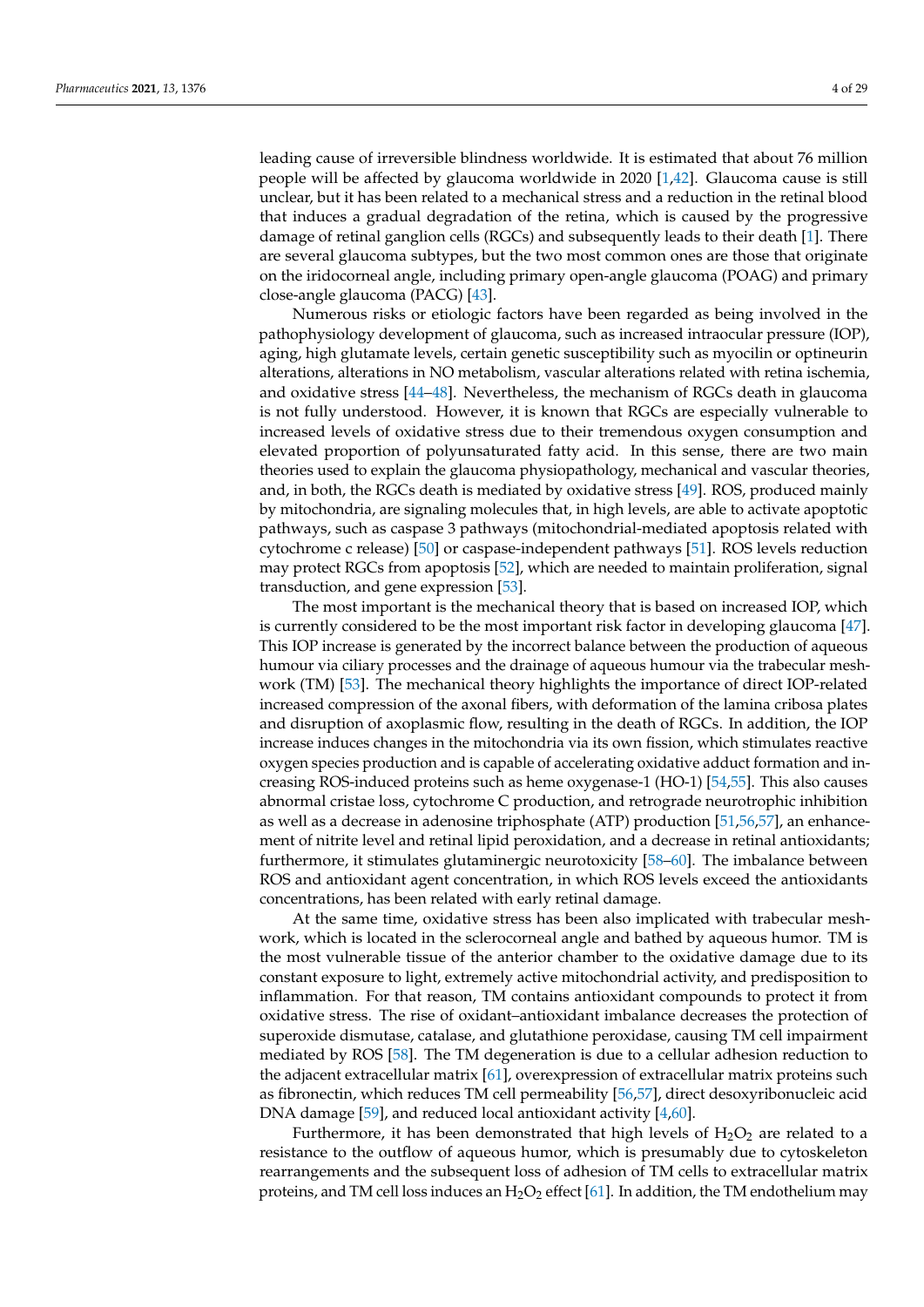leading cause of irreversible blindness worldwide. It is estimated that about 76 million people will be affected by glaucoma worldwide in 2020 [1,42]. Glaucoma cause is still unclear, but it has been related to a mechanical stress and a reduction in the retinal blood that induces a gradual degradation of the retina, which is caused by the progressive damage of retinal ganglion cells (RGCs) and subsequently leads to their death [1]. There are several glaucoma subtypes, but the two most common ones are those that originate on the iridocorneal angle, including primary open-angle glaucoma (POAG) and primary close-angle glaucoma (PACG) [43].

Numerous risks or etiologic factors have been regarded as being involved in the pathophysiology development of glaucoma, such as increased intraocular pressure (IOP), aging, high glutamate levels, certain genetic susceptibility such as myocilin or optineurin alterations, alterations in NO metabolism, vascular alterations related with retina ischemia, and oxidative stress [44–48]. Nevertheless, the mechanism of RGCs death in glaucoma is not fully understood. However, it is known that RGCs are especially vulnerable to increased levels of oxidative stress due to their tremendous oxygen consumption and elevated proportion of polyunsaturated fatty acid. In this sense, there are two main theories used to explain the glaucoma physiopathology, mechanical and vascular theories, and, in both, the RGCs death is mediated by oxidative stress [49]. ROS, produced mainly by mitochondria, are signaling molecules that, in high levels, are able to activate apoptotic pathways, such as caspase 3 pathways (mitochondrial-mediated apoptosis related with cytochrome c release) [50] or caspase-independent pathways [51]. ROS levels reduction may protect RGCs from apoptosis [52], which are needed to maintain proliferation, signal transduction, and gene expression [53].

The most important is the mechanical theory that is based on increased IOP, which is currently considered to be the most important risk factor in developing glaucoma [47]. This IOP increase is generated by the incorrect balance between the production of aqueous humour via ciliary processes and the drainage of aqueous humour via the trabecular meshwork (TM) [53]. The mechanical theory highlights the importance of direct IOP-related increased compression of the axonal fibers, with deformation of the lamina cribosa plates and disruption of axoplasmic flow, resulting in the death of RGCs. In addition, the IOP increase induces changes in the mitochondria via its own fission, which stimulates reactive oxygen species production and is capable of accelerating oxidative adduct formation and increasing ROS-induced proteins such as heme oxygenase-1 (HO-1) [54,55]. This also causes abnormal cristae loss, cytochrome C production, and retrograde neurotrophic inhibition as well as a decrease in adenosine triphosphate (ATP) production [51,56,57], an enhancement of nitrite level and retinal lipid peroxidation, and a decrease in retinal antioxidants; furthermore, it stimulates glutaminergic neurotoxicity [58–60]. The imbalance between ROS and antioxidant agent concentration, in which ROS levels exceed the antioxidants concentrations, has been related with early retinal damage.

At the same time, oxidative stress has been also implicated with trabecular meshwork, which is located in the sclerocorneal angle and bathed by aqueous humor. TM is the most vulnerable tissue of the anterior chamber to the oxidative damage due to its constant exposure to light, extremely active mitochondrial activity, and predisposition to inflammation. For that reason, TM contains antioxidant compounds to protect it from oxidative stress. The rise of oxidant–antioxidant imbalance decreases the protection of superoxide dismutase, catalase, and glutathione peroxidase, causing TM cell impairment mediated by ROS [58]. The TM degeneration is due to a cellular adhesion reduction to the adjacent extracellular matrix [61], overexpression of extracellular matrix proteins such as fibronectin, which reduces TM cell permeability [56,57], direct desoxyribonucleic acid DNA damage [59], and reduced local antioxidant activity [4,60].

Furthermore, it has been demonstrated that high levels of $H_2O_2$ are related to a resistance to the outflow of aqueous humor, which is presumably due to cytoskeleton rearrangements and the subsequent loss of adhesion of TM cells to extracellular matrix proteins, and TM cell loss induces an $H_2O_2$ effect [61]. In addition, the TM endothelium may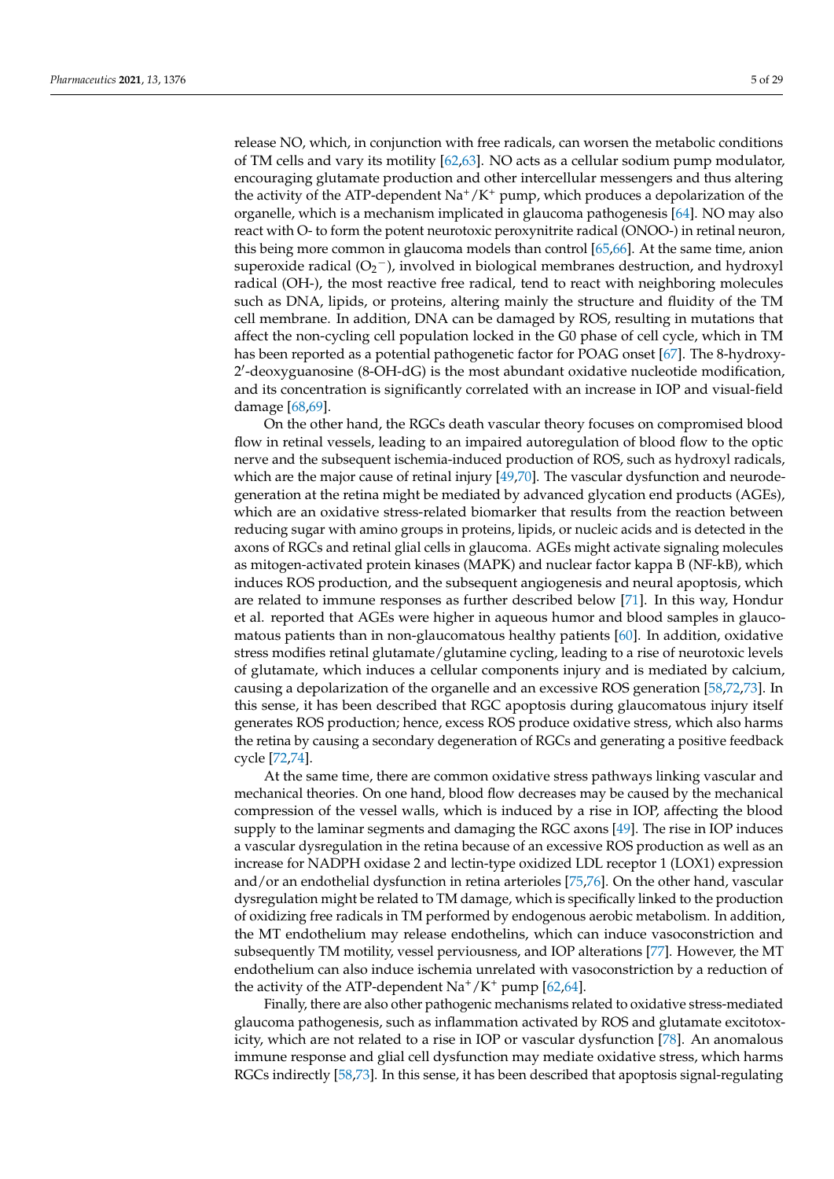release NO, which, in conjunction with free radicals, can worsen the metabolic conditions of TM cells and vary its motility [62,63]. NO acts as a cellular sodium pump modulator, encouraging glutamate production and other intercellular messengers and thus altering the activity of the ATP-dependent $Na^+/K^+$ pump, which produces a depolarization of the organelle, which is a mechanism implicated in glaucoma pathogenesis [64]. NO may also react with O- to form the potent neurotoxic peroxynitrite radical (ONOO-) in retinal neuron, this being more common in glaucoma models than control [65,66]. At the same time, anion superoxide radical ($O_2^-$), involved in biological membranes destruction, and hydroxyl radical (OH-), the most reactive free radical, tend to react with neighboring molecules such as DNA, lipids, or proteins, altering mainly the structure and fluidity of the TM cell membrane. In addition, DNA can be damaged by ROS, resulting in mutations that affect the non-cycling cell population locked in the G0 phase of cell cycle, which in TM has been reported as a potential pathogenetic factor for POAG onset [67]. The 8-hydroxy-2′-deoxyguanosine (8-OH-dG) is the most abundant oxidative nucleotide modification, and its concentration is significantly correlated with an increase in IOP and visual-field damage [68,69].

On the other hand, the RGCs death vascular theory focuses on compromised blood flow in retinal vessels, leading to an impaired autoregulation of blood flow to the optic nerve and the subsequent ischemia-induced production of ROS, such as hydroxyl radicals, which are the major cause of retinal injury [49,70]. The vascular dysfunction and neurodegeneration at the retina might be mediated by advanced glycation end products (AGEs), which are an oxidative stress-related biomarker that results from the reaction between reducing sugar with amino groups in proteins, lipids, or nucleic acids and is detected in the axons of RGCs and retinal glial cells in glaucoma. AGEs might activate signaling molecules as mitogen-activated protein kinases (MAPK) and nuclear factor kappa B (NF-kB), which induces ROS production, and the subsequent angiogenesis and neural apoptosis, which are related to immune responses as further described below [71]. In this way, Hondur et al. reported that AGEs were higher in aqueous humor and blood samples in glaucomatous patients than in non-glaucomatous healthy patients [60]. In addition, oxidative stress modifies retinal glutamate/glutamine cycling, leading to a rise of neurotoxic levels of glutamate, which induces a cellular components injury and is mediated by calcium, causing a depolarization of the organelle and an excessive ROS generation [58,72,73]. In this sense, it has been described that RGC apoptosis during glaucomatous injury itself generates ROS production; hence, excess ROS produce oxidative stress, which also harms the retina by causing a secondary degeneration of RGCs and generating a positive feedback cycle [72,74].

At the same time, there are common oxidative stress pathways linking vascular and mechanical theories. On one hand, blood flow decreases may be caused by the mechanical compression of the vessel walls, which is induced by a rise in IOP, affecting the blood supply to the laminar segments and damaging the RGC axons [49]. The rise in IOP induces a vascular dysregulation in the retina because of an excessive ROS production as well as an increase for NADPH oxidase 2 and lectin-type oxidized LDL receptor 1 (LOX1) expression and/or an endothelial dysfunction in retina arterioles [75,76]. On the other hand, vascular dysregulation might be related to TM damage, which is specifically linked to the production of oxidizing free radicals in TM performed by endogenous aerobic metabolism. In addition, the MT endothelium may release endothelins, which can induce vasoconstriction and subsequently TM motility, vessel perviousness, and IOP alterations [77]. However, the MT endothelium can also induce ischemia unrelated with vasoconstriction by a reduction of the activity of the ATP-dependent $Na^+/K^+$ pump [62,64].

Finally, there are also other pathogenic mechanisms related to oxidative stress-mediated glaucoma pathogenesis, such as inflammation activated by ROS and glutamate excitotoxicity, which are not related to a rise in IOP or vascular dysfunction [78]. An anomalous immune response and glial cell dysfunction may mediate oxidative stress, which harms RGCs indirectly [58,73]. In this sense, it has been described that apoptosis signal-regulating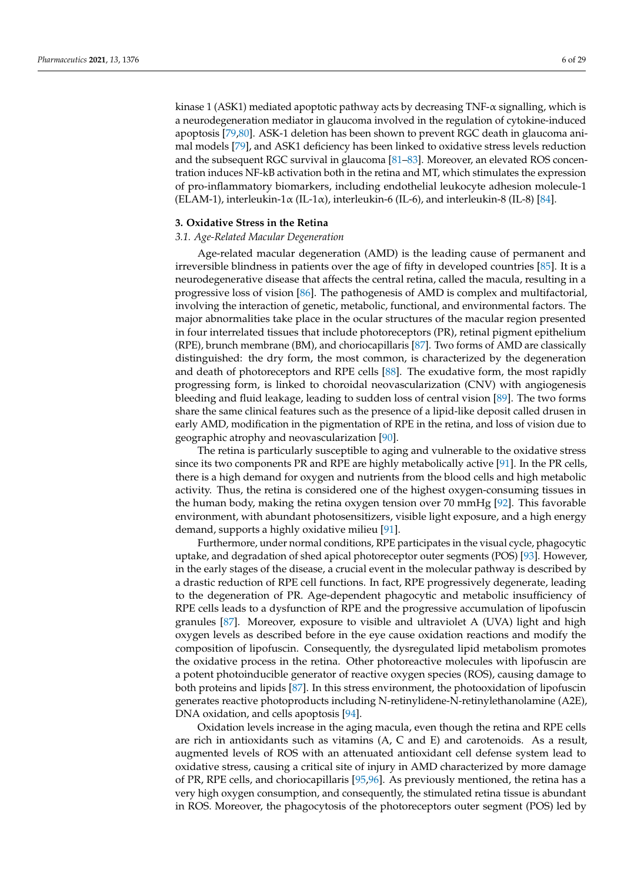kinase 1 (ASK1) mediated apoptotic pathway acts by decreasing TNF-α signalling, which is a neurodegeneration mediator in glaucoma involved in the regulation of cytokine-induced apoptosis [79,80]. ASK-1 deletion has been shown to prevent RGC death in glaucoma animal models [79], and ASK1 deficiency has been linked to oxidative stress levels reduction and the subsequent RGC survival in glaucoma [81–83]. Moreover, an elevated ROS concentration induces NF-kB activation both in the retina and MT, which stimulates the expression of pro-inflammatory biomarkers, including endothelial leukocyte adhesion molecule-1 (ELAM-1), interleukin-1α (IL-1α), interleukin-6 (IL-6), and interleukin-8 (IL-8) [84].

## 3. Oxidative Stress in the Retina

### *3.1. Age-Related Macular Degeneration*

Age-related macular degeneration (AMD) is the leading cause of permanent and irreversible blindness in patients over the age of fifty in developed countries [85]. It is a neurodegenerative disease that affects the central retina, called the macula, resulting in a progressive loss of vision [86]. The pathogenesis of AMD is complex and multifactorial, involving the interaction of genetic, metabolic, functional, and environmental factors. The major abnormalities take place in the ocular structures of the macular region presented in four interrelated tissues that include photoreceptors (PR), retinal pigment epithelium (RPE), brunch membrane (BM), and choriocapillaris [87]. Two forms of AMD are classically distinguished: the dry form, the most common, is characterized by the degeneration and death of photoreceptors and RPE cells [88]. The exudative form, the most rapidly progressing form, is linked to choroidal neovascularization (CNV) with angiogenesis bleeding and fluid leakage, leading to sudden loss of central vision [89]. The two forms share the same clinical features such as the presence of a lipid-like deposit called drusen in early AMD, modification in the pigmentation of RPE in the retina, and loss of vision due to geographic atrophy and neovascularization [90].

The retina is particularly susceptible to aging and vulnerable to the oxidative stress since its two components PR and RPE are highly metabolically active [91]. In the PR cells, there is a high demand for oxygen and nutrients from the blood cells and high metabolic activity. Thus, the retina is considered one of the highest oxygen-consuming tissues in the human body, making the retina oxygen tension over 70 mmHg [92]. This favorable environment, with abundant photosensitizers, visible light exposure, and a high energy demand, supports a highly oxidative milieu [91].

Furthermore, under normal conditions, RPE participates in the visual cycle, phagocytic uptake, and degradation of shed apical photoreceptor outer segments (POS) [93]. However, in the early stages of the disease, a crucial event in the molecular pathway is described by a drastic reduction of RPE cell functions. In fact, RPE progressively degenerate, leading to the degeneration of PR. Age-dependent phagocytic and metabolic insufficiency of RPE cells leads to a dysfunction of RPE and the progressive accumulation of lipofuscin granules [87]. Moreover, exposure to visible and ultraviolet A (UVA) light and high oxygen levels as described before in the eye cause oxidation reactions and modify the composition of lipofuscin. Consequently, the dysregulated lipid metabolism promotes the oxidative process in the retina. Other photoreactive molecules with lipofuscin are a potent photoinducible generator of reactive oxygen species (ROS), causing damage to both proteins and lipids [87]. In this stress environment, the photooxidation of lipofuscin generates reactive photoproducts including N-retinylidene-N-retinylethanolamine (A2E), DNA oxidation, and cells apoptosis [94].

Oxidation levels increase in the aging macula, even though the retina and RPE cells are rich in antioxidants such as vitamins (A, C and E) and carotenoids. As a result, augmented levels of ROS with an attenuated antioxidant cell defense system lead to oxidative stress, causing a critical site of injury in AMD characterized by more damage of PR, RPE cells, and choriocapillaris [95,96]. As previously mentioned, the retina has a very high oxygen consumption, and consequently, the stimulated retina tissue is abundant in ROS. Moreover, the phagocytosis of the photoreceptors outer segment (POS) led by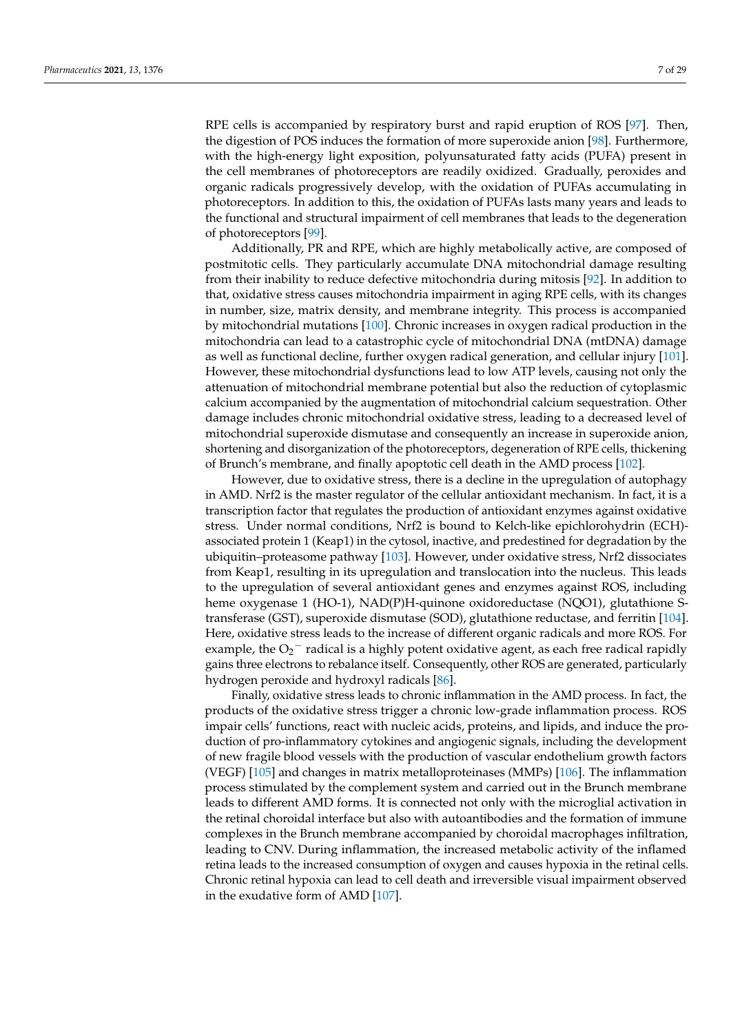RPE cells is accompanied by respiratory burst and rapid eruption of ROS [97]. Then, the digestion of POS induces the formation of more superoxide anion [98]. Furthermore, with the high-energy light exposition, polyunsaturated fatty acids (PUFA) present in the cell membranes of photoreceptors are readily oxidized. Gradually, peroxides and organic radicals progressively develop, with the oxidation of PUFAs accumulating in photoreceptors. In addition to this, the oxidation of PUFAs lasts many years and leads to the functional and structural impairment of cell membranes that leads to the degeneration of photoreceptors [99].

Additionally, PR and RPE, which are highly metabolically active, are composed of postmitotic cells. They particularly accumulate DNA mitochondrial damage resulting from their inability to reduce defective mitochondria during mitosis [92]. In addition to that, oxidative stress causes mitochondria impairment in aging RPE cells, with its changes in number, size, matrix density, and membrane integrity. This process is accompanied by mitochondrial mutations [100]. Chronic increases in oxygen radical production in the mitochondria can lead to a catastrophic cycle of mitochondrial DNA (mtDNA) damage as well as functional decline, further oxygen radical generation, and cellular injury [101]. However, these mitochondrial dysfunctions lead to low ATP levels, causing not only the attenuation of mitochondrial membrane potential but also the reduction of cytoplasmic calcium accompanied by the augmentation of mitochondrial calcium sequestration. Other damage includes chronic mitochondrial oxidative stress, leading to a decreased level of mitochondrial superoxide dismutase and consequently an increase in superoxide anion, shortening and disorganization of the photoreceptors, degeneration of RPE cells, thickening of Brunch's membrane, and finally apoptotic cell death in the AMD process [102].

However, due to oxidative stress, there is a decline in the upregulation of autophagy in AMD. Nrf2 is the master regulator of the cellular antioxidant mechanism. In fact, it is a transcription factor that regulates the production of antioxidant enzymes against oxidative stress. Under normal conditions, Nrf2 is bound to Kelch-like epichlorohydrin (ECH)-associated protein 1 (Keap1) in the cytosol, inactive, and predestined for degradation by the ubiquitin–proteasome pathway [103]. However, under oxidative stress, Nrf2 dissociates from Keap1, resulting in its upregulation and translocation into the nucleus. This leads to the upregulation of several antioxidant genes and enzymes against ROS, including heme oxygenase 1 (HO-1), NAD(P)H-quinone oxidoreductase (NQO1), glutathione S-transferase (GST), superoxide dismutase (SOD), glutathione reductase, and ferritin [104]. Here, oxidative stress leads to the increase of different organic radicals and more ROS. For example, the $O_2^-$ radical is a highly potent oxidative agent, as each free radical rapidly gains three electrons to rebalance itself. Consequently, other ROS are generated, particularly hydrogen peroxide and hydroxyl radicals [86].

Finally, oxidative stress leads to chronic inflammation in the AMD process. In fact, the products of the oxidative stress trigger a chronic low-grade inflammation process. ROS impair cells' functions, react with nucleic acids, proteins, and lipids, and induce the production of pro-inflammatory cytokines and angiogenic signals, including the development of new fragile blood vessels with the production of vascular endothelium growth factors (VEGF) [105] and changes in matrix metalloproteinases (MMPs) [106]. The inflammation process stimulated by the complement system and carried out in the Brunch membrane leads to different AMD forms. It is connected not only with the microglial activation in the retinal choroidal interface but also with autoantibodies and the formation of immune complexes in the Brunch membrane accompanied by choroidal macrophages infiltration, leading to CNV. During inflammation, the increased metabolic activity of the inflamed retina leads to the increased consumption of oxygen and causes hypoxia in the retinal cells. Chronic retinal hypoxia can lead to cell death and irreversible visual impairment observed in the exudative form of AMD [107].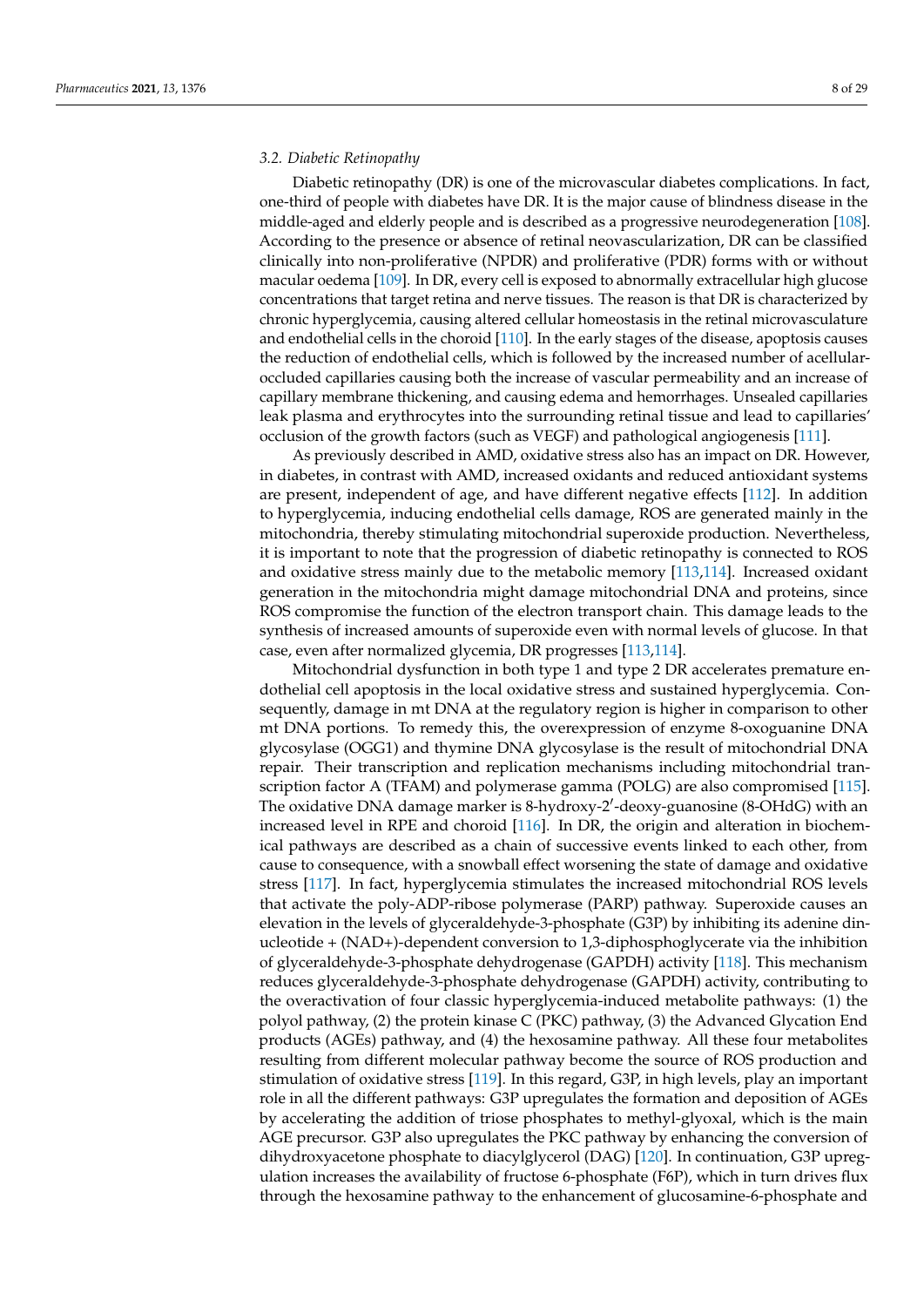### 3.2. Diabetic Retinopathy

Diabetic retinopathy (DR) is one of the microvascular diabetes complications. In fact, one-third of people with diabetes have DR. It is the major cause of blindness disease in the middle-aged and elderly people and is described as a progressive neurodegeneration [108]. According to the presence or absence of retinal neovascularization, DR can be classified clinically into non-proliferative (NPDR) and proliferative (PDR) forms with or without macular oedema [109]. In DR, every cell is exposed to abnormally extracellular high glucose concentrations that target retina and nerve tissues. The reason is that DR is characterized by chronic hyperglycemia, causing altered cellular homeostasis in the retinal microvasculature and endothelial cells in the choroid [110]. In the early stages of the disease, apoptosis causes the reduction of endothelial cells, which is followed by the increased number of acellular-occluded capillaries causing both the increase of vascular permeability and an increase of capillary membrane thickening, and causing edema and hemorrhages. Unsealed capillaries leak plasma and erythrocytes into the surrounding retinal tissue and lead to capillaries' occlusion of the growth factors (such as VEGF) and pathological angiogenesis [111].

As previously described in AMD, oxidative stress also has an impact on DR. However, in diabetes, in contrast with AMD, increased oxidants and reduced antioxidant systems are present, independent of age, and have different negative effects [112]. In addition to hyperglycemia, inducing endothelial cells damage, ROS are generated mainly in the mitochondria, thereby stimulating mitochondrial superoxide production. Nevertheless, it is important to note that the progression of diabetic retinopathy is connected to ROS and oxidative stress mainly due to the metabolic memory [113,114]. Increased oxidant generation in the mitochondria might damage mitochondrial DNA and proteins, since ROS compromise the function of the electron transport chain. This damage leads to the synthesis of increased amounts of superoxide even with normal levels of glucose. In that case, even after normalized glycemia, DR progresses [113,114].

Mitochondrial dysfunction in both type 1 and type 2 DR accelerates premature endothelial cell apoptosis in the local oxidative stress and sustained hyperglycemia. Consequently, damage in mt DNA at the regulatory region is higher in comparison to other mt DNA portions. To remedy this, the overexpression of enzyme 8-oxoguanine DNA glycosylase (OGG1) and thymine DNA glycosylase is the result of mitochondrial DNA repair. Their transcription and replication mechanisms including mitochondrial transcription factor A (TFAM) and polymerase gamma (POLG) are also compromised [115]. The oxidative DNA damage marker is 8-hydroxy-2′-deoxy-guanosine (8-OHdG) with an increased level in RPE and choroid [116]. In DR, the origin and alteration in biochemical pathways are described as a chain of successive events linked to each other, from cause to consequence, with a snowball effect worsening the state of damage and oxidative stress [117]. In fact, hyperglycemia stimulates the increased mitochondrial ROS levels that activate the poly-ADP-ribose polymerase (PARP) pathway. Superoxide causes an elevation in the levels of glyceraldehyde-3-phosphate (G3P) by inhibiting its adenine dinucleotide + (NAD+)-dependent conversion to 1,3-diphosphoglycerate via the inhibition of glyceraldehyde-3-phosphate dehydrogenase (GAPDH) activity [118]. This mechanism reduces glyceraldehyde-3-phosphate dehydrogenase (GAPDH) activity, contributing to the overactivation of four classic hyperglycemia-induced metabolite pathways: (1) the polyol pathway, (2) the protein kinase C (PKC) pathway, (3) the Advanced Glycation End products (AGEs) pathway, and (4) the hexosamine pathway. All these four metabolites resulting from different molecular pathway become the source of ROS production and stimulation of oxidative stress [119]. In this regard, G3P, in high levels, play an important role in all the different pathways: G3P upregulates the formation and deposition of AGEs by accelerating the addition of triose phosphates to methyl-glyoxal, which is the main AGE precursor. G3P also upregulates the PKC pathway by enhancing the conversion of dihydroxyacetone phosphate to diacylglycerol (DAG) [120]. In continuation, G3P upregulation increases the availability of fructose 6-phosphate (F6P), which in turn drives flux through the hexosamine pathway to the enhancement of glucosamine-6-phosphate and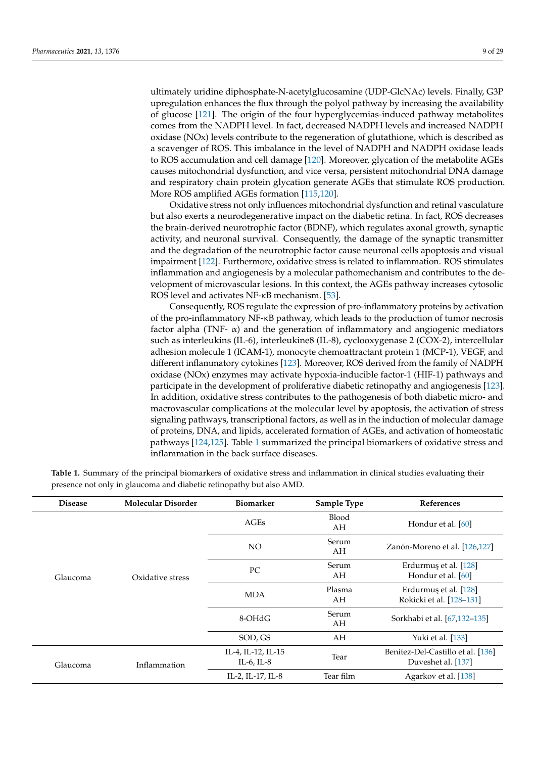ultimately uridine diphosphate-N-acetylglucosamine (UDP-GlcNAc) levels. Finally, G3P upregulation enhances the flux through the polyol pathway by increasing the availability of glucose [121]. The origin of the four hyperglycemias-induced pathway metabolites comes from the NADPH level. In fact, decreased NADPH levels and increased NADPH oxidase (NOx) levels contribute to the regeneration of glutathione, which is described as a scavenger of ROS. This imbalance in the level of NADPH and NADPH oxidase leads to ROS accumulation and cell damage [120]. Moreover, glycation of the metabolite AGEs causes mitochondrial dysfunction, and vice versa, persistent mitochondrial DNA damage and respiratory chain protein glycation generate AGEs that stimulate ROS production. More ROS amplified AGEs formation [115,120].

Oxidative stress not only influences mitochondrial dysfunction and retinal vasculature but also exerts a neurodegenerative impact on the diabetic retina. In fact, ROS decreases the brain-derived neurotrophic factor (BDNF), which regulates axonal growth, synaptic activity, and neuronal survival. Consequently, the damage of the synaptic transmitter and the degradation of the neurotrophic factor cause neuronal cells apoptosis and visual impairment [122]. Furthermore, oxidative stress is related to inflammation. ROS stimulates inflammation and angiogenesis by a molecular pathomechanism and contributes to the development of microvascular lesions. In this context, the AGEs pathway increases cytosolic ROS level and activates NF-κB mechanism. [53].

Consequently, ROS regulate the expression of pro-inflammatory proteins by activation of the pro-inflammatory NF-κB pathway, which leads to the production of tumor necrosis factor alpha (TNF- α) and the generation of inflammatory and angiogenic mediators such as interleukins (IL-6), interleukine8 (IL-8), cyclooxygenase 2 (COX-2), intercellular adhesion molecule 1 (ICAM-1), monocyte chemoattractant protein 1 (MCP-1), VEGF, and different inflammatory cytokines [123]. Moreover, ROS derived from the family of NADPH oxidase (NOx) enzymes may activate hypoxia-inducible factor-1 (HIF-1) pathways and participate in the development of proliferative diabetic retinopathy and angiogenesis [123]. In addition, oxidative stress contributes to the pathogenesis of both diabetic micro- and macrovascular complications at the molecular level by apoptosis, the activation of stress signaling pathways, transcriptional factors, as well as in the induction of molecular damage of proteins, DNA, and lipids, accelerated formation of AGEs, and activation of homeostatic pathways [124,125]. Table 1 summarized the principal biomarkers of oxidative stress and inflammation in the back surface diseases.

**Table 1.** Summary of the principal biomarkers of oxidative stress and inflammation in clinical studies evaluating their presence not only in glaucoma and diabetic retinopathy but also AMD.

| Disease | Molecular Disorder | Biomarker | Sample Type | References |
|---|---|---|---|---|
| Glaucoma | Oxidative stress | AGEs | Blood<br>AH | Hondur et al. [60] |
| | | NO | Serum<br>AH | Zanón-Moreno et al. [126,127] |
| | | PC | Serum<br>AH | Erdurmuş et al. [128]<br>Hondur et al. [60] |
| | | MDA | Plasma<br>AH | Erdurmuş et al. [128]<br>Rokicki et al. [128–131] |
| | | 8-OHdG | Serum<br>AH | Sorkhabi et al. [67,132–135] |
| | | SOD, GS | AH | Yuki et al. [133] |
| Glaucoma | Inflammation | IL-4, IL-12, IL-15<br>IL-6, IL-8 | Tear | Benitez-Del-Castillo et al. [136]<br>Duveshet al. [137] |
| | | IL-2, IL-17, IL-8 | Tear film | Agarkov et al. [138] |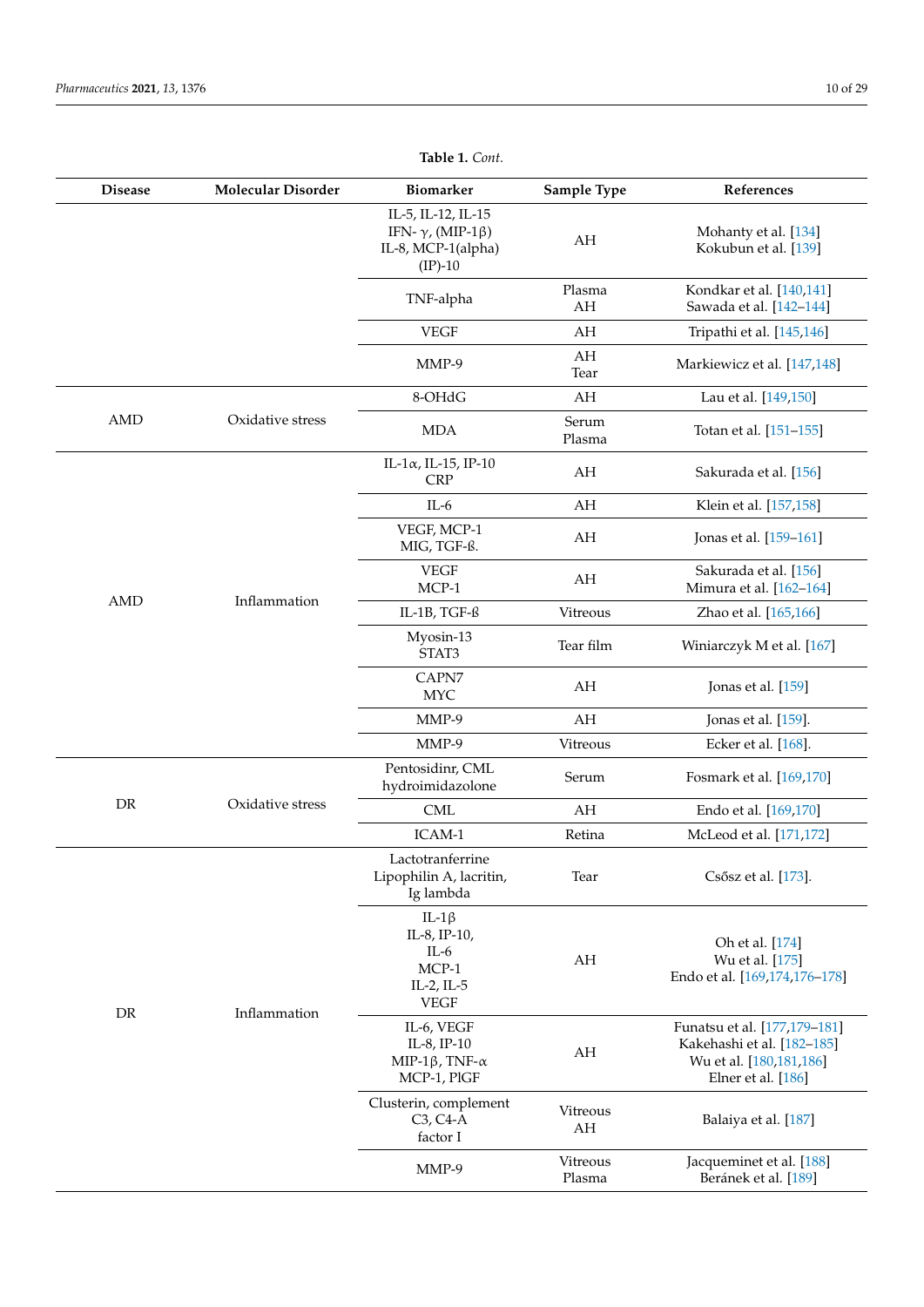**Table 1.** *Cont.*

| Disease | Molecular Disorder | Biomarker | Sample Type | References |
|---|---|---|---|---|
| | | IL-5, IL-12, IL-15 IFN- γ, (MIP-1β) IL-8, MCP-1(alpha) (IP)-10 | AH | Mohanty et al. [134] Kokubun et al. [139] |
| | | TNF-alpha | Plasma AH | Kondkar et al. [140,141] Sawada et al. [142–144] |
| | | VEGF | AH | Tripathi et al. [145,146] |
| | | MMP-9 | AH Tear | Markiewicz et al. [147,148] |
| AMD | Oxidative stress | 8-OHdG | AH | Lau et al. [149,150] |
| | | MDA | Serum Plasma | Totan et al. [151–155] |
| AMD | Inflammation | IL-1α, IL-15, IP-10 CRP | AH | Sakurada et al. [156] |
| | | IL-6 | AH | Klein et al. [157,158] |
| | | VEGF, MCP-1 MIG, TGF-ß. | AH | Jonas et al. [159–161] |
| | | VEGF MCP-1 | AH | Sakurada et al. [156] Mimura et al. [162–164] |
| | | IL-1B, TGF-ß | Vitreous | Zhao et al. [165,166] |
| | | Myosin-13 STAT3 | Tear film | Winiarczyk M et al. [167] |
| | | CAPN7 MYC | AH | Jonas et al. [159] |
| | | MMP-9 | AH | Jonas et al. [159]. |
| | | MMP-9 | Vitreous | Ecker et al. [168]. |
| DR | Oxidative stress | Pentosidinr, CML hydroimidazolone | Serum | Fosmark et al. [169,170] |
| | | CML | AH | Endo et al. [169,170] |
| | | ICAM-1 | Retina | McLeod et al. [171,172] |
| DR | Inflammation | Lactotranferrine Lipophilin A, lacritin, Ig lambda | Tear | Csősz et al. [173]. |
| | | IL-1β IL-8, IP-10, IL-6 MCP-1 IL-2, IL-5 VEGF | AH | Oh et al. [174] Wu et al. [175] Endo et al. [169,174,176–178] |
| | | IL-6, VEGF IL-8, IP-10 MIP-1β, TNF-α MCP-1, PlGF | AH | Funatsu et al. [177,179–181] Kakehashi et al. [182–185] Wu et al. [180,181,186] Elner et al. [186] |
| | | Clusterin, complement C3, C4-A factor I | Vitreous AH | Balaiya et al. [187] |
| | | MMP-9 | Vitreous Plasma | Jacqueminet et al. [188] Beránek et al. [189] |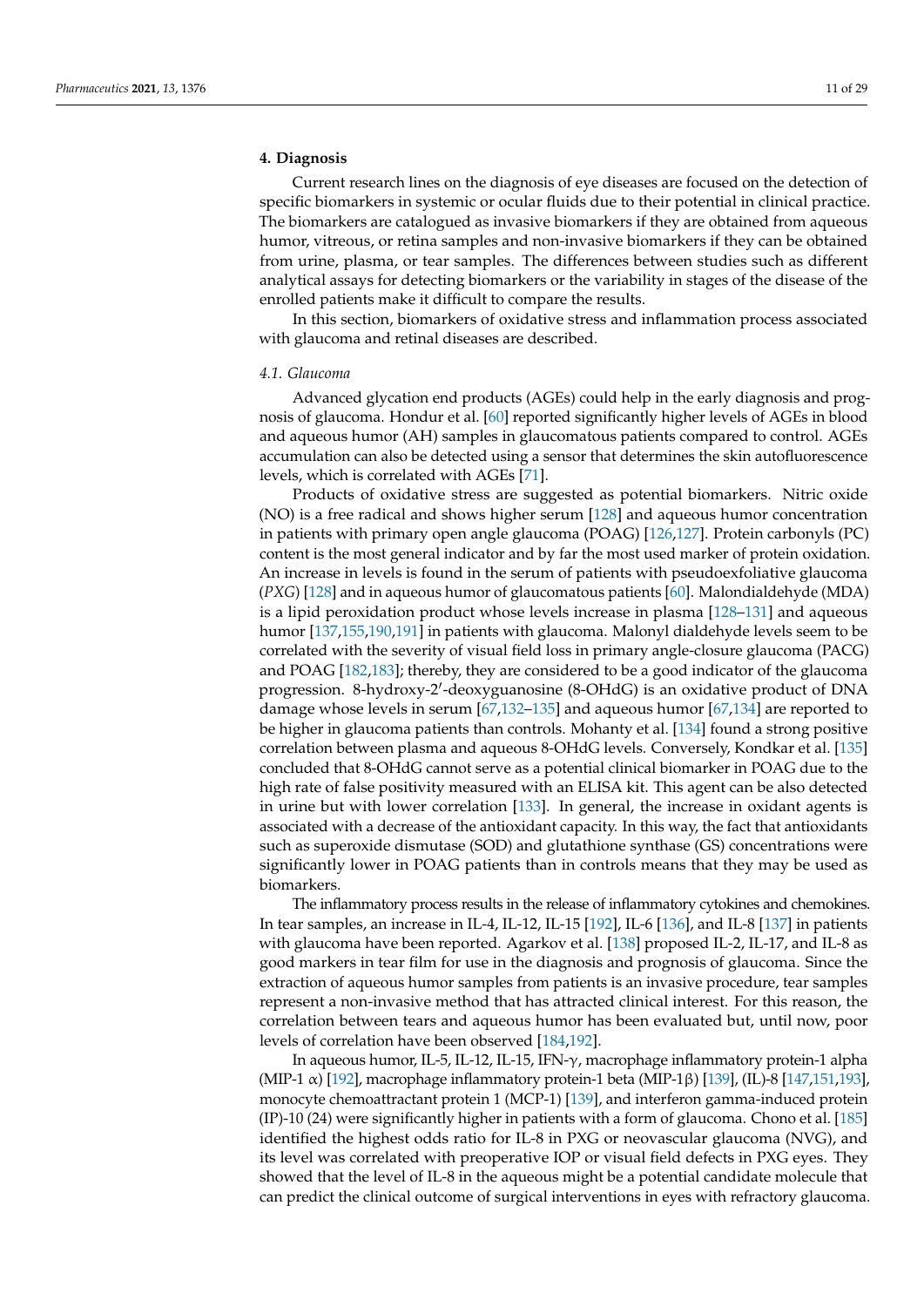## 4. Diagnosis

Current research lines on the diagnosis of eye diseases are focused on the detection of specific biomarkers in systemic or ocular fluids due to their potential in clinical practice. The biomarkers are catalogued as invasive biomarkers if they are obtained from aqueous humor, vitreous, or retina samples and non-invasive biomarkers if they can be obtained from urine, plasma, or tear samples. The differences between studies such as different analytical assays for detecting biomarkers or the variability in stages of the disease of the enrolled patients make it difficult to compare the results.

In this section, biomarkers of oxidative stress and inflammation process associated with glaucoma and retinal diseases are described.

### 4.1. Glaucoma

Advanced glycation end products (AGEs) could help in the early diagnosis and prognosis of glaucoma. Hondur et al. [60] reported significantly higher levels of AGEs in blood and aqueous humor (AH) samples in glaucomatous patients compared to control. AGEs accumulation can also be detected using a sensor that determines the skin autofluorescence levels, which is correlated with AGEs [71].

Products of oxidative stress are suggested as potential biomarkers. Nitric oxide (NO) is a free radical and shows higher serum [128] and aqueous humor concentration in patients with primary open angle glaucoma (POAG) [126,127]. Protein carbonyls (PC) content is the most general indicator and by far the most used marker of protein oxidation. An increase in levels is found in the serum of patients with pseudoexfoliative glaucoma (*PXG*) [128] and in aqueous humor of glaucomatous patients [60]. Malondialdehyde (MDA) is a lipid peroxidation product whose levels increase in plasma [128–131] and aqueous humor [137,155,190,191] in patients with glaucoma. Malonyl dialdehyde levels seem to be correlated with the severity of visual field loss in primary angle-closure glaucoma (PACG) and POAG [182,183]; thereby, they are considered to be a good indicator of the glaucoma progression. 8-hydroxy-2′-deoxyguanosine (8-OHdG) is an oxidative product of DNA damage whose levels in serum [67,132–135] and aqueous humor [67,134] are reported to be higher in glaucoma patients than controls. Mohanty et al. [134] found a strong positive correlation between plasma and aqueous 8-OHdG levels. Conversely, Kondkar et al. [135] concluded that 8-OHdG cannot serve as a potential clinical biomarker in POAG due to the high rate of false positivity measured with an ELISA kit. This agent can be also detected in urine but with lower correlation [133]. In general, the increase in oxidant agents is associated with a decrease of the antioxidant capacity. In this way, the fact that antioxidants such as superoxide dismutase (SOD) and glutathione synthase (GS) concentrations were significantly lower in POAG patients than in controls means that they may be used as biomarkers.

The inflammatory process results in the release of inflammatory cytokines and chemokines. In tear samples, an increase in IL-4, IL-12, IL-15 [192], IL-6 [136], and IL-8 [137] in patients with glaucoma have been reported. Agarkov et al. [138] proposed IL-2, IL-17, and IL-8 as good markers in tear film for use in the diagnosis and prognosis of glaucoma. Since the extraction of aqueous humor samples from patients is an invasive procedure, tear samples represent a non-invasive method that has attracted clinical interest. For this reason, the correlation between tears and aqueous humor has been evaluated but, until now, poor levels of correlation have been observed [184,192].

In aqueous humor, IL-5, IL-12, IL-15, IFN-γ, macrophage inflammatory protein-1 alpha (MIP-1 α) [192], macrophage inflammatory protein-1 beta (MIP-1β) [139], (IL)-8 [147,151,193], monocyte chemoattractant protein 1 (MCP-1) [139], and interferon gamma-induced protein (IP)-10 (24) were significantly higher in patients with a form of glaucoma. Chono et al. [185] identified the highest odds ratio for IL-8 in PXG or neovascular glaucoma (NVG), and its level was correlated with preoperative IOP or visual field defects in PXG eyes. They showed that the level of IL-8 in the aqueous might be a potential candidate molecule that can predict the clinical outcome of surgical interventions in eyes with refractory glaucoma.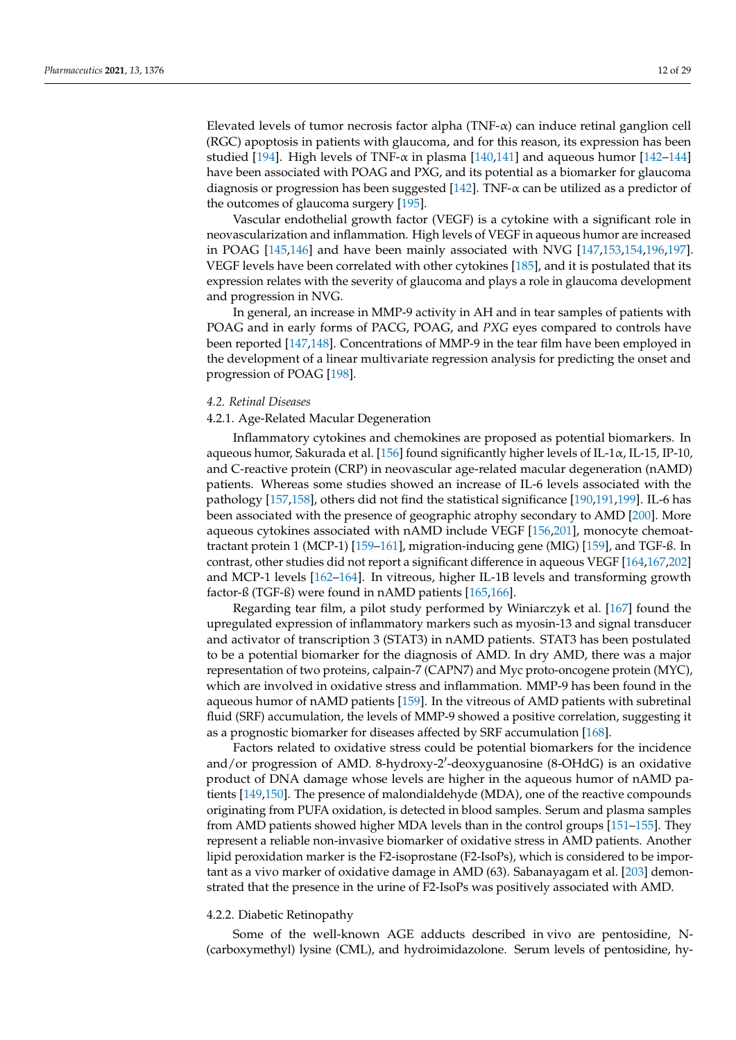Elevated levels of tumor necrosis factor alpha (TNF-α) can induce retinal ganglion cell (RGC) apoptosis in patients with glaucoma, and for this reason, its expression has been studied [194]. High levels of TNF-α in plasma [140,141] and aqueous humor [142–144] have been associated with POAG and PXG, and its potential as a biomarker for glaucoma diagnosis or progression has been suggested [142]. TNF-α can be utilized as a predictor of the outcomes of glaucoma surgery [195].

Vascular endothelial growth factor (VEGF) is a cytokine with a significant role in neovascularization and inflammation. High levels of VEGF in aqueous humor are increased in POAG [145,146] and have been mainly associated with NVG [147,153,154,196,197]. VEGF levels have been correlated with other cytokines [185], and it is postulated that its expression relates with the severity of glaucoma and plays a role in glaucoma development and progression in NVG.

In general, an increase in MMP-9 activity in AH and in tear samples of patients with POAG and in early forms of PACG, POAG, and *PXG* eyes compared to controls have been reported [147,148]. Concentrations of MMP-9 in the tear film have been employed in the development of a linear multivariate regression analysis for predicting the onset and progression of POAG [198].

### *4.2. Retinal Diseases*

#### 4.2.1. Age-Related Macular Degeneration

Inflammatory cytokines and chemokines are proposed as potential biomarkers. In aqueous humor, Sakurada et al. [156] found significantly higher levels of IL-1α, IL-15, IP-10, and C-reactive protein (CRP) in neovascular age-related macular degeneration (nAMD) patients. Whereas some studies showed an increase of IL-6 levels associated with the pathology [157,158], others did not find the statistical significance [190,191,199]. IL-6 has been associated with the presence of geographic atrophy secondary to AMD [200]. More aqueous cytokines associated with nAMD include VEGF [156,201], monocyte chemoattractant protein 1 (MCP-1) [159–161], migration-inducing gene (MIG) [159], and TGF-ß. In contrast, other studies did not report a significant difference in aqueous VEGF [164,167,202] and MCP-1 levels [162–164]. In vitreous, higher IL-1B levels and transforming growth factor-ß (TGF-ß) were found in nAMD patients [165,166].

Regarding tear film, a pilot study performed by Winiarczyk et al. [167] found the upregulated expression of inflammatory markers such as myosin-13 and signal transducer and activator of transcription 3 (STAT3) in nAMD patients. STAT3 has been postulated to be a potential biomarker for the diagnosis of AMD. In dry AMD, there was a major representation of two proteins, calpain-7 (CAPN7) and Myc proto-oncogene protein (MYC), which are involved in oxidative stress and inflammation. MMP-9 has been found in the aqueous humor of nAMD patients [159]. In the vitreous of AMD patients with subretinal fluid (SRF) accumulation, the levels of MMP-9 showed a positive correlation, suggesting it as a prognostic biomarker for diseases affected by SRF accumulation [168].

Factors related to oxidative stress could be potential biomarkers for the incidence and/or progression of AMD. 8-hydroxy-2′-deoxyguanosine (8-OHdG) is an oxidative product of DNA damage whose levels are higher in the aqueous humor of nAMD patients [149,150]. The presence of malondialdehyde (MDA), one of the reactive compounds originating from PUFA oxidation, is detected in blood samples. Serum and plasma samples from AMD patients showed higher MDA levels than in the control groups [151–155]. They represent a reliable non-invasive biomarker of oxidative stress in AMD patients. Another lipid peroxidation marker is the F2-isoprostane (F2-IsoPs), which is considered to be important as a vivo marker of oxidative damage in AMD (63). Sabanayagam et al. [203] demonstrated that the presence in the urine of F2-IsoPs was positively associated with AMD.

#### 4.2.2. Diabetic Retinopathy

Some of the well-known AGE adducts described in vivo are pentosidine, N-(carboxymethyl) lysine (CML), and hydroimidazolone. Serum levels of pentosidine, hy-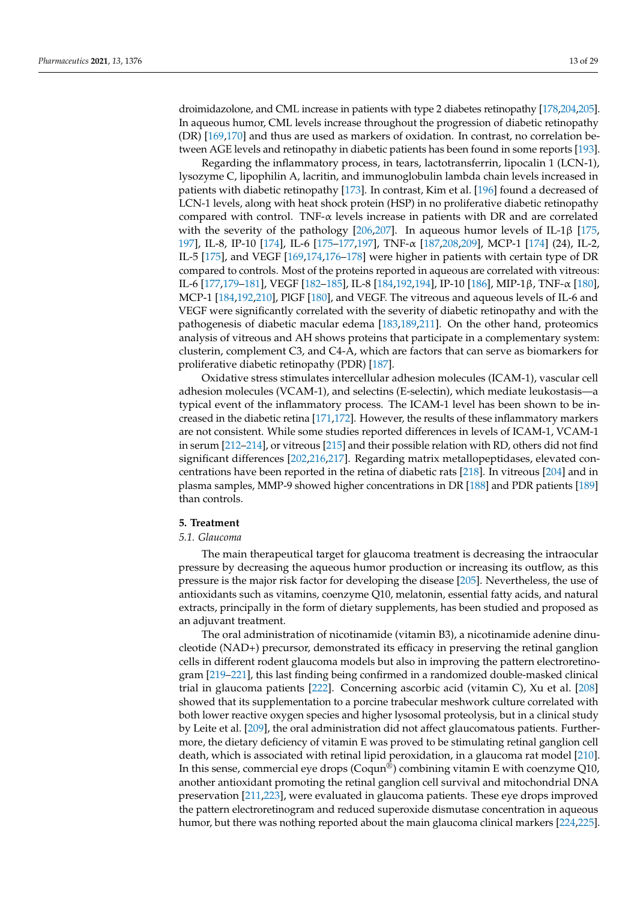droimidazolone, and CML increase in patients with type 2 diabetes retinopathy [178,204,205]. In aqueous humor, CML levels increase throughout the progression of diabetic retinopathy (DR) [169,170] and thus are used as markers of oxidation. In contrast, no correlation between AGE levels and retinopathy in diabetic patients has been found in some reports [193].

Regarding the inflammatory process, in tears, lactotransferrin, lipocalin 1 (LCN-1), lysozyme C, lipophilin A, lacritin, and immunoglobulin lambda chain levels increased in patients with diabetic retinopathy [173]. In contrast, Kim et al. [196] found a decreased of LCN-1 levels, along with heat shock protein (HSP) in no proliferative diabetic retinopathy compared with control. TNF-α levels increase in patients with DR and are correlated with the severity of the pathology [206,207]. In aqueous humor levels of IL-1β [175,197], IL-8, IP-10 [174], IL-6 [175–177,197], TNF-α [187,208,209], MCP-1 [174] (24), IL-2, IL-5 [175], and VEGF [169,174,176–178] were higher in patients with certain type of DR compared to controls. Most of the proteins reported in aqueous are correlated with vitreous: IL-6 [177,179–181], VEGF [182–185], IL-8 [184,192,194], IP-10 [186], MIP-1β, TNF-α [180], MCP-1 [184,192,210], PlGF [180], and VEGF. The vitreous and aqueous levels of IL-6 and VEGF were significantly correlated with the severity of diabetic retinopathy and with the pathogenesis of diabetic macular edema [183,189,211]. On the other hand, proteomics analysis of vitreous and AH shows proteins that participate in a complementary system: clusterin, complement C3, and C4-A, which are factors that can serve as biomarkers for proliferative diabetic retinopathy (PDR) [187].

Oxidative stress stimulates intercellular adhesion molecules (ICAM-1), vascular cell adhesion molecules (VCAM-1), and selectins (E-selectin), which mediate leukostasis—a typical event of the inflammatory process. The ICAM-1 level has been shown to be increased in the diabetic retina [171,172]. However, the results of these inflammatory markers are not consistent. While some studies reported differences in levels of ICAM-1, VCAM-1 in serum [212–214], or vitreous [215] and their possible relation with RD, others did not find significant differences [202,216,217]. Regarding matrix metallopeptidases, elevated concentrations have been reported in the retina of diabetic rats [218]. In vitreous [204] and in plasma samples, MMP-9 showed higher concentrations in DR [188] and PDR patients [189] than controls.

## 5. Treatment

### 5.1. Glaucoma

The main therapeutical target for glaucoma treatment is decreasing the intraocular pressure by decreasing the aqueous humor production or increasing its outflow, as this pressure is the major risk factor for developing the disease [205]. Nevertheless, the use of antioxidants such as vitamins, coenzyme Q10, melatonin, essential fatty acids, and natural extracts, principally in the form of dietary supplements, has been studied and proposed as an adjuvant treatment.

The oral administration of nicotinamide (vitamin B3), a nicotinamide adenine dinucleotide (NAD+) precursor, demonstrated its efficacy in preserving the retinal ganglion cells in different rodent glaucoma models but also in improving the pattern electroretinogram [219–221], this last finding being confirmed in a randomized double-masked clinical trial in glaucoma patients [222]. Concerning ascorbic acid (vitamin C), Xu et al. [208] showed that its supplementation to a porcine trabecular meshwork culture correlated with both lower reactive oxygen species and higher lysosomal proteolysis, but in a clinical study by Leite et al. [209], the oral administration did not affect glaucomatous patients. Furthermore, the dietary deficiency of vitamin E was proved to be stimulating retinal ganglion cell death, which is associated with retinal lipid peroxidation, in a glaucoma rat model [210]. In this sense, commercial eye drops (Coqun®) combining vitamin E with coenzyme Q10, another antioxidant promoting the retinal ganglion cell survival and mitochondrial DNA preservation [211,223], were evaluated in glaucoma patients. These eye drops improved the pattern electroretinogram and reduced superoxide dismutase concentration in aqueous humor, but there was nothing reported about the main glaucoma clinical markers [224,225].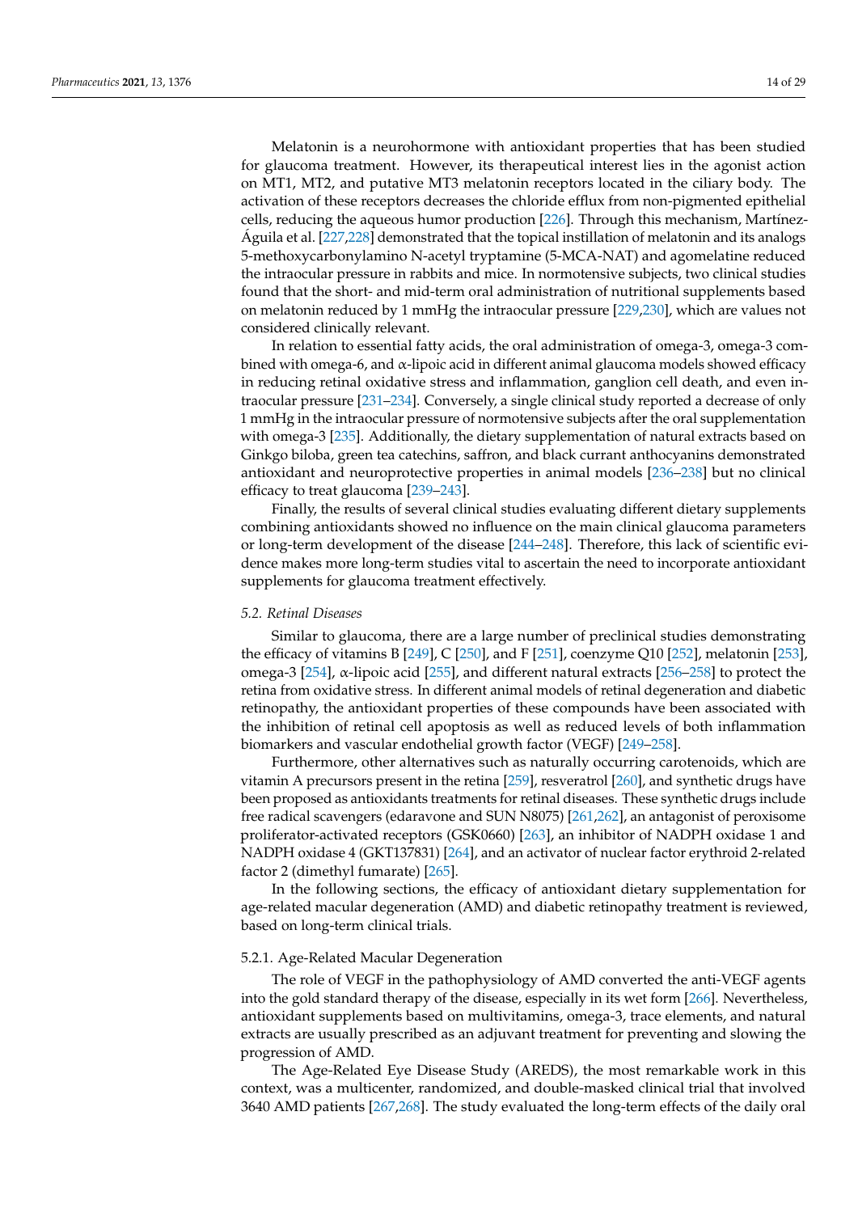Melatonin is a neurohormone with antioxidant properties that has been studied for glaucoma treatment. However, its therapeutical interest lies in the agonist action on MT1, MT2, and putative MT3 melatonin receptors located in the ciliary body. The activation of these receptors decreases the chloride efflux from non-pigmented epithelial cells, reducing the aqueous humor production [226]. Through this mechanism, Martínez-Águila et al. [227,228] demonstrated that the topical instillation of melatonin and its analogs 5-methoxycarbonylamino N-acetyl tryptamine (5-MCA-NAT) and agomelatine reduced the intraocular pressure in rabbits and mice. In normotensive subjects, two clinical studies found that the short- and mid-term oral administration of nutritional supplements based on melatonin reduced by 1 mmHg the intraocular pressure [229,230], which are values not considered clinically relevant.

In relation to essential fatty acids, the oral administration of omega-3, omega-3 combined with omega-6, and α-lipoic acid in different animal glaucoma models showed efficacy in reducing retinal oxidative stress and inflammation, ganglion cell death, and even intraocular pressure [231–234]. Conversely, a single clinical study reported a decrease of only 1 mmHg in the intraocular pressure of normotensive subjects after the oral supplementation with omega-3 [235]. Additionally, the dietary supplementation of natural extracts based on Ginkgo biloba, green tea catechins, saffron, and black currant anthocyanins demonstrated antioxidant and neuroprotective properties in animal models [236–238] but no clinical efficacy to treat glaucoma [239–243].

Finally, the results of several clinical studies evaluating different dietary supplements combining antioxidants showed no influence on the main clinical glaucoma parameters or long-term development of the disease [244–248]. Therefore, this lack of scientific evidence makes more long-term studies vital to ascertain the need to incorporate antioxidant supplements for glaucoma treatment effectively.

### *5.2. Retinal Diseases*

Similar to glaucoma, there are a large number of preclinical studies demonstrating the efficacy of vitamins B [249], C [250], and F [251], coenzyme Q10 [252], melatonin [253], omega-3 [254], α-lipoic acid [255], and different natural extracts [256–258] to protect the retina from oxidative stress. In different animal models of retinal degeneration and diabetic retinopathy, the antioxidant properties of these compounds have been associated with the inhibition of retinal cell apoptosis as well as reduced levels of both inflammation biomarkers and vascular endothelial growth factor (VEGF) [249–258].

Furthermore, other alternatives such as naturally occurring carotenoids, which are vitamin A precursors present in the retina [259], resveratrol [260], and synthetic drugs have been proposed as antioxidants treatments for retinal diseases. These synthetic drugs include free radical scavengers (edaravone and SUN N8075) [261,262], an antagonist of peroxisome proliferator-activated receptors (GSK0660) [263], an inhibitor of NADPH oxidase 1 and NADPH oxidase 4 (GKT137831) [264], and an activator of nuclear factor erythroid 2-related factor 2 (dimethyl fumarate) [265].

In the following sections, the efficacy of antioxidant dietary supplementation for age-related macular degeneration (AMD) and diabetic retinopathy treatment is reviewed, based on long-term clinical trials.

#### 5.2.1. Age-Related Macular Degeneration

The role of VEGF in the pathophysiology of AMD converted the anti-VEGF agents into the gold standard therapy of the disease, especially in its wet form [266]. Nevertheless, antioxidant supplements based on multivitamins, omega-3, trace elements, and natural extracts are usually prescribed as an adjuvant treatment for preventing and slowing the progression of AMD.

The Age-Related Eye Disease Study (AREDS), the most remarkable work in this context, was a multicenter, randomized, and double-masked clinical trial that involved 3640 AMD patients [267,268]. The study evaluated the long-term effects of the daily oral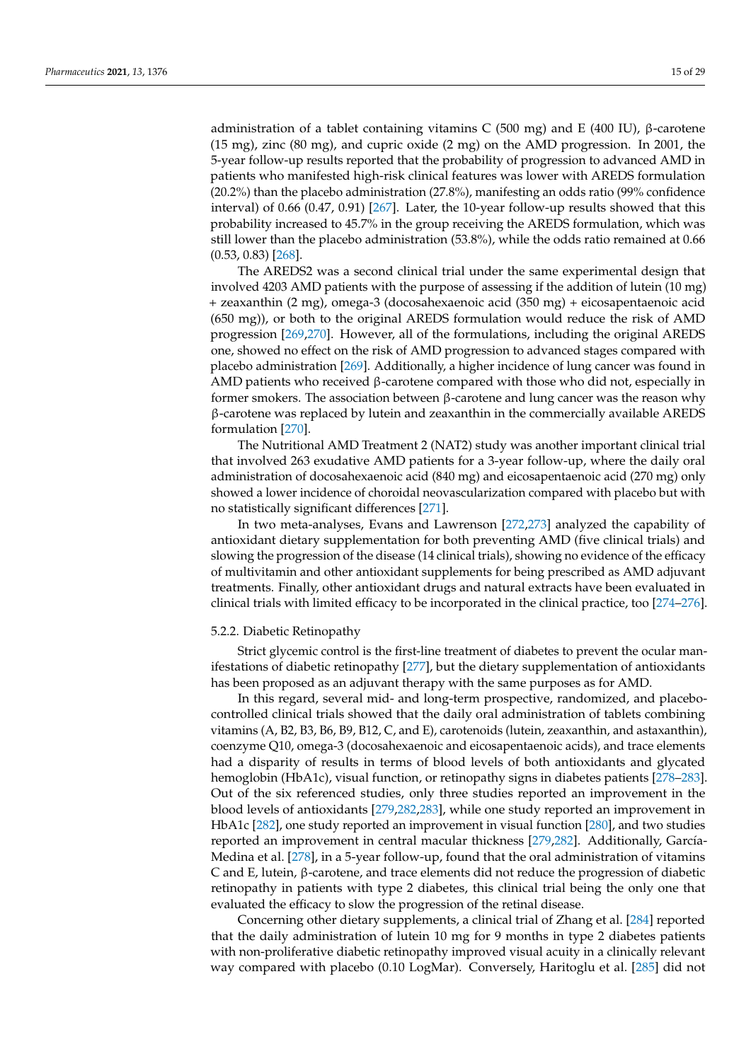administration of a tablet containing vitamins C (500 mg) and E (400 IU), β-carotene (15 mg), zinc (80 mg), and cupric oxide (2 mg) on the AMD progression. In 2001, the 5-year follow-up results reported that the probability of progression to advanced AMD in patients who manifested high-risk clinical features was lower with AREDS formulation (20.2%) than the placebo administration (27.8%), manifesting an odds ratio (99% confidence interval) of 0.66 (0.47, 0.91) [267]. Later, the 10-year follow-up results showed that this probability increased to 45.7% in the group receiving the AREDS formulation, which was still lower than the placebo administration (53.8%), while the odds ratio remained at 0.66 (0.53, 0.83) [268].

The AREDS2 was a second clinical trial under the same experimental design that involved 4203 AMD patients with the purpose of assessing if the addition of lutein (10 mg) + zeaxanthin (2 mg), omega-3 (docosahexaenoic acid (350 mg) + eicosapentaenoic acid (650 mg)), or both to the original AREDS formulation would reduce the risk of AMD progression [269,270]. However, all of the formulations, including the original AREDS one, showed no effect on the risk of AMD progression to advanced stages compared with placebo administration [269]. Additionally, a higher incidence of lung cancer was found in AMD patients who received β-carotene compared with those who did not, especially in former smokers. The association between β-carotene and lung cancer was the reason why β-carotene was replaced by lutein and zeaxanthin in the commercially available AREDS formulation [270].

The Nutritional AMD Treatment 2 (NAT2) study was another important clinical trial that involved 263 exudative AMD patients for a 3-year follow-up, where the daily oral administration of docosahexaenoic acid (840 mg) and eicosapentaenoic acid (270 mg) only showed a lower incidence of choroidal neovascularization compared with placebo but with no statistically significant differences [271].

In two meta-analyses, Evans and Lawrenson [272,273] analyzed the capability of antioxidant dietary supplementation for both preventing AMD (five clinical trials) and slowing the progression of the disease (14 clinical trials), showing no evidence of the efficacy of multivitamin and other antioxidant supplements for being prescribed as AMD adjuvant treatments. Finally, other antioxidant drugs and natural extracts have been evaluated in clinical trials with limited efficacy to be incorporated in the clinical practice, too [274–276].

#### 5.2.2. Diabetic Retinopathy

Strict glycemic control is the first-line treatment of diabetes to prevent the ocular manifestations of diabetic retinopathy [277], but the dietary supplementation of antioxidants has been proposed as an adjuvant therapy with the same purposes as for AMD.

In this regard, several mid- and long-term prospective, randomized, and placebo-controlled clinical trials showed that the daily oral administration of tablets combining vitamins (A, B2, B3, B6, B9, B12, C, and E), carotenoids (lutein, zeaxanthin, and astaxanthin), coenzyme Q10, omega-3 (docosahexaenoic and eicosapentaenoic acids), and trace elements had a disparity of results in terms of blood levels of both antioxidants and glycated hemoglobin (HbA1c), visual function, or retinopathy signs in diabetes patients [278–283]. Out of the six referenced studies, only three studies reported an improvement in the blood levels of antioxidants [279,282,283], while one study reported an improvement in HbA1c [282], one study reported an improvement in visual function [280], and two studies reported an improvement in central macular thickness [279,282]. Additionally, García-Medina et al. [278], in a 5-year follow-up, found that the oral administration of vitamins C and E, lutein, β-carotene, and trace elements did not reduce the progression of diabetic retinopathy in patients with type 2 diabetes, this clinical trial being the only one that evaluated the efficacy to slow the progression of the retinal disease.

Concerning other dietary supplements, a clinical trial of Zhang et al. [284] reported that the daily administration of lutein 10 mg for 9 months in type 2 diabetes patients with non-proliferative diabetic retinopathy improved visual acuity in a clinically relevant way compared with placebo (0.10 LogMar). Conversely, Haritoglu et al. [285] did not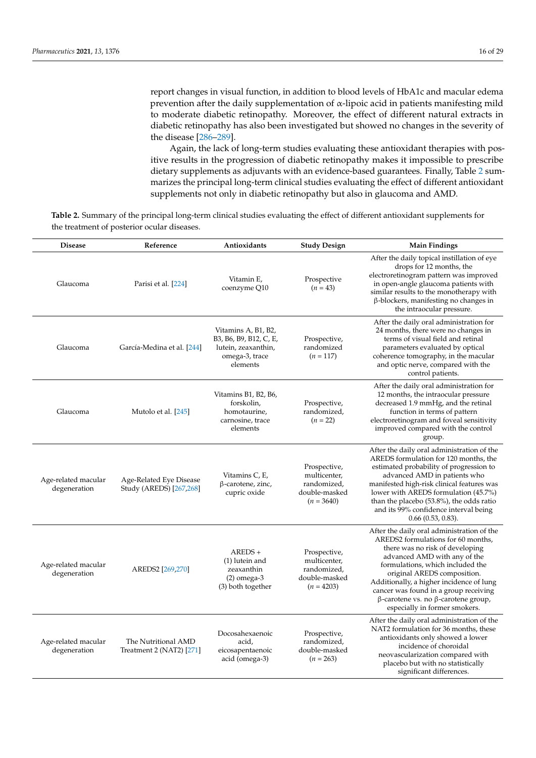report changes in visual function, in addition to blood levels of HbA1c and macular edema prevention after the daily supplementation of α-lipoic acid in patients manifesting mild to moderate diabetic retinopathy. Moreover, the effect of different natural extracts in diabetic retinopathy has also been investigated but showed no changes in the severity of the disease [286–289].

Again, the lack of long-term studies evaluating these antioxidant therapies with positive results in the progression of diabetic retinopathy makes it impossible to prescribe dietary supplements as adjuvants with an evidence-based guarantees. Finally, Table 2 summarizes the principal long-term clinical studies evaluating the effect of different antioxidant supplements not only in diabetic retinopathy but also in glaucoma and AMD.

**Table 2.** Summary of the principal long-term clinical studies evaluating the effect of different antioxidant supplements for the treatment of posterior ocular diseases.

| Disease | Reference | Antioxidants | Study Design | Main Findings |
|---|---|---|---|---|
| Glaucoma | Parisi et al. [224] | Vitamin E, coenzyme Q10 | Prospective (*n* = 43) | After the daily topical instillation of eye drops for 12 months, the electroretinogram pattern was improved in open-angle glaucoma patients with similar results to the monotherapy with β-blockers, manifesting no changes in the intraocular pressure. |
| Glaucoma | García-Medina et al. [244] | Vitamins A, B1, B2, B3, B6, B9, B12, C, E, lutein, zeaxanthin, omega-3, trace elements | Prospective, randomized (*n* = 117) | After the daily oral administration for 24 months, there were no changes in terms of visual field and retinal parameters evaluated by optical coherence tomography, in the macular and optic nerve, compared with the control patients. |
| Glaucoma | Mutolo et al. [245] | Vitamins B1, B2, B6, forskolin, homotaurine, carnosine, trace elements | Prospective, randomized, (*n* = 22) | After the daily oral administration for 12 months, the intraocular pressure decreased 1.9 mmHg, and the retinal function in terms of pattern electroretinogram and foveal sensitivity improved compared with the control group. |
| Age-related macular degeneration | Age-Related Eye Disease Study (AREDS) [267,268] | Vitamins C, E, β-carotene, zinc, cupric oxide | Prospective, multicenter, randomized, double-masked (*n* = 3640) | After the daily oral administration of the AREDS formulation for 120 months, the estimated probability of progression to advanced AMD in patients who manifested high-risk clinical features was lower with AREDS formulation (45.7%) than the placebo (53.8%), the odds ratio and its 99% confidence interval being 0.66 (0.53, 0.83). |
| Age-related macular degeneration | AREDS2 [269,270] | AREDS + (1) lutein and zeaxanthin (2) omega-3 (3) both together | Prospective, multicenter, randomized, double-masked (*n* = 4203) | After the daily oral administration of the AREDS2 formulations for 60 months, there was no risk of developing advanced AMD with any of the formulations, which included the original AREDS composition. Additionally, a higher incidence of lung cancer was found in a group receiving β-carotene vs. no β-carotene group, especially in former smokers. |
| Age-related macular degeneration | The Nutritional AMD Treatment 2 (NAT2) [271] | Docosahexaenoic acid, eicosapentaenoic acid (omega-3) | Prospective, randomized, double-masked (*n* = 263) | After the daily oral administration of the NAT2 formulation for 36 months, these antioxidants only showed a lower incidence of choroidal neovascularization compared with placebo but with no statistically significant differences. |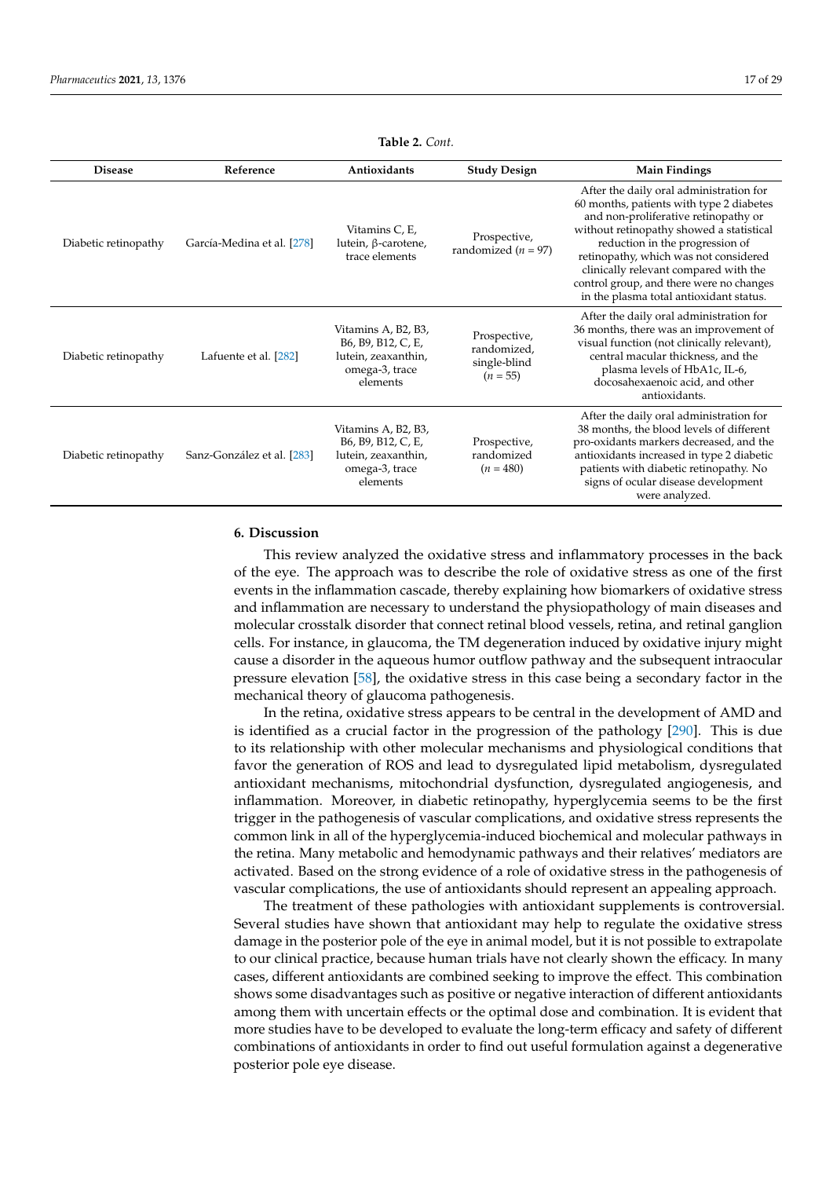**Table 2.** *Cont.*

| Disease | Reference | Antioxidants | Study Design | Main Findings |
|---|---|---|---|---|
| Diabetic retinopathy | García-Medina et al. [278] | Vitamins C, E, lutein, β-carotene, trace elements | Prospective, randomized ($n$ = 97) | After the daily oral administration for 60 months, patients with type 2 diabetes and non-proliferative retinopathy or without retinopathy showed a statistical reduction in the progression of retinopathy, which was not considered clinically relevant compared with the control group, and there were no changes in the plasma total antioxidant status. |
| Diabetic retinopathy | Lafuente et al. [282] | Vitamins A, B2, B3, B6, B9, B12, C, E, lutein, zeaxanthin, omega-3, trace elements | Prospective, randomized, single-blind ($n$ = 55) | After the daily oral administration for 36 months, there was an improvement of visual function (not clinically relevant), central macular thickness, and the plasma levels of HbA1c, IL-6, docosahexaenoic acid, and other antioxidants. |
| Diabetic retinopathy | Sanz-González et al. [283] | Vitamins A, B2, B3, B6, B9, B12, C, E, lutein, zeaxanthin, omega-3, trace elements | Prospective, randomized ($n$ = 480) | After the daily oral administration for 38 months, the blood levels of different pro-oxidants markers decreased, and the antioxidants increased in type 2 diabetic patients with diabetic retinopathy. No signs of ocular disease development were analyzed. |

## 6. Discussion

This review analyzed the oxidative stress and inflammatory processes in the back of the eye. The approach was to describe the role of oxidative stress as one of the first events in the inflammation cascade, thereby explaining how biomarkers of oxidative stress and inflammation are necessary to understand the physiopathology of main diseases and molecular crosstalk disorder that connect retinal blood vessels, retina, and retinal ganglion cells. For instance, in glaucoma, the TM degeneration induced by oxidative injury might cause a disorder in the aqueous humor outflow pathway and the subsequent intraocular pressure elevation [58], the oxidative stress in this case being a secondary factor in the mechanical theory of glaucoma pathogenesis.

In the retina, oxidative stress appears to be central in the development of AMD and is identified as a crucial factor in the progression of the pathology [290]. This is due to its relationship with other molecular mechanisms and physiological conditions that favor the generation of ROS and lead to dysregulated lipid metabolism, dysregulated antioxidant mechanisms, mitochondrial dysfunction, dysregulated angiogenesis, and inflammation. Moreover, in diabetic retinopathy, hyperglycemia seems to be the first trigger in the pathogenesis of vascular complications, and oxidative stress represents the common link in all of the hyperglycemia-induced biochemical and molecular pathways in the retina. Many metabolic and hemodynamic pathways and their relatives' mediators are activated. Based on the strong evidence of a role of oxidative stress in the pathogenesis of vascular complications, the use of antioxidants should represent an appealing approach.

The treatment of these pathologies with antioxidant supplements is controversial. Several studies have shown that antioxidant may help to regulate the oxidative stress damage in the posterior pole of the eye in animal model, but it is not possible to extrapolate to our clinical practice, because human trials have not clearly shown the efficacy. In many cases, different antioxidants are combined seeking to improve the effect. This combination shows some disadvantages such as positive or negative interaction of different antioxidants among them with uncertain effects or the optimal dose and combination. It is evident that more studies have to be developed to evaluate the long-term efficacy and safety of different combinations of antioxidants in order to find out useful formulation against a degenerative posterior pole eye disease.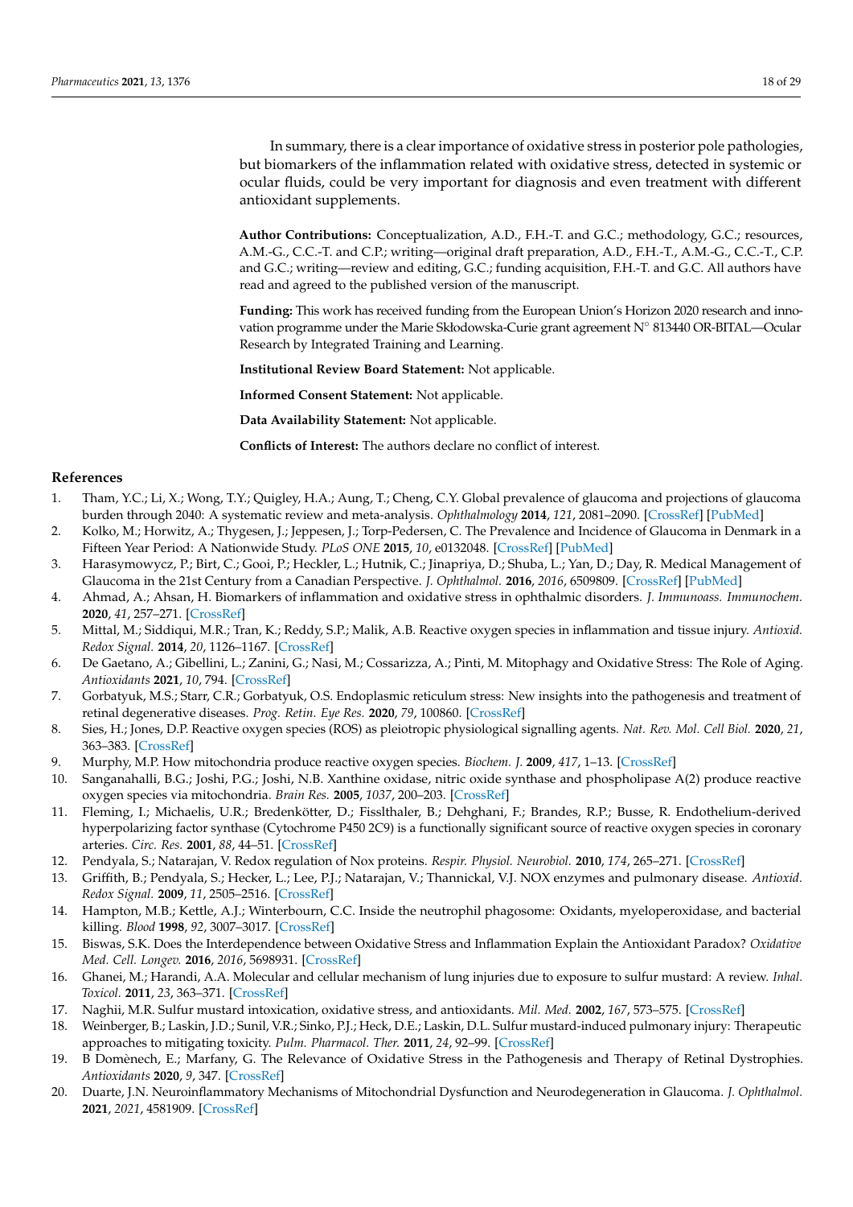In summary, there is a clear importance of oxidative stress in posterior pole pathologies, but biomarkers of the inflammation related with oxidative stress, detected in systemic or ocular fluids, could be very important for diagnosis and even treatment with different antioxidant supplements.

**Author Contributions:** Conceptualization, A.D., F.H.-T. and G.C.; methodology, G.C.; resources, A.M.-G., C.C.-T. and C.P.; writing—original draft preparation, A.D., F.H.-T., A.M.-G., C.C.-T., C.P. and G.C.; writing—review and editing, G.C.; funding acquisition, F.H.-T. and G.C. All authors have read and agreed to the published version of the manuscript.

**Funding:** This work has received funding from the European Union's Horizon 2020 research and innovation programme under the Marie Skłodowska-Curie grant agreement N° 813440 OR-BITAL—Ocular Research by Integrated Training and Learning.

**Institutional Review Board Statement:** Not applicable.

**Informed Consent Statement:** Not applicable.

**Data Availability Statement:** Not applicable.

**Conflicts of Interest:** The authors declare no conflict of interest.

## References

1. Tham, Y.C.; Li, X.; Wong, T.Y.; Quigley, H.A.; Aung, T.; Cheng, C.Y. Global prevalence of glaucoma and projections of glaucoma burden through 2040: A systematic review and meta-analysis. *Ophthalmology* **2014**, *121*, 2081–2090. [CrossRef] [PubMed]
2. Kolko, M.; Horwitz, A.; Thygesen, J.; Jeppesen, J.; Torp-Pedersen, C. The Prevalence and Incidence of Glaucoma in Denmark in a Fifteen Year Period: A Nationwide Study. *PLoS ONE* **2015**, *10*, e0132048. [CrossRef] [PubMed]
3. Harasymowycz, P.; Birt, C.; Gooi, P.; Heckler, L.; Hutnik, C.; Jinapriya, D.; Shuba, L.; Yan, D.; Day, R. Medical Management of Glaucoma in the 21st Century from a Canadian Perspective. *J. Ophthalmol.* **2016**, *2016*, 6509809. [CrossRef] [PubMed]
4. Ahmad, A.; Ahsan, H. Biomarkers of inflammation and oxidative stress in ophthalmic disorders. *J. Immunoass. Immunochem.* **2020**, *41*, 257–271. [CrossRef]
5. Mittal, M.; Siddiqui, M.R.; Tran, K.; Reddy, S.P.; Malik, A.B. Reactive oxygen species in inflammation and tissue injury. *Antioxid. Redox Signal.* **2014**, *20*, 1126–1167. [CrossRef]
6. De Gaetano, A.; Gibellini, L.; Zanini, G.; Nasi, M.; Cossarizza, A.; Pinti, M. Mitophagy and Oxidative Stress: The Role of Aging. *Antioxidants* **2021**, *10*, 794. [CrossRef]
7. Gorbatyuk, M.S.; Starr, C.R.; Gorbatyuk, O.S. Endoplasmic reticulum stress: New insights into the pathogenesis and treatment of retinal degenerative diseases. *Prog. Retin. Eye Res.* **2020**, *79*, 100860. [CrossRef]
8. Sies, H.; Jones, D.P. Reactive oxygen species (ROS) as pleiotropic physiological signalling agents. *Nat. Rev. Mol. Cell Biol.* **2020**, *21*, 363–383. [CrossRef]
9. Murphy, M.P. How mitochondria produce reactive oxygen species. *Biochem. J.* **2009**, *417*, 1–13. [CrossRef]
10. Sanganahalli, B.G.; Joshi, P.G.; Joshi, N.B. Xanthine oxidase, nitric oxide synthase and phospholipase A(2) produce reactive oxygen species via mitochondria. *Brain Res.* **2005**, *1037*, 200–203. [CrossRef]
11. Fleming, I.; Michaelis, U.R.; Bredenkötter, D.; Fisslthaler, B.; Dehghani, F.; Brandes, R.P.; Busse, R. Endothelium-derived hyperpolarizing factor synthase (Cytochrome P450 2C9) is a functionally significant source of reactive oxygen species in coronary arteries. *Circ. Res.* **2001**, *88*, 44–51. [CrossRef]
12. Pendyala, S.; Natarajan, V. Redox regulation of Nox proteins. *Respir. Physiol. Neurobiol.* **2010**, *174*, 265–271. [CrossRef]
13. Griffith, B.; Pendyala, S.; Hecker, L.; Lee, P.J.; Natarajan, V.; Thannickal, V.J. NOX enzymes and pulmonary disease. *Antioxid. Redox Signal.* **2009**, *11*, 2505–2516. [CrossRef]
14. Hampton, M.B.; Kettle, A.J.; Winterbourn, C.C. Inside the neutrophil phagosome: Oxidants, myeloperoxidase, and bacterial killing. *Blood* **1998**, *92*, 3007–3017. [CrossRef]
15. Biswas, S.K. Does the Interdependence between Oxidative Stress and Inflammation Explain the Antioxidant Paradox? *Oxidative Med. Cell. Longev.* **2016**, *2016*, 5698931. [CrossRef]
16. Ghanei, M.; Harandi, A.A. Molecular and cellular mechanism of lung injuries due to exposure to sulfur mustard: A review. *Inhal. Toxicol.* **2011**, *23*, 363–371. [CrossRef]
17. Naghii, M.R. Sulfur mustard intoxication, oxidative stress, and antioxidants. *Mil. Med.* **2002**, *167*, 573–575. [CrossRef]
18. Weinberger, B.; Laskin, J.D.; Sunil, V.R.; Sinko, P.J.; Heck, D.E.; Laskin, D.L. Sulfur mustard-induced pulmonary injury: Therapeutic approaches to mitigating toxicity. *Pulm. Pharmacol. Ther.* **2011**, *24*, 92–99. [CrossRef]
19. B Domènech, E.; Marfany, G. The Relevance of Oxidative Stress in the Pathogenesis and Therapy of Retinal Dystrophies. *Antioxidants* **2020**, *9*, 347. [CrossRef]
20. Duarte, J.N. Neuroinflammatory Mechanisms of Mitochondrial Dysfunction and Neurodegeneration in Glaucoma. *J. Ophthalmol.* **2021**, *2021*, 4581909. [CrossRef]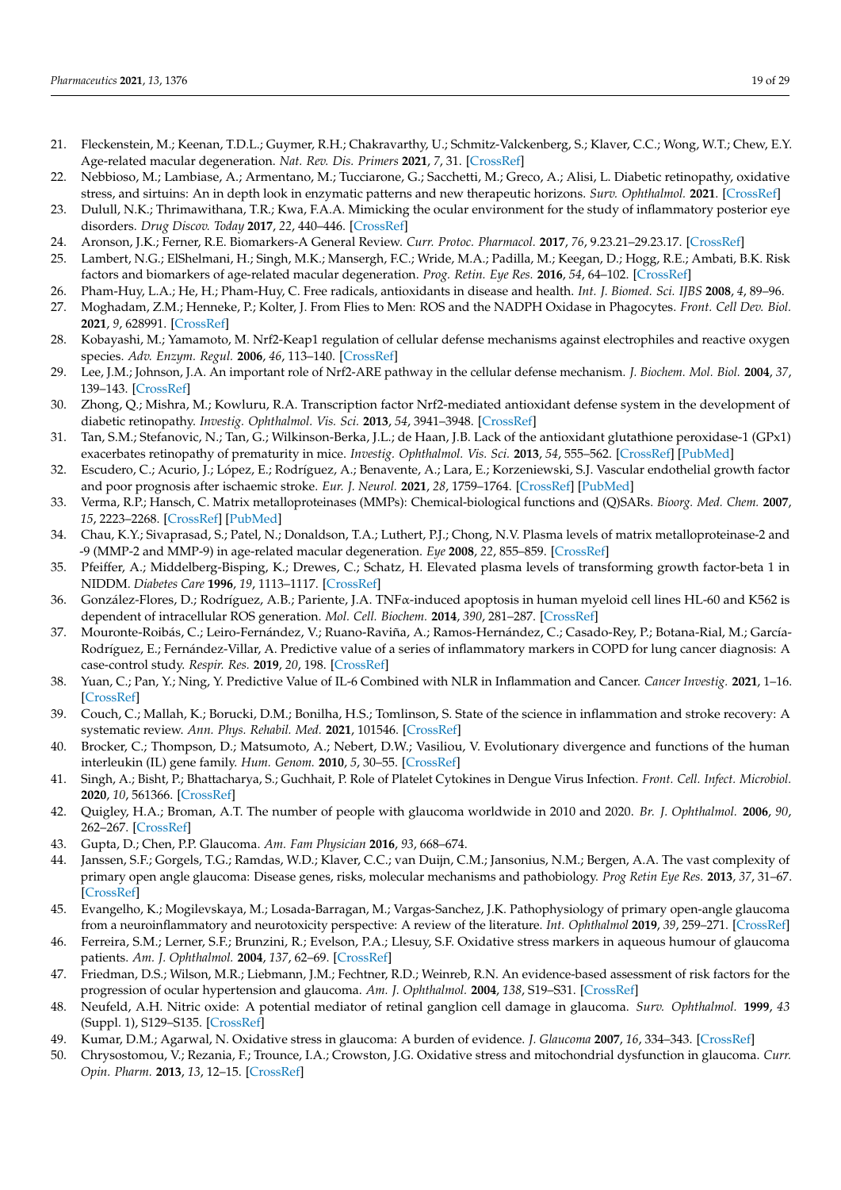21. Fleckenstein, M.; Keenan, T.D.L.; Guymer, R.H.; Chakravarthy, U.; Schmitz-Valckenberg, S.; Klaver, C.C.; Wong, W.T.; Chew, E.Y. Age-related macular degeneration. *Nat. Rev. Dis. Primers* **2021**, *7*, 31. [CrossRef]
22. Nebbioso, M.; Lambiase, A.; Armentano, M.; Tucciarone, G.; Sacchetti, M.; Greco, A.; Alisi, L. Diabetic retinopathy, oxidative stress, and sirtuins: An in depth look in enzymatic patterns and new therapeutic horizons. *Surv. Ophthalmol.* **2021**. [CrossRef]
23. Dulull, N.K.; Thrimawithana, T.R.; Kwa, F.A.A. Mimicking the ocular environment for the study of inflammatory posterior eye disorders. *Drug Discov. Today* **2017**, *22*, 440–446. [CrossRef]
24. Aronson, J.K.; Ferner, R.E. Biomarkers-A General Review. *Curr. Protoc. Pharmacol.* **2017**, *76*, 9.23.21–29.23.17. [CrossRef]
25. Lambert, N.G.; ElShelmani, H.; Singh, M.K.; Mansergh, F.C.; Wride, M.A.; Padilla, M.; Keegan, D.; Hogg, R.E.; Ambati, B.K. Risk factors and biomarkers of age-related macular degeneration. *Prog. Retin. Eye Res.* **2016**, *54*, 64–102. [CrossRef]
26. Pham-Huy, L.A.; He, H.; Pham-Huy, C. Free radicals, antioxidants in disease and health. *Int. J. Biomed. Sci. IJBS* **2008**, *4*, 89–96.
27. Moghadam, Z.M.; Henneke, P.; Kolter, J. From Flies to Men: ROS and the NADPH Oxidase in Phagocytes. *Front. Cell Dev. Biol.* **2021**, *9*, 628991. [CrossRef]
28. Kobayashi, M.; Yamamoto, M. Nrf2-Keap1 regulation of cellular defense mechanisms against electrophiles and reactive oxygen species. *Adv. Enzym. Regul.* **2006**, *46*, 113–140. [CrossRef]
29. Lee, J.M.; Johnson, J.A. An important role of Nrf2-ARE pathway in the cellular defense mechanism. *J. Biochem. Mol. Biol.* **2004**, *37*, 139–143. [CrossRef]
30. Zhong, Q.; Mishra, M.; Kowluru, R.A. Transcription factor Nrf2-mediated antioxidant defense system in the development of diabetic retinopathy. *Investig. Ophthalmol. Vis. Sci.* **2013**, *54*, 3941–3948. [CrossRef]
31. Tan, S.M.; Stefanovic, N.; Tan, G.; Wilkinson-Berka, J.L.; de Haan, J.B. Lack of the antioxidant glutathione peroxidase-1 (GPx1) exacerbates retinopathy of prematurity in mice. *Investig. Ophthalmol. Vis. Sci.* **2013**, *54*, 555–562. [CrossRef] [PubMed]
32. Escudero, C.; Acurio, J.; López, E.; Rodríguez, A.; Benavente, A.; Lara, E.; Korzeniewski, S.J. Vascular endothelial growth factor and poor prognosis after ischaemic stroke. *Eur. J. Neurol.* **2021**, *28*, 1759–1764. [CrossRef] [PubMed]
33. Verma, R.P.; Hansch, C. Matrix metalloproteinases (MMPs): Chemical-biological functions and (Q)SARs. *Bioorg. Med. Chem.* **2007**, *15*, 2223–2268. [CrossRef] [PubMed]
34. Chau, K.Y.; Sivaprasad, S.; Patel, N.; Donaldson, T.A.; Luthert, P.J.; Chong, N.V. Plasma levels of matrix metalloproteinase-2 and -9 (MMP-2 and MMP-9) in age-related macular degeneration. *Eye* **2008**, *22*, 855–859. [CrossRef]
35. Pfeiffer, A.; Middelberg-Bisping, K.; Drewes, C.; Schatz, H. Elevated plasma levels of transforming growth factor-beta 1 in NIDDM. *Diabetes Care* **1996**, *19*, 1113–1117. [CrossRef]
36. González-Flores, D.; Rodríguez, A.B.; Pariente, J.A. TNFα-induced apoptosis in human myeloid cell lines HL-60 and K562 is dependent of intracellular ROS generation. *Mol. Cell. Biochem.* **2014**, *390*, 281–287. [CrossRef]
37. Mouronte-Roibás, C.; Leiro-Fernández, V.; Ruano-Raviña, A.; Ramos-Hernández, C.; Casado-Rey, P.; Botana-Rial, M.; García-Rodríguez, E.; Fernández-Villar, A. Predictive value of a series of inflammatory markers in COPD for lung cancer diagnosis: A case-control study. *Respir. Res.* **2019**, *20*, 198. [CrossRef]
38. Yuan, C.; Pan, Y.; Ning, Y. Predictive Value of IL-6 Combined with NLR in Inflammation and Cancer. *Cancer Investig.* **2021**, 1–16. [CrossRef]
39. Couch, C.; Mallah, K.; Borucki, D.M.; Bonilha, H.S.; Tomlinson, S. State of the science in inflammation and stroke recovery: A systematic review. *Ann. Phys. Rehabil. Med.* **2021**, 101546. [CrossRef]
40. Brocker, C.; Thompson, D.; Matsumoto, A.; Nebert, D.W.; Vasiliou, V. Evolutionary divergence and functions of the human interleukin (IL) gene family. *Hum. Genom.* **2010**, *5*, 30–55. [CrossRef]
41. Singh, A.; Bisht, P.; Bhattacharya, S.; Guchhait, P. Role of Platelet Cytokines in Dengue Virus Infection. *Front. Cell. Infect. Microbiol.* **2020**, *10*, 561366. [CrossRef]
42. Quigley, H.A.; Broman, A.T. The number of people with glaucoma worldwide in 2010 and 2020. *Br. J. Ophthalmol.* **2006**, *90*, 262–267. [CrossRef]
43. Gupta, D.; Chen, P.P. Glaucoma. *Am. Fam Physician* **2016**, *93*, 668–674.
44. Janssen, S.F.; Gorgels, T.G.; Ramdas, W.D.; Klaver, C.C.; van Duijn, C.M.; Jansonius, N.M.; Bergen, A.A. The vast complexity of primary open angle glaucoma: Disease genes, risks, molecular mechanisms and pathobiology. *Prog Retin Eye Res.* **2013**, *37*, 31–67. [CrossRef]
45. Evangelho, K.; Mogilevskaya, M.; Losada-Barragan, M.; Vargas-Sanchez, J.K. Pathophysiology of primary open-angle glaucoma from a neuroinflammatory and neurotoxicity perspective: A review of the literature. *Int. Ophthalmol* **2019**, *39*, 259–271. [CrossRef]
46. Ferreira, S.M.; Lerner, S.F.; Brunzini, R.; Evelson, P.A.; Llesuy, S.F. Oxidative stress markers in aqueous humour of glaucoma patients. *Am. J. Ophthalmol.* **2004**, *137*, 62–69. [CrossRef]
47. Friedman, D.S.; Wilson, M.R.; Liebmann, J.M.; Fechtner, R.D.; Weinreb, R.N. An evidence-based assessment of risk factors for the progression of ocular hypertension and glaucoma. *Am. J. Ophthalmol.* **2004**, *138*, S19–S31. [CrossRef]
48. Neufeld, A.H. Nitric oxide: A potential mediator of retinal ganglion cell damage in glaucoma. *Surv. Ophthalmol.* **1999**, *43* (Suppl. 1), S129–S135. [CrossRef]
49. Kumar, D.M.; Agarwal, N. Oxidative stress in glaucoma: A burden of evidence. *J. Glaucoma* **2007**, *16*, 334–343. [CrossRef]
50. Chrysostomou, V.; Rezania, F.; Trounce, I.A.; Crowston, J.G. Oxidative stress and mitochondrial dysfunction in glaucoma. *Curr. Opin. Pharm.* **2013**, *13*, 12–15. [CrossRef]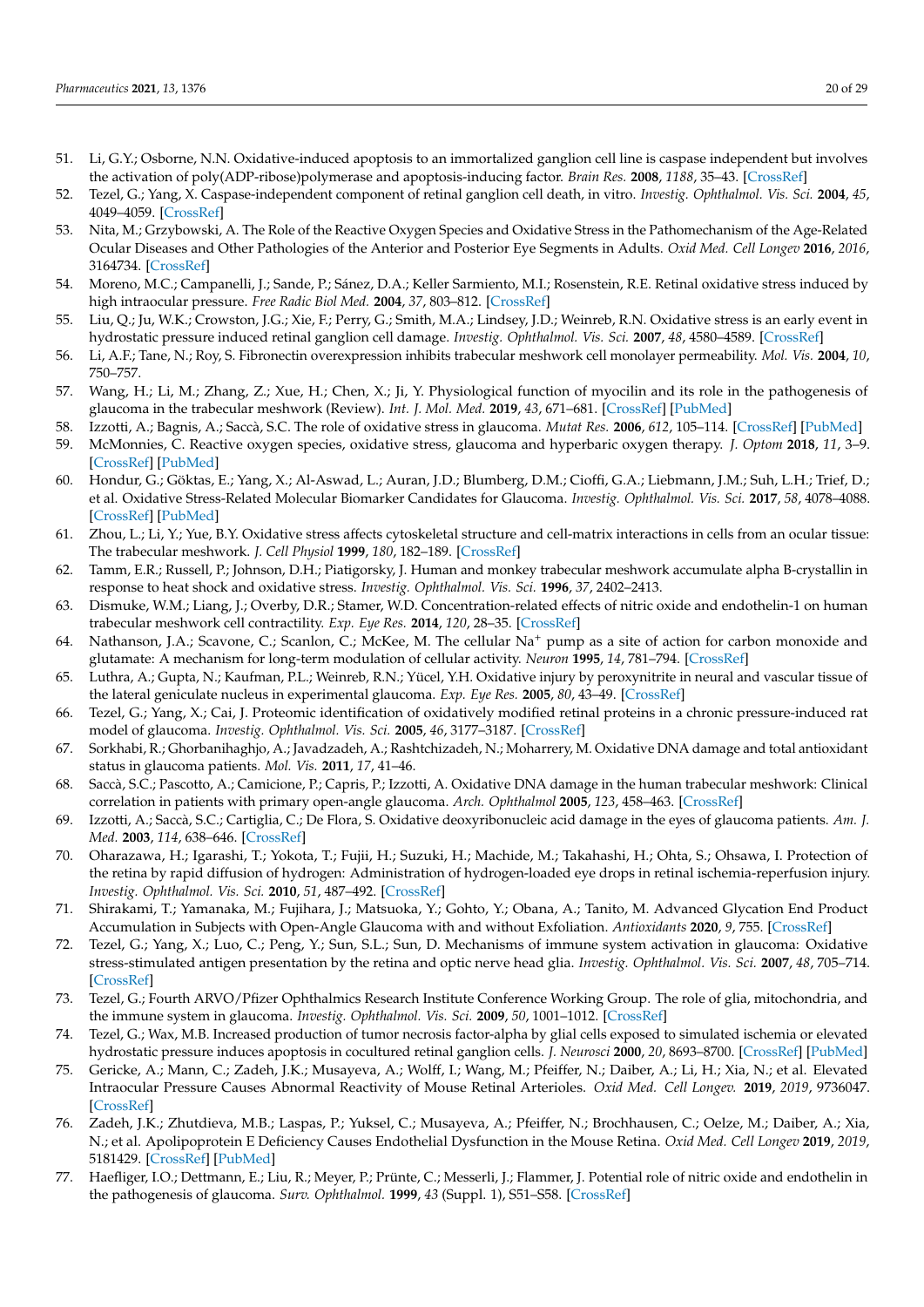51. Li, G.Y.; Osborne, N.N. Oxidative-induced apoptosis to an immortalized ganglion cell line is caspase independent but involves the activation of poly(ADP-ribose)polymerase and apoptosis-inducing factor. *Brain Res.* **2008**, *1188*, 35–43. [CrossRef]
52. Tezel, G.; Yang, X. Caspase-independent component of retinal ganglion cell death, in vitro. *Investig. Ophthalmol. Vis. Sci.* **2004**, *45*, 4049–4059. [CrossRef]
53. Nita, M.; Grzybowski, A. The Role of the Reactive Oxygen Species and Oxidative Stress in the Pathomechanism of the Age-Related Ocular Diseases and Other Pathologies of the Anterior and Posterior Eye Segments in Adults. *Oxid Med. Cell Longev* **2016**, *2016*, 3164734. [CrossRef]
54. Moreno, M.C.; Campanelli, J.; Sande, P.; Sánez, D.A.; Keller Sarmiento, M.I.; Rosenstein, R.E. Retinal oxidative stress induced by high intraocular pressure. *Free Radic Biol Med.* **2004**, *37*, 803–812. [CrossRef]
55. Liu, Q.; Ju, W.K.; Crowston, J.G.; Xie, F.; Perry, G.; Smith, M.A.; Lindsey, J.D.; Weinreb, R.N. Oxidative stress is an early event in hydrostatic pressure induced retinal ganglion cell damage. *Investig. Ophthalmol. Vis. Sci.* **2007**, *48*, 4580–4589. [CrossRef]
56. Li, A.F.; Tane, N.; Roy, S. Fibronectin overexpression inhibits trabecular meshwork cell monolayer permeability. *Mol. Vis.* **2004**, *10*, 750–757.
57. Wang, H.; Li, M.; Zhang, Z.; Xue, H.; Chen, X.; Ji, Y. Physiological function of myocilin and its role in the pathogenesis of glaucoma in the trabecular meshwork (Review). *Int. J. Mol. Med.* **2019**, *43*, 671–681. [CrossRef] [PubMed]
58. Izzotti, A.; Bagnis, A.; Saccà, S.C. The role of oxidative stress in glaucoma. *Mutat Res.* **2006**, *612*, 105–114. [CrossRef] [PubMed]
59. McMonnies, C. Reactive oxygen species, oxidative stress, glaucoma and hyperbaric oxygen therapy. *J. Optom* **2018**, *11*, 3–9. [CrossRef] [PubMed]
60. Hondur, G.; Göktas, E.; Yang, X.; Al-Aswad, L.; Auran, J.D.; Blumberg, D.M.; Cioffi, G.A.; Liebmann, J.M.; Suh, L.H.; Trief, D.; et al. Oxidative Stress-Related Molecular Biomarker Candidates for Glaucoma. *Investig. Ophthalmol. Vis. Sci.* **2017**, *58*, 4078–4088. [CrossRef] [PubMed]
61. Zhou, L.; Li, Y.; Yue, B.Y. Oxidative stress affects cytoskeletal structure and cell-matrix interactions in cells from an ocular tissue: The trabecular meshwork. *J. Cell Physiol* **1999**, *180*, 182–189. [CrossRef]
62. Tamm, E.R.; Russell, P.; Johnson, D.H.; Piatigorsky, J. Human and monkey trabecular meshwork accumulate alpha B-crystallin in response to heat shock and oxidative stress. *Investig. Ophthalmol. Vis. Sci.* **1996**, *37*, 2402–2413.
63. Dismuke, W.M.; Liang, J.; Overby, D.R.; Stamer, W.D. Concentration-related effects of nitric oxide and endothelin-1 on human trabecular meshwork cell contractility. *Exp. Eye Res.* **2014**, *120*, 28–35. [CrossRef]
64. Nathanson, J.A.; Scavone, C.; Scanlon, C.; McKee, M. The cellular $Na^{+}$ pump as a site of action for carbon monoxide and glutamate: A mechanism for long-term modulation of cellular activity. *Neuron* **1995**, *14*, 781–794. [CrossRef]
65. Luthra, A.; Gupta, N.; Kaufman, P.L.; Weinreb, R.N.; Yücel, Y.H. Oxidative injury by peroxynitrite in neural and vascular tissue of the lateral geniculate nucleus in experimental glaucoma. *Exp. Eye Res.* **2005**, *80*, 43–49. [CrossRef]
66. Tezel, G.; Yang, X.; Cai, J. Proteomic identification of oxidatively modified retinal proteins in a chronic pressure-induced rat model of glaucoma. *Investig. Ophthalmol. Vis. Sci.* **2005**, *46*, 3177–3187. [CrossRef]
67. Sorkhabi, R.; Ghorbanihaghjo, A.; Javadzadeh, A.; Rashtchizadeh, N.; Moharrery, M. Oxidative DNA damage and total antioxidant status in glaucoma patients. *Mol. Vis.* **2011**, *17*, 41–46.
68. Saccà, S.C.; Pascotto, A.; Camicione, P.; Capris, P.; Izzotti, A. Oxidative DNA damage in the human trabecular meshwork: Clinical correlation in patients with primary open-angle glaucoma. *Arch. Ophthalmol* **2005**, *123*, 458–463. [CrossRef]
69. Izzotti, A.; Saccà, S.C.; Cartiglia, C.; De Flora, S. Oxidative deoxyribonucleic acid damage in the eyes of glaucoma patients. *Am. J. Med.* **2003**, *114*, 638–646. [CrossRef]
70. Oharazawa, H.; Igarashi, T.; Yokota, T.; Fujii, H.; Suzuki, H.; Machide, M.; Takahashi, H.; Ohta, S.; Ohsawa, I. Protection of the retina by rapid diffusion of hydrogen: Administration of hydrogen-loaded eye drops in retinal ischemia-reperfusion injury. *Investig. Ophthalmol. Vis. Sci.* **2010**, *51*, 487–492. [CrossRef]
71. Shirakami, T.; Yamanaka, M.; Fujihara, J.; Matsuoka, Y.; Gohto, Y.; Obana, A.; Tanito, M. Advanced Glycation End Product Accumulation in Subjects with Open-Angle Glaucoma with and without Exfoliation. *Antioxidants* **2020**, *9*, 755. [CrossRef]
72. Tezel, G.; Yang, X.; Luo, C.; Peng, Y.; Sun, S.L.; Sun, D. Mechanisms of immune system activation in glaucoma: Oxidative stress-stimulated antigen presentation by the retina and optic nerve head glia. *Investig. Ophthalmol. Vis. Sci.* **2007**, *48*, 705–714. [CrossRef]
73. Tezel, G.; Fourth ARVO/Pfizer Ophthalmics Research Institute Conference Working Group. The role of glia, mitochondria, and the immune system in glaucoma. *Investig. Ophthalmol. Vis. Sci.* **2009**, *50*, 1001–1012. [CrossRef]
74. Tezel, G.; Wax, M.B. Increased production of tumor necrosis factor-alpha by glial cells exposed to simulated ischemia or elevated hydrostatic pressure induces apoptosis in cocultured retinal ganglion cells. *J. Neurosci* **2000**, *20*, 8693–8700. [CrossRef] [PubMed]
75. Gericke, A.; Mann, C.; Zadeh, J.K.; Musayeva, A.; Wolff, I.; Wang, M.; Pfeiffer, N.; Daiber, A.; Li, H.; Xia, N.; et al. Elevated Intraocular Pressure Causes Abnormal Reactivity of Mouse Retinal Arterioles. *Oxid Med. Cell Longev.* **2019**, *2019*, 9736047. [CrossRef]
76. Zadeh, J.K.; Zhutdieva, M.B.; Laspas, P.; Yuksel, C.; Musayeva, A.; Pfeiffer, N.; Brochhausen, C.; Oelze, M.; Daiber, A.; Xia, N.; et al. Apolipoprotein E Deficiency Causes Endothelial Dysfunction in the Mouse Retina. *Oxid Med. Cell Longev* **2019**, *2019*, 5181429. [CrossRef] [PubMed]
77. Haefliger, I.O.; Dettmann, E.; Liu, R.; Meyer, P.; Prünte, C.; Messerli, J.; Flammer, J. Potential role of nitric oxide and endothelin in the pathogenesis of glaucoma. *Surv. Ophthalmol.* **1999**, *43* (Suppl. 1), S51–S58. [CrossRef]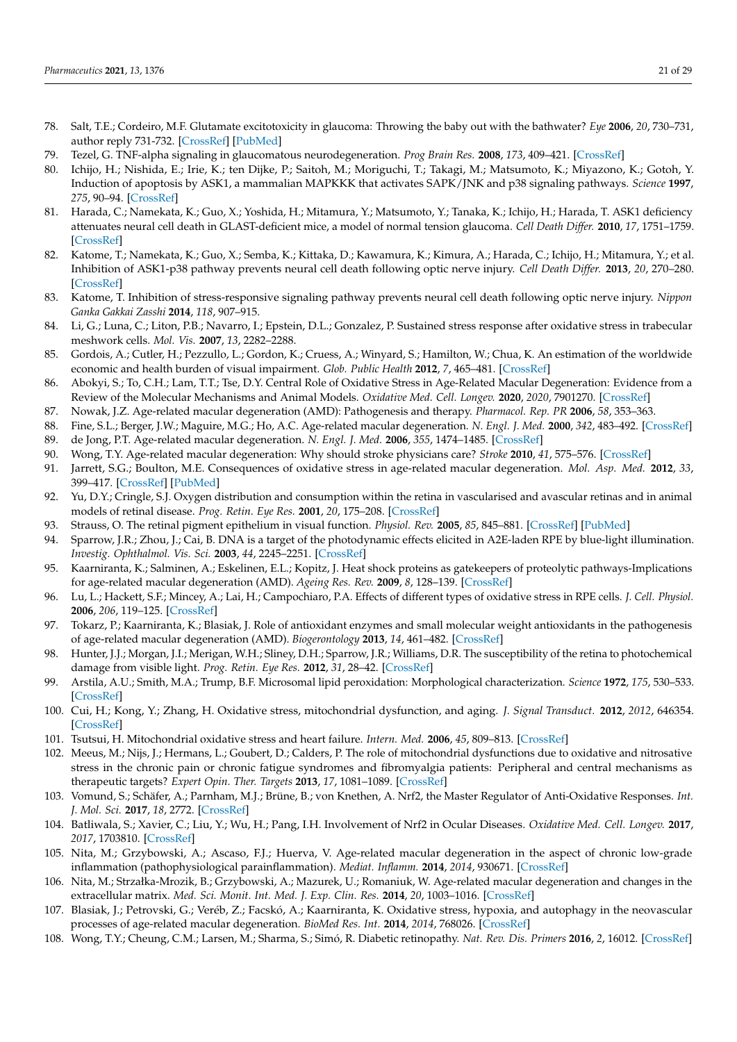78. Salt, T.E.; Cordeiro, M.F. Glutamate excitotoxicity in glaucoma: Throwing the baby out with the bathwater? *Eye* **2006**, *20*, 730–731, author reply 731-732. [CrossRef] [PubMed]
79. Tezel, G. TNF-alpha signaling in glaucomatous neurodegeneration. *Prog Brain Res.* **2008**, *173*, 409–421. [CrossRef]
80. Ichijo, H.; Nishida, E.; Irie, K.; ten Dijke, P.; Saitoh, M.; Moriguchi, T.; Takagi, M.; Matsumoto, K.; Miyazono, K.; Gotoh, Y. Induction of apoptosis by ASK1, a mammalian MAPKKK that activates SAPK/JNK and p38 signaling pathways. *Science* **1997**, *275*, 90–94. [CrossRef]
81. Harada, C.; Namekata, K.; Guo, X.; Yoshida, H.; Mitamura, Y.; Matsumoto, Y.; Tanaka, K.; Ichijo, H.; Harada, T. ASK1 deficiency attenuates neural cell death in GLAST-deficient mice, a model of normal tension glaucoma. *Cell Death Differ.* **2010**, *17*, 1751–1759. [CrossRef]
82. Katome, T.; Namekata, K.; Guo, X.; Semba, K.; Kittaka, D.; Kawamura, K.; Kimura, A.; Harada, C.; Ichijo, H.; Mitamura, Y.; et al. Inhibition of ASK1-p38 pathway prevents neural cell death following optic nerve injury. *Cell Death Differ.* **2013**, *20*, 270–280. [CrossRef]
83. Katome, T. Inhibition of stress-responsive signaling pathway prevents neural cell death following optic nerve injury. *Nippon Ganka Gakkai Zasshi* **2014**, *118*, 907–915.
84. Li, G.; Luna, C.; Liton, P.B.; Navarro, I.; Epstein, D.L.; Gonzalez, P. Sustained stress response after oxidative stress in trabecular meshwork cells. *Mol. Vis.* **2007**, *13*, 2282–2288.
85. Gordois, A.; Cutler, H.; Pezzullo, L.; Gordon, K.; Cruess, A.; Winyard, S.; Hamilton, W.; Chua, K. An estimation of the worldwide economic and health burden of visual impairment. *Glob. Public Health* **2012**, *7*, 465–481. [CrossRef]
86. Abokyi, S.; To, C.H.; Lam, T.T.; Tse, D.Y. Central Role of Oxidative Stress in Age-Related Macular Degeneration: Evidence from a Review of the Molecular Mechanisms and Animal Models. *Oxidative Med. Cell. Longev.* **2020**, *2020*, 7901270. [CrossRef]
87. Nowak, J.Z. Age-related macular degeneration (AMD): Pathogenesis and therapy. *Pharmacol. Rep. PR* **2006**, *58*, 353–363.
88. Fine, S.L.; Berger, J.W.; Maguire, M.G.; Ho, A.C. Age-related macular degeneration. *N. Engl. J. Med.* **2000**, *342*, 483–492. [CrossRef]
89. de Jong, P.T. Age-related macular degeneration. *N. Engl. J. Med.* **2006**, *355*, 1474–1485. [CrossRef]
90. Wong, T.Y. Age-related macular degeneration: Why should stroke physicians care? *Stroke* **2010**, *41*, 575–576. [CrossRef]
91. Jarrett, S.G.; Boulton, M.E. Consequences of oxidative stress in age-related macular degeneration. *Mol. Asp. Med.* **2012**, *33*, 399–417. [CrossRef] [PubMed]
92. Yu, D.Y.; Cringle, S.J. Oxygen distribution and consumption within the retina in vascularised and avascular retinas and in animal models of retinal disease. *Prog. Retin. Eye Res.* **2001**, *20*, 175–208. [CrossRef]
93. Strauss, O. The retinal pigment epithelium in visual function. *Physiol. Rev.* **2005**, *85*, 845–881. [CrossRef] [PubMed]
94. Sparrow, J.R.; Zhou, J.; Cai, B. DNA is a target of the photodynamic effects elicited in A2E-laden RPE by blue-light illumination. *Investig. Ophthalmol. Vis. Sci.* **2003**, *44*, 2245–2251. [CrossRef]
95. Kaarniranta, K.; Salminen, A.; Eskelinen, E.L.; Kopitz, J. Heat shock proteins as gatekeepers of proteolytic pathways-Implications for age-related macular degeneration (AMD). *Ageing Res. Rev.* **2009**, *8*, 128–139. [CrossRef]
96. Lu, L.; Hackett, S.F.; Mincey, A.; Lai, H.; Campochiaro, P.A. Effects of different types of oxidative stress in RPE cells. *J. Cell. Physiol.* **2006**, *206*, 119–125. [CrossRef]
97. Tokarz, P.; Kaarniranta, K.; Blasiak, J. Role of antioxidant enzymes and small molecular weight antioxidants in the pathogenesis of age-related macular degeneration (AMD). *Biogerontology* **2013**, *14*, 461–482. [CrossRef]
98. Hunter, J.J.; Morgan, J.I.; Merigan, W.H.; Sliney, D.H.; Sparrow, J.R.; Williams, D.R. The susceptibility of the retina to photochemical damage from visible light. *Prog. Retin. Eye Res.* **2012**, *31*, 28–42. [CrossRef]
99. Arstila, A.U.; Smith, M.A.; Trump, B.F. Microsomal lipid peroxidation: Morphological characterization. *Science* **1972**, *175*, 530–533. [CrossRef]
100. Cui, H.; Kong, Y.; Zhang, H. Oxidative stress, mitochondrial dysfunction, and aging. *J. Signal Transduct.* **2012**, *2012*, 646354. [CrossRef]
101. Tsutsui, H. Mitochondrial oxidative stress and heart failure. *Intern. Med.* **2006**, *45*, 809–813. [CrossRef]
102. Meeus, M.; Nijs, J.; Hermans, L.; Goubert, D.; Calders, P. The role of mitochondrial dysfunctions due to oxidative and nitrosative stress in the chronic pain or chronic fatigue syndromes and fibromyalgia patients: Peripheral and central mechanisms as therapeutic targets? *Expert Opin. Ther. Targets* **2013**, *17*, 1081–1089. [CrossRef]
103. Vomund, S.; Schäfer, A.; Parnham, M.J.; Brüne, B.; von Knethen, A. Nrf2, the Master Regulator of Anti-Oxidative Responses. *Int. J. Mol. Sci.* **2017**, *18*, 2772. [CrossRef]
104. Batliwala, S.; Xavier, C.; Liu, Y.; Wu, H.; Pang, I.H. Involvement of Nrf2 in Ocular Diseases. *Oxidative Med. Cell. Longev.* **2017**, *2017*, 1703810. [CrossRef]
105. Nita, M.; Grzybowski, A.; Ascaso, F.J.; Huerva, V. Age-related macular degeneration in the aspect of chronic low-grade inflammation (pathophysiological parainflammation). *Mediat. Inflamm.* **2014**, *2014*, 930671. [CrossRef]
106. Nita, M.; Strzałka-Mrozik, B.; Grzybowski, A.; Mazurek, U.; Romaniuk, W. Age-related macular degeneration and changes in the extracellular matrix. *Med. Sci. Monit. Int. Med. J. Exp. Clin. Res.* **2014**, *20*, 1003–1016. [CrossRef]
107. Blasiak, J.; Petrovski, G.; Veréb, Z.; Facskó, A.; Kaarniranta, K. Oxidative stress, hypoxia, and autophagy in the neovascular processes of age-related macular degeneration. *BioMed Res. Int.* **2014**, *2014*, 768026. [CrossRef]
108. Wong, T.Y.; Cheung, C.M.; Larsen, M.; Sharma, S.; Simó, R. Diabetic retinopathy. *Nat. Rev. Dis. Primers* **2016**, *2*, 16012. [CrossRef]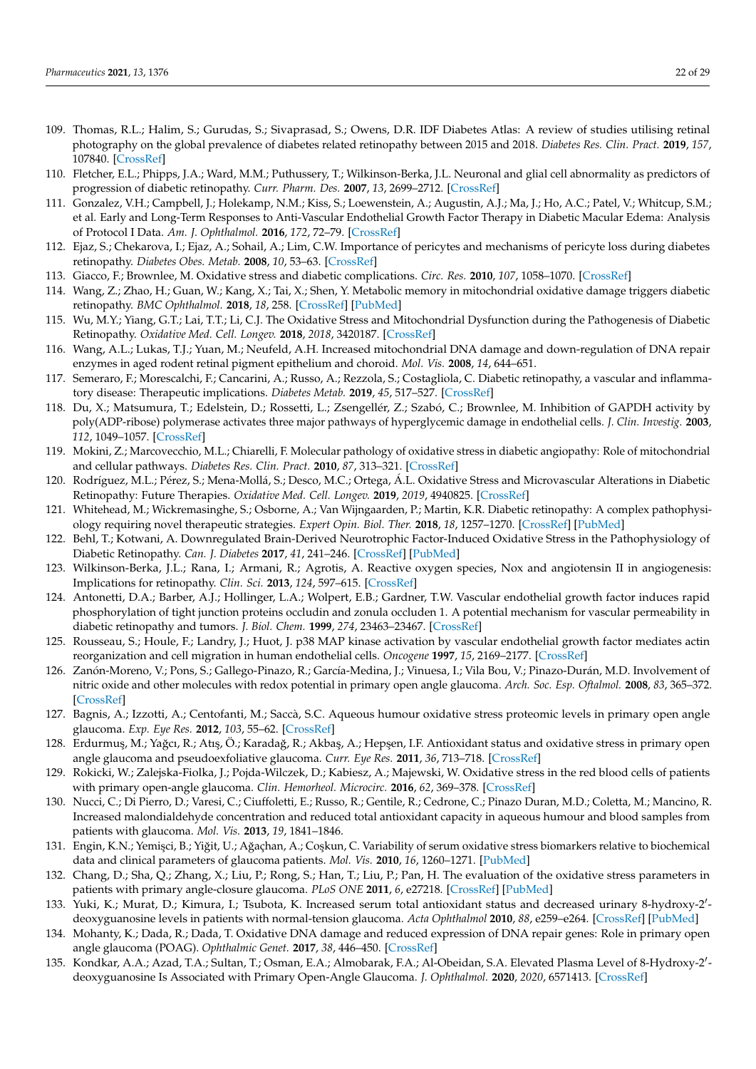109. Thomas, R.L.; Halim, S.; Gurudas, S.; Sivaprasad, S.; Owens, D.R. IDF Diabetes Atlas: A review of studies utilising retinal photography on the global prevalence of diabetes related retinopathy between 2015 and 2018. *Diabetes Res. Clin. Pract.* **2019**, *157*, 107840. [CrossRef]
110. Fletcher, E.L.; Phipps, J.A.; Ward, M.M.; Puthussery, T.; Wilkinson-Berka, J.L. Neuronal and glial cell abnormality as predictors of progression of diabetic retinopathy. *Curr. Pharm. Des.* **2007**, *13*, 2699–2712. [CrossRef]
111. Gonzalez, V.H.; Campbell, J.; Holekamp, N.M.; Kiss, S.; Loewenstein, A.; Augustin, A.J.; Ma, J.; Ho, A.C.; Patel, V.; Whitcup, S.M.; et al. Early and Long-Term Responses to Anti-Vascular Endothelial Growth Factor Therapy in Diabetic Macular Edema: Analysis of Protocol I Data. *Am. J. Ophthalmol.* **2016**, *172*, 72–79. [CrossRef]
112. Ejaz, S.; Chekarova, I.; Ejaz, A.; Sohail, A.; Lim, C.W. Importance of pericytes and mechanisms of pericyte loss during diabetes retinopathy. *Diabetes Obes. Metab.* **2008**, *10*, 53–63. [CrossRef]
113. Giacco, F.; Brownlee, M. Oxidative stress and diabetic complications. *Circ. Res.* **2010**, *107*, 1058–1070. [CrossRef]
114. Wang, Z.; Zhao, H.; Guan, W.; Kang, X.; Tai, X.; Shen, Y. Metabolic memory in mitochondrial oxidative damage triggers diabetic retinopathy. *BMC Ophthalmol.* **2018**, *18*, 258. [CrossRef] [PubMed]
115. Wu, M.Y.; Yiang, G.T.; Lai, T.T.; Li, C.J. The Oxidative Stress and Mitochondrial Dysfunction during the Pathogenesis of Diabetic Retinopathy. *Oxidative Med. Cell. Longev.* **2018**, *2018*, 3420187. [CrossRef]
116. Wang, A.L.; Lukas, T.J.; Yuan, M.; Neufeld, A.H. Increased mitochondrial DNA damage and down-regulation of DNA repair enzymes in aged rodent retinal pigment epithelium and choroid. *Mol. Vis.* **2008**, *14*, 644–651.
117. Semeraro, F.; Morescalchi, F.; Cancarini, A.; Russo, A.; Rezzola, S.; Costagliola, C. Diabetic retinopathy, a vascular and inflammatory disease: Therapeutic implications. *Diabetes Metab.* **2019**, *45*, 517–527. [CrossRef]
118. Du, X.; Matsumura, T.; Edelstein, D.; Rossetti, L.; Zsengellér, Z.; Szabó, C.; Brownlee, M. Inhibition of GAPDH activity by poly(ADP-ribose) polymerase activates three major pathways of hyperglycemic damage in endothelial cells. *J. Clin. Investig.* **2003**, *112*, 1049–1057. [CrossRef]
119. Mokini, Z.; Marcovecchio, M.L.; Chiarelli, F. Molecular pathology of oxidative stress in diabetic angiopathy: Role of mitochondrial and cellular pathways. *Diabetes Res. Clin. Pract.* **2010**, *87*, 313–321. [CrossRef]
120. Rodríguez, M.L.; Pérez, S.; Mena-Mollá, S.; Desco, M.C.; Ortega, Á.L. Oxidative Stress and Microvascular Alterations in Diabetic Retinopathy: Future Therapies. *Oxidative Med. Cell. Longev.* **2019**, *2019*, 4940825. [CrossRef]
121. Whitehead, M.; Wickremasinghe, S.; Osborne, A.; Van Wijngaarden, P.; Martin, K.R. Diabetic retinopathy: A complex pathophysiology requiring novel therapeutic strategies. *Expert Opin. Biol. Ther.* **2018**, *18*, 1257–1270. [CrossRef] [PubMed]
122. Behl, T.; Kotwani, A. Downregulated Brain-Derived Neurotrophic Factor-Induced Oxidative Stress in the Pathophysiology of Diabetic Retinopathy. *Can. J. Diabetes* **2017**, *41*, 241–246. [CrossRef] [PubMed]
123. Wilkinson-Berka, J.L.; Rana, I.; Armani, R.; Agrotis, A. Reactive oxygen species, Nox and angiotensin II in angiogenesis: Implications for retinopathy. *Clin. Sci.* **2013**, *124*, 597–615. [CrossRef]
124. Antonetti, D.A.; Barber, A.J.; Hollinger, L.A.; Wolpert, E.B.; Gardner, T.W. Vascular endothelial growth factor induces rapid phosphorylation of tight junction proteins occludin and zonula occluden 1. A potential mechanism for vascular permeability in diabetic retinopathy and tumors. *J. Biol. Chem.* **1999**, *274*, 23463–23467. [CrossRef]
125. Rousseau, S.; Houle, F.; Landry, J.; Huot, J. p38 MAP kinase activation by vascular endothelial growth factor mediates actin reorganization and cell migration in human endothelial cells. *Oncogene* **1997**, *15*, 2169–2177. [CrossRef]
126. Zanón-Moreno, V.; Pons, S.; Gallego-Pinazo, R.; García-Medina, J.; Vinuesa, I.; Vila Bou, V.; Pinazo-Durán, M.D. Involvement of nitric oxide and other molecules with redox potential in primary open angle glaucoma. *Arch. Soc. Esp. Oftalmol.* **2008**, *83*, 365–372. [CrossRef]
127. Bagnis, A.; Izzotti, A.; Centofanti, M.; Saccà, S.C. Aqueous humour oxidative stress proteomic levels in primary open angle glaucoma. *Exp. Eye Res.* **2012**, *103*, 55–62. [CrossRef]
128. Erdurmuş, M.; Yağcı, R.; Atış, Ö.; Karadağ, R.; Akbaş, A.; Hepşen, I.F. Antioxidant status and oxidative stress in primary open angle glaucoma and pseudoexfoliative glaucoma. *Curr. Eye Res.* **2011**, *36*, 713–718. [CrossRef]
129. Rokicki, W.; Zalejska-Fiolka, J.; Pojda-Wilczek, D.; Kabiesz, A.; Majewski, W. Oxidative stress in the red blood cells of patients with primary open-angle glaucoma. *Clin. Hemorheol. Microcirc.* **2016**, *62*, 369–378. [CrossRef]
130. Nucci, C.; Di Pierro, D.; Varesi, C.; Ciuffoletti, E.; Russo, R.; Gentile, R.; Cedrone, C.; Pinazo Duran, M.D.; Coletta, M.; Mancino, R. Increased malondialdehyde concentration and reduced total antioxidant capacity in aqueous humour and blood samples from patients with glaucoma. *Mol. Vis.* **2013**, *19*, 1841–1846.
131. Engin, K.N.; Yemişci, B.; Yiğit, U.; Ağaçhan, A.; Coşkun, C. Variability of serum oxidative stress biomarkers relative to biochemical data and clinical parameters of glaucoma patients. *Mol. Vis.* **2010**, *16*, 1260–1271. [PubMed]
132. Chang, D.; Sha, Q.; Zhang, X.; Liu, P.; Rong, S.; Han, T.; Liu, P.; Pan, H. The evaluation of the oxidative stress parameters in patients with primary angle-closure glaucoma. *PLoS ONE* **2011**, *6*, e27218. [CrossRef] [PubMed]
133. Yuki, K.; Murat, D.; Kimura, I.; Tsubota, K. Increased serum total antioxidant status and decreased urinary 8-hydroxy-2′-deoxyguanosine levels in patients with normal-tension glaucoma. *Acta Ophthalmol* **2010**, *88*, e259–e264. [CrossRef] [PubMed]
134. Mohanty, K.; Dada, R.; Dada, T. Oxidative DNA damage and reduced expression of DNA repair genes: Role in primary open angle glaucoma (POAG). *Ophthalmic Genet.* **2017**, *38*, 446–450. [CrossRef]
135. Kondkar, A.A.; Azad, T.A.; Sultan, T.; Osman, E.A.; Almobarak, F.A.; Al-Obeidan, S.A. Elevated Plasma Level of 8-Hydroxy-2′-deoxyguanosine Is Associated with Primary Open-Angle Glaucoma. *J. Ophthalmol.* **2020**, *2020*, 6571413. [CrossRef]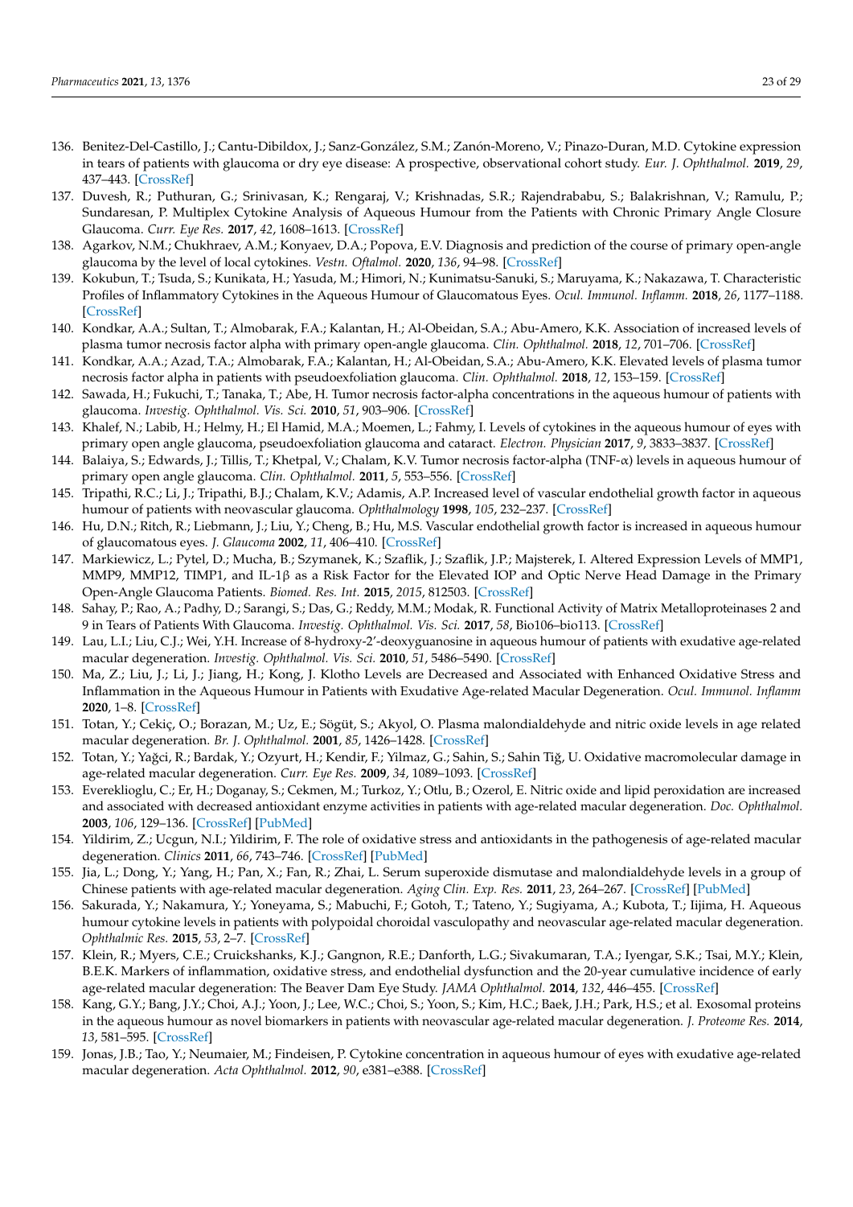136. Benitez-Del-Castillo, J.; Cantu-Dibildox, J.; Sanz-González, S.M.; Zanón-Moreno, V.; Pinazo-Duran, M.D. Cytokine expression in tears of patients with glaucoma or dry eye disease: A prospective, observational cohort study. *Eur. J. Ophthalmol.* **2019**, *29*, 437–443. [CrossRef]
137. Duvesh, R.; Puthuran, G.; Srinivasan, K.; Rengaraj, V.; Krishnadas, S.R.; Rajendrababu, S.; Balakrishnan, V.; Ramulu, P.; Sundaresan, P. Multiplex Cytokine Analysis of Aqueous Humour from the Patients with Chronic Primary Angle Closure Glaucoma. *Curr. Eye Res.* **2017**, *42*, 1608–1613. [CrossRef]
138. Agarkov, N.M.; Chukhraev, A.M.; Konyaev, D.A.; Popova, E.V. Diagnosis and prediction of the course of primary open-angle glaucoma by the level of local cytokines. *Vestn. Oftalmol.* **2020**, *136*, 94–98. [CrossRef]
139. Kokubun, T.; Tsuda, S.; Kunikata, H.; Yasuda, M.; Himori, N.; Kunimatsu-Sanuki, S.; Maruyama, K.; Nakazawa, T. Characteristic Profiles of Inflammatory Cytokines in the Aqueous Humour of Glaucomatous Eyes. *Ocul. Immunol. Inflamm.* **2018**, *26*, 1177–1188. [CrossRef]
140. Kondkar, A.A.; Sultan, T.; Almobarak, F.A.; Kalantan, H.; Al-Obeidan, S.A.; Abu-Amero, K.K. Association of increased levels of plasma tumor necrosis factor alpha with primary open-angle glaucoma. *Clin. Ophthalmol.* **2018**, *12*, 701–706. [CrossRef]
141. Kondkar, A.A.; Azad, T.A.; Almobarak, F.A.; Kalantan, H.; Al-Obeidan, S.A.; Abu-Amero, K.K. Elevated levels of plasma tumor necrosis factor alpha in patients with pseudoexfoliation glaucoma. *Clin. Ophthalmol.* **2018**, *12*, 153–159. [CrossRef]
142. Sawada, H.; Fukuchi, T.; Tanaka, T.; Abe, H. Tumor necrosis factor-alpha concentrations in the aqueous humour of patients with glaucoma. *Investig. Ophthalmol. Vis. Sci.* **2010**, *51*, 903–906. [CrossRef]
143. Khalef, N.; Labib, H.; Helmy, H.; El Hamid, M.A.; Moemen, L.; Fahmy, I. Levels of cytokines in the aqueous humour of eyes with primary open angle glaucoma, pseudoexfoliation glaucoma and cataract. *Electron. Physician* **2017**, *9*, 3833–3837. [CrossRef]
144. Balaiya, S.; Edwards, J.; Tillis, T.; Khetpal, V.; Chalam, K.V. Tumor necrosis factor-alpha (TNF-α) levels in aqueous humour of primary open angle glaucoma. *Clin. Ophthalmol.* **2011**, *5*, 553–556. [CrossRef]
145. Tripathi, R.C.; Li, J.; Tripathi, B.J.; Chalam, K.V.; Adamis, A.P. Increased level of vascular endothelial growth factor in aqueous humour of patients with neovascular glaucoma. *Ophthalmology* **1998**, *105*, 232–237. [CrossRef]
146. Hu, D.N.; Ritch, R.; Liebmann, J.; Liu, Y.; Cheng, B.; Hu, M.S. Vascular endothelial growth factor is increased in aqueous humour of glaucomatous eyes. *J. Glaucoma* **2002**, *11*, 406–410. [CrossRef]
147. Markiewicz, L.; Pytel, D.; Mucha, B.; Szymanek, K.; Szaflik, J.; Szaflik, J.P.; Majsterek, I. Altered Expression Levels of MMP1, MMP9, MMP12, TIMP1, and IL-1β as a Risk Factor for the Elevated IOP and Optic Nerve Head Damage in the Primary Open-Angle Glaucoma Patients. *Biomed. Res. Int.* **2015**, *2015*, 812503. [CrossRef]
148. Sahay, P.; Rao, A.; Padhy, D.; Sarangi, S.; Das, G.; Reddy, M.M.; Modak, R. Functional Activity of Matrix Metalloproteinases 2 and 9 in Tears of Patients With Glaucoma. *Investig. Ophthalmol. Vis. Sci.* **2017**, *58*, Bio106–bio113. [CrossRef]
149. Lau, L.I.; Liu, C.J.; Wei, Y.H. Increase of 8-hydroxy-2'-deoxyguanosine in aqueous humour of patients with exudative age-related macular degeneration. *Investig. Ophthalmol. Vis. Sci.* **2010**, *51*, 5486–5490. [CrossRef]
150. Ma, Z.; Liu, J.; Li, J.; Jiang, H.; Kong, J. Klotho Levels are Decreased and Associated with Enhanced Oxidative Stress and Inflammation in the Aqueous Humour in Patients with Exudative Age-related Macular Degeneration. *Ocul. Immunol. Inflamm* **2020**, 1–8. [CrossRef]
151. Totan, Y.; Cekiç, O.; Borazan, M.; Uz, E.; Sögüt, S.; Akyol, O. Plasma malondialdehyde and nitric oxide levels in age related macular degeneration. *Br. J. Ophthalmol.* **2001**, *85*, 1426–1428. [CrossRef]
152. Totan, Y.; Yağci, R.; Bardak, Y.; Ozyurt, H.; Kendir, F.; Yilmaz, G.; Sahin, S.; Sahin Tiğ, U. Oxidative macromolecular damage in age-related macular degeneration. *Curr. Eye Res.* **2009**, *34*, 1089–1093. [CrossRef]
153. Evereklioglu, C.; Er, H.; Doganay, S.; Cekmen, M.; Turkoz, Y.; Otlu, B.; Ozerol, E. Nitric oxide and lipid peroxidation are increased and associated with decreased antioxidant enzyme activities in patients with age-related macular degeneration. *Doc. Ophthalmol.* **2003**, *106*, 129–136. [CrossRef] [PubMed]
154. Yildirim, Z.; Ucgun, N.I.; Yildirim, F. The role of oxidative stress and antioxidants in the pathogenesis of age-related macular degeneration. *Clinics* **2011**, *66*, 743–746. [CrossRef] [PubMed]
155. Jia, L.; Dong, Y.; Yang, H.; Pan, X.; Fan, R.; Zhai, L. Serum superoxide dismutase and malondialdehyde levels in a group of Chinese patients with age-related macular degeneration. *Aging Clin. Exp. Res.* **2011**, *23*, 264–267. [CrossRef] [PubMed]
156. Sakurada, Y.; Nakamura, Y.; Yoneyama, S.; Mabuchi, F.; Gotoh, T.; Tateno, Y.; Sugiyama, A.; Kubota, T.; Iijima, H. Aqueous humour cytokine levels in patients with polypoidal choroidal vasculopathy and neovascular age-related macular degeneration. *Ophthalmic Res.* **2015**, *53*, 2–7. [CrossRef]
157. Klein, R.; Myers, C.E.; Cruickshanks, K.J.; Gangnon, R.E.; Danforth, L.G.; Sivakumaran, T.A.; Iyengar, S.K.; Tsai, M.Y.; Klein, B.E.K. Markers of inflammation, oxidative stress, and endothelial dysfunction and the 20-year cumulative incidence of early age-related macular degeneration: The Beaver Dam Eye Study. *JAMA Ophthalmol.* **2014**, *132*, 446–455. [CrossRef]
158. Kang, G.Y.; Bang, J.Y.; Choi, A.J.; Yoon, J.; Lee, W.C.; Choi, S.; Yoon, S.; Kim, H.C.; Baek, J.H.; Park, H.S.; et al. Exosomal proteins in the aqueous humour as novel biomarkers in patients with neovascular age-related macular degeneration. *J. Proteome Res.* **2014**, *13*, 581–595. [CrossRef]
159. Jonas, J.B.; Tao, Y.; Neumaier, M.; Findeisen, P. Cytokine concentration in aqueous humour of eyes with exudative age-related macular degeneration. *Acta Ophthalmol.* **2012**, *90*, e381–e388. [CrossRef]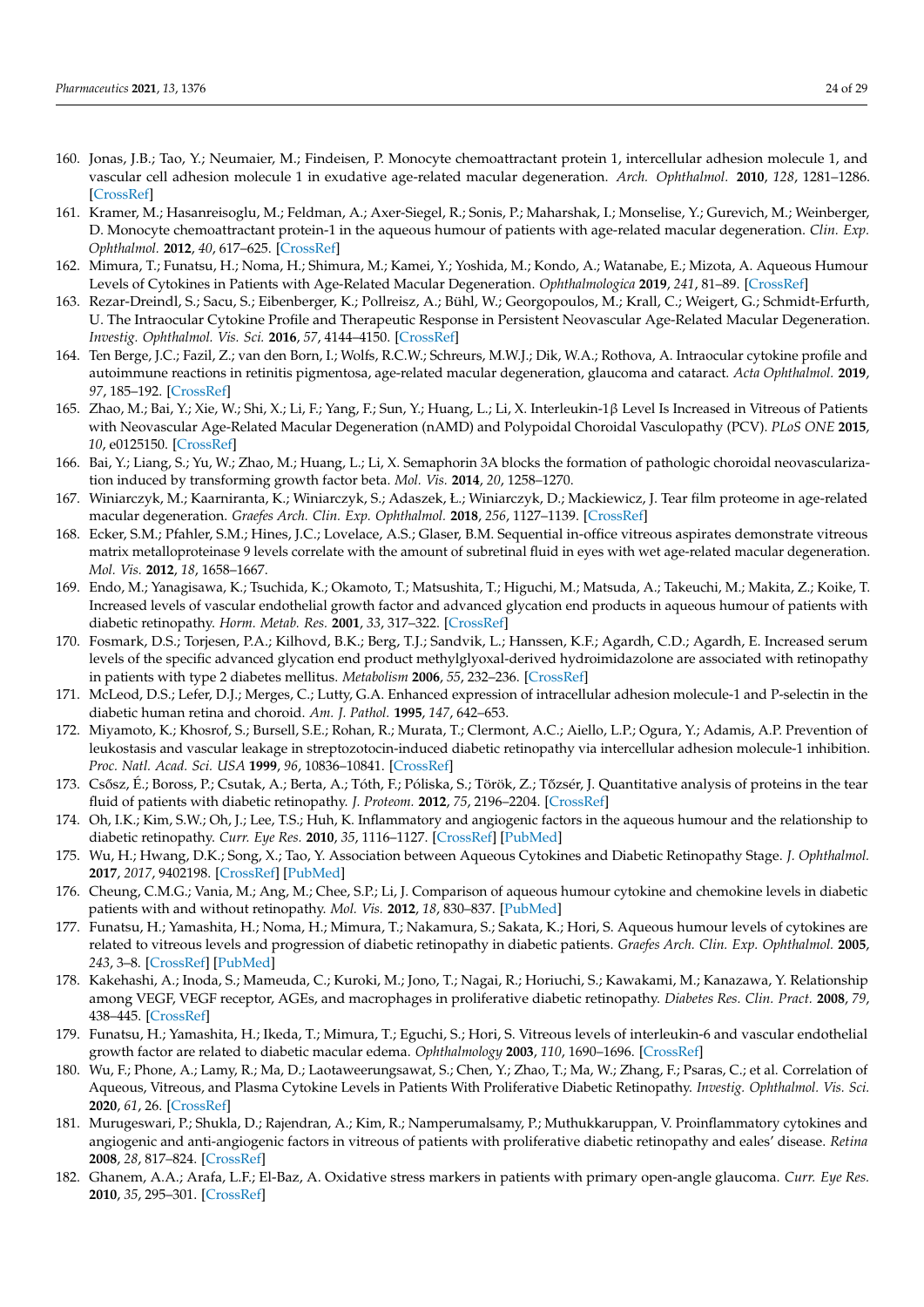160. Jonas, J.B.; Tao, Y.; Neumaier, M.; Findeisen, P. Monocyte chemoattractant protein 1, intercellular adhesion molecule 1, and vascular cell adhesion molecule 1 in exudative age-related macular degeneration. *Arch. Ophthalmol.* **2010**, *128*, 1281–1286. [CrossRef]
161. Kramer, M.; Hasanreisoglu, M.; Feldman, A.; Axer-Siegel, R.; Sonis, P.; Maharshak, I.; Monselise, Y.; Gurevich, M.; Weinberger, D. Monocyte chemoattractant protein-1 in the aqueous humour of patients with age-related macular degeneration. *Clin. Exp. Ophthalmol.* **2012**, *40*, 617–625. [CrossRef]
162. Mimura, T.; Funatsu, H.; Noma, H.; Shimura, M.; Kamei, Y.; Yoshida, M.; Kondo, A.; Watanabe, E.; Mizota, A. Aqueous Humour Levels of Cytokines in Patients with Age-Related Macular Degeneration. *Ophthalmologica* **2019**, *241*, 81–89. [CrossRef]
163. Rezar-Dreindl, S.; Sacu, S.; Eibenberger, K.; Pollreisz, A.; Bühl, W.; Georgopoulos, M.; Krall, C.; Weigert, G.; Schmidt-Erfurth, U. The Intraocular Cytokine Profile and Therapeutic Response in Persistent Neovascular Age-Related Macular Degeneration. *Investig. Ophthalmol. Vis. Sci.* **2016**, *57*, 4144–4150. [CrossRef]
164. Ten Berge, J.C.; Fazil, Z.; van den Born, I.; Wolfs, R.C.W.; Schreurs, M.W.J.; Dik, W.A.; Rothova, A. Intraocular cytokine profile and autoimmune reactions in retinitis pigmentosa, age-related macular degeneration, glaucoma and cataract. *Acta Ophthalmol.* **2019**, *97*, 185–192. [CrossRef]
165. Zhao, M.; Bai, Y.; Xie, W.; Shi, X.; Li, F.; Yang, F.; Sun, Y.; Huang, L.; Li, X. Interleukin-1β Level Is Increased in Vitreous of Patients with Neovascular Age-Related Macular Degeneration (nAMD) and Polypoidal Choroidal Vasculopathy (PCV). *PLoS ONE* **2015**, *10*, e0125150. [CrossRef]
166. Bai, Y.; Liang, S.; Yu, W.; Zhao, M.; Huang, L.; Li, X. Semaphorin 3A blocks the formation of pathologic choroidal neovascularization induced by transforming growth factor beta. *Mol. Vis.* **2014**, *20*, 1258–1270.
167. Winiarczyk, M.; Kaarniranta, K.; Winiarczyk, S.; Adaszek, Ł.; Winiarczyk, D.; Mackiewicz, J. Tear film proteome in age-related macular degeneration. *Graefes Arch. Clin. Exp. Ophthalmol.* **2018**, *256*, 1127–1139. [CrossRef]
168. Ecker, S.M.; Pfahler, S.M.; Hines, J.C.; Lovelace, A.S.; Glaser, B.M. Sequential in-office vitreous aspirates demonstrate vitreous matrix metalloproteinase 9 levels correlate with the amount of subretinal fluid in eyes with wet age-related macular degeneration. *Mol. Vis.* **2012**, *18*, 1658–1667.
169. Endo, M.; Yanagisawa, K.; Tsuchida, K.; Okamoto, T.; Matsushita, T.; Higuchi, M.; Matsuda, A.; Takeuchi, M.; Makita, Z.; Koike, T. Increased levels of vascular endothelial growth factor and advanced glycation end products in aqueous humour of patients with diabetic retinopathy. *Horm. Metab. Res.* **2001**, *33*, 317–322. [CrossRef]
170. Fosmark, D.S.; Torjesen, P.A.; Kilhovd, B.K.; Berg, T.J.; Sandvik, L.; Hanssen, K.F.; Agardh, C.D.; Agardh, E. Increased serum levels of the specific advanced glycation end product methylglyoxal-derived hydroimidazolone are associated with retinopathy in patients with type 2 diabetes mellitus. *Metabolism* **2006**, *55*, 232–236. [CrossRef]
171. McLeod, D.S.; Lefer, D.J.; Merges, C.; Lutty, G.A. Enhanced expression of intracellular adhesion molecule-1 and P-selectin in the diabetic human retina and choroid. *Am. J. Pathol.* **1995**, *147*, 642–653.
172. Miyamoto, K.; Khosrof, S.; Bursell, S.E.; Rohan, R.; Murata, T.; Clermont, A.C.; Aiello, L.P.; Ogura, Y.; Adamis, A.P. Prevention of leukostasis and vascular leakage in streptozotocin-induced diabetic retinopathy via intercellular adhesion molecule-1 inhibition. *Proc. Natl. Acad. Sci. USA* **1999**, *96*, 10836–10841. [CrossRef]
173. Csősz, É.; Boross, P.; Csutak, A.; Berta, A.; Tóth, F.; Póliska, S.; Török, Z.; Tőzsér, J. Quantitative analysis of proteins in the tear fluid of patients with diabetic retinopathy. *J. Proteom.* **2012**, *75*, 2196–2204. [CrossRef]
174. Oh, I.K.; Kim, S.W.; Oh, J.; Lee, T.S.; Huh, K. Inflammatory and angiogenic factors in the aqueous humour and the relationship to diabetic retinopathy. *Curr. Eye Res.* **2010**, *35*, 1116–1127. [CrossRef] [PubMed]
175. Wu, H.; Hwang, D.K.; Song, X.; Tao, Y. Association between Aqueous Cytokines and Diabetic Retinopathy Stage. *J. Ophthalmol.* **2017**, *2017*, 9402198. [CrossRef] [PubMed]
176. Cheung, C.M.G.; Vania, M.; Ang, M.; Chee, S.P.; Li, J. Comparison of aqueous humour cytokine and chemokine levels in diabetic patients with and without retinopathy. *Mol. Vis.* **2012**, *18*, 830–837. [PubMed]
177. Funatsu, H.; Yamashita, H.; Noma, H.; Mimura, T.; Nakamura, S.; Sakata, K.; Hori, S. Aqueous humour levels of cytokines are related to vitreous levels and progression of diabetic retinopathy in diabetic patients. *Graefes Arch. Clin. Exp. Ophthalmol.* **2005**, *243*, 3–8. [CrossRef] [PubMed]
178. Kakehashi, A.; Inoda, S.; Mameuda, C.; Kuroki, M.; Jono, T.; Nagai, R.; Horiuchi, S.; Kawakami, M.; Kanazawa, Y. Relationship among VEGF, VEGF receptor, AGEs, and macrophages in proliferative diabetic retinopathy. *Diabetes Res. Clin. Pract.* **2008**, *79*, 438–445. [CrossRef]
179. Funatsu, H.; Yamashita, H.; Ikeda, T.; Mimura, T.; Eguchi, S.; Hori, S. Vitreous levels of interleukin-6 and vascular endothelial growth factor are related to diabetic macular edema. *Ophthalmology* **2003**, *110*, 1690–1696. [CrossRef]
180. Wu, F.; Phone, A.; Lamy, R.; Ma, D.; Laotaweerungsawat, S.; Chen, Y.; Zhao, T.; Ma, W.; Zhang, F.; Psaras, C.; et al. Correlation of Aqueous, Vitreous, and Plasma Cytokine Levels in Patients With Proliferative Diabetic Retinopathy. *Investig. Ophthalmol. Vis. Sci.* **2020**, *61*, 26. [CrossRef]
181. Murugeswari, P.; Shukla, D.; Rajendran, A.; Kim, R.; Namperumalsamy, P.; Muthukkaruppan, V. Proinflammatory cytokines and angiogenic and anti-angiogenic factors in vitreous of patients with proliferative diabetic retinopathy and eales' disease. *Retina* **2008**, *28*, 817–824. [CrossRef]
182. Ghanem, A.A.; Arafa, L.F.; El-Baz, A. Oxidative stress markers in patients with primary open-angle glaucoma. *Curr. Eye Res.* **2010**, *35*, 295–301. [CrossRef]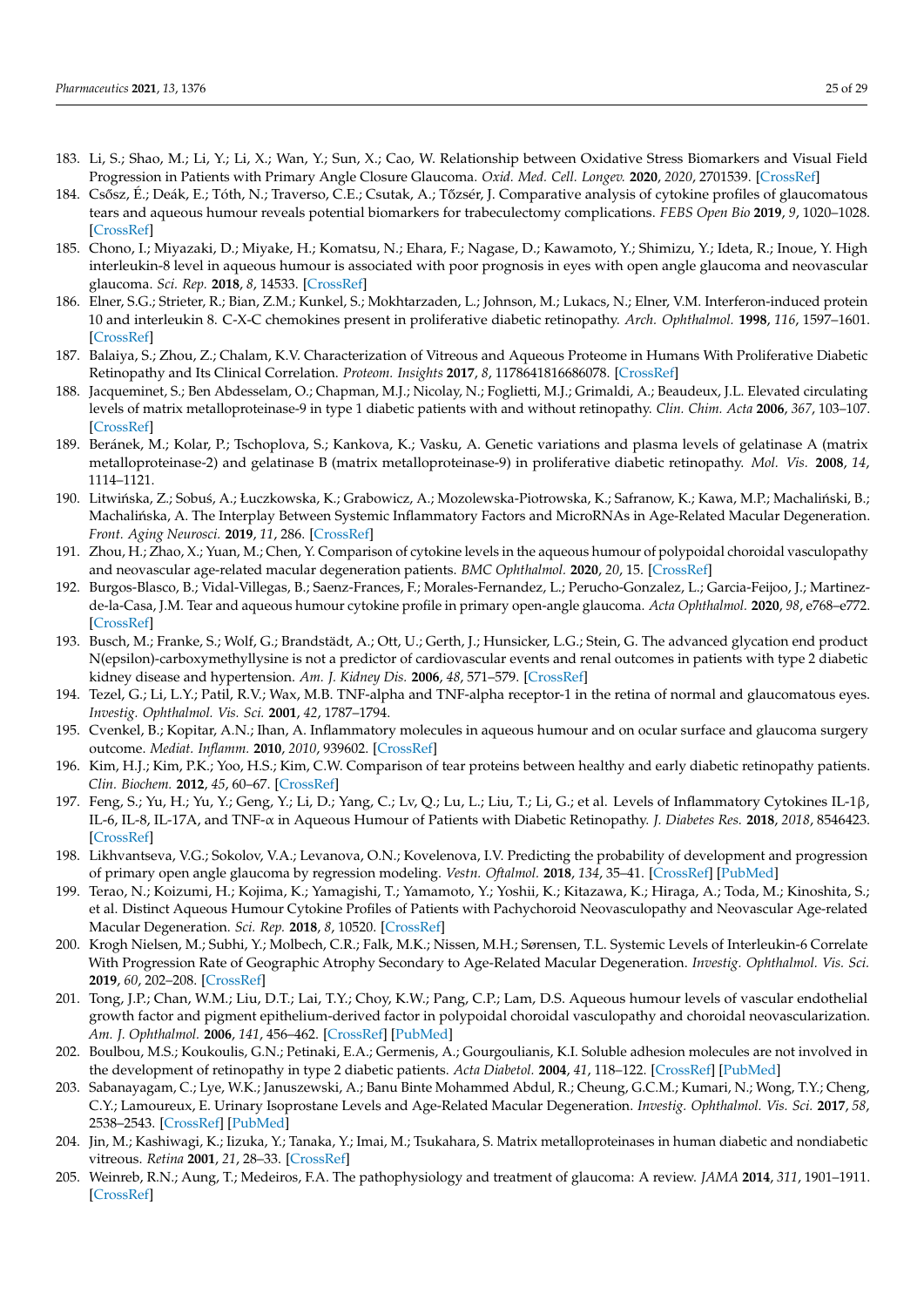183. Li, S.; Shao, M.; Li, Y.; Li, X.; Wan, Y.; Sun, X.; Cao, W. Relationship between Oxidative Stress Biomarkers and Visual Field Progression in Patients with Primary Angle Closure Glaucoma. *Oxid. Med. Cell. Longev.* **2020**, *2020*, 2701539. [CrossRef]
184. Csősz, É.; Deák, E.; Tóth, N.; Traverso, C.E.; Csutak, A.; Tőzsér, J. Comparative analysis of cytokine profiles of glaucomatous tears and aqueous humour reveals potential biomarkers for trabeculectomy complications. *FEBS Open Bio* **2019**, *9*, 1020–1028. [CrossRef]
185. Chono, I.; Miyazaki, D.; Miyake, H.; Komatsu, N.; Ehara, F.; Nagase, D.; Kawamoto, Y.; Shimizu, Y.; Ideta, R.; Inoue, Y. High interleukin-8 level in aqueous humour is associated with poor prognosis in eyes with open angle glaucoma and neovascular glaucoma. *Sci. Rep.* **2018**, *8*, 14533. [CrossRef]
186. Elner, S.G.; Strieter, R.; Bian, Z.M.; Kunkel, S.; Mokhtarzaden, L.; Johnson, M.; Lukacs, N.; Elner, V.M. Interferon-induced protein 10 and interleukin 8. C-X-C chemokines present in proliferative diabetic retinopathy. *Arch. Ophthalmol.* **1998**, *116*, 1597–1601. [CrossRef]
187. Balaiya, S.; Zhou, Z.; Chalam, K.V. Characterization of Vitreous and Aqueous Proteome in Humans With Proliferative Diabetic Retinopathy and Its Clinical Correlation. *Proteom. Insights* **2017**, *8*, 1178641816686078. [CrossRef]
188. Jacqueminet, S.; Ben Abdesselam, O.; Chapman, M.J.; Nicolay, N.; Foglietti, M.J.; Grimaldi, A.; Beaudeux, J.L. Elevated circulating levels of matrix metalloproteinase-9 in type 1 diabetic patients with and without retinopathy. *Clin. Chim. Acta* **2006**, *367*, 103–107. [CrossRef]
189. Beránek, M.; Kolar, P.; Tschoplova, S.; Kankova, K.; Vasku, A. Genetic variations and plasma levels of gelatinase A (matrix metalloproteinase-2) and gelatinase B (matrix metalloproteinase-9) in proliferative diabetic retinopathy. *Mol. Vis.* **2008**, *14*, 1114–1121.
190. Litwińska, Z.; Sobuś, A.; Łuczkowska, K.; Grabowicz, A.; Mozolewska-Piotrowska, K.; Safranow, K.; Kawa, M.P.; Machaliński, B.; Machalińska, A. The Interplay Between Systemic Inflammatory Factors and MicroRNAs in Age-Related Macular Degeneration. *Front. Aging Neurosci.* **2019**, *11*, 286. [CrossRef]
191. Zhou, H.; Zhao, X.; Yuan, M.; Chen, Y. Comparison of cytokine levels in the aqueous humour of polypoidal choroidal vasculopathy and neovascular age-related macular degeneration patients. *BMC Ophthalmol.* **2020**, *20*, 15. [CrossRef]
192. Burgos-Blasco, B.; Vidal-Villegas, B.; Saenz-Frances, F.; Morales-Fernandez, L.; Perucho-Gonzalez, L.; Garcia-Feijoo, J.; Martinez-de-la-Casa, J.M. Tear and aqueous humour cytokine profile in primary open-angle glaucoma. *Acta Ophthalmol.* **2020**, *98*, e768–e772. [CrossRef]
193. Busch, M.; Franke, S.; Wolf, G.; Brandstädt, A.; Ott, U.; Gerth, J.; Hunsicker, L.G.; Stein, G. The advanced glycation end product N(epsilon)-carboxymethyllysine is not a predictor of cardiovascular events and renal outcomes in patients with type 2 diabetic kidney disease and hypertension. *Am. J. Kidney Dis.* **2006**, *48*, 571–579. [CrossRef]
194. Tezel, G.; Li, L.Y.; Patil, R.V.; Wax, M.B. TNF-alpha and TNF-alpha receptor-1 in the retina of normal and glaucomatous eyes. *Investig. Ophthalmol. Vis. Sci.* **2001**, *42*, 1787–1794.
195. Cvenkel, B.; Kopitar, A.N.; Ihan, A. Inflammatory molecules in aqueous humour and on ocular surface and glaucoma surgery outcome. *Mediat. Inflamm.* **2010**, *2010*, 939602. [CrossRef]
196. Kim, H.J.; Kim, P.K.; Yoo, H.S.; Kim, C.W. Comparison of tear proteins between healthy and early diabetic retinopathy patients. *Clin. Biochem.* **2012**, *45*, 60–67. [CrossRef]
197. Feng, S.; Yu, H.; Yu, Y.; Geng, Y.; Li, D.; Yang, C.; Lv, Q.; Lu, L.; Liu, T.; Li, G.; et al. Levels of Inflammatory Cytokines IL-1β, IL-6, IL-8, IL-17A, and TNF-α in Aqueous Humour of Patients with Diabetic Retinopathy. *J. Diabetes Res.* **2018**, *2018*, 8546423. [CrossRef]
198. Likhvantseva, V.G.; Sokolov, V.A.; Levanova, O.N.; Kovelenova, I.V. Predicting the probability of development and progression of primary open angle glaucoma by regression modeling. *Vestn. Oftalmol.* **2018**, *134*, 35–41. [CrossRef] [PubMed]
199. Terao, N.; Koizumi, H.; Kojima, K.; Yamagishi, T.; Yamamoto, Y.; Yoshii, K.; Kitazawa, K.; Hiraga, A.; Toda, M.; Kinoshita, S.; et al. Distinct Aqueous Humour Cytokine Profiles of Patients with Pachychoroid Neovasculopathy and Neovascular Age-related Macular Degeneration. *Sci. Rep.* **2018**, *8*, 10520. [CrossRef]
200. Krogh Nielsen, M.; Subhi, Y.; Molbech, C.R.; Falk, M.K.; Nissen, M.H.; Sørensen, T.L. Systemic Levels of Interleukin-6 Correlate With Progression Rate of Geographic Atrophy Secondary to Age-Related Macular Degeneration. *Investig. Ophthalmol. Vis. Sci.* **2019**, *60*, 202–208. [CrossRef]
201. Tong, J.P.; Chan, W.M.; Liu, D.T.; Lai, T.Y.; Choy, K.W.; Pang, C.P.; Lam, D.S. Aqueous humour levels of vascular endothelial growth factor and pigment epithelium-derived factor in polypoidal choroidal vasculopathy and choroidal neovascularization. *Am. J. Ophthalmol.* **2006**, *141*, 456–462. [CrossRef] [PubMed]
202. Boulbou, M.S.; Koukoulis, G.N.; Petinaki, E.A.; Germenis, A.; Gourgoulianis, K.I. Soluble adhesion molecules are not involved in the development of retinopathy in type 2 diabetic patients. *Acta Diabetol.* **2004**, *41*, 118–122. [CrossRef] [PubMed]
203. Sabanayagam, C.; Lye, W.K.; Januszewski, A.; Banu Binte Mohammed Abdul, R.; Cheung, G.C.M.; Kumari, N.; Wong, T.Y.; Cheng, C.Y.; Lamoureux, E. Urinary Isoprostane Levels and Age-Related Macular Degeneration. *Investig. Ophthalmol. Vis. Sci.* **2017**, *58*, 2538–2543. [CrossRef] [PubMed]
204. Jin, M.; Kashiwagi, K.; Iizuka, Y.; Tanaka, Y.; Imai, M.; Tsukahara, S. Matrix metalloproteinases in human diabetic and nondiabetic vitreous. *Retina* **2001**, *21*, 28–33. [CrossRef]
205. Weinreb, R.N.; Aung, T.; Medeiros, F.A. The pathophysiology and treatment of glaucoma: A review. *JAMA* **2014**, *311*, 1901–1911. [CrossRef]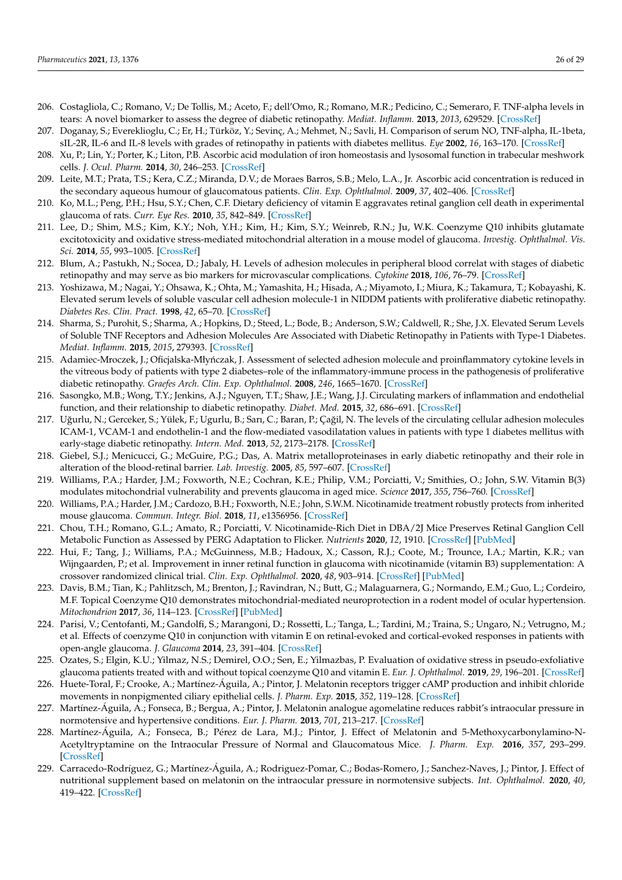206. Costagliola, C.; Romano, V.; De Tollis, M.; Aceto, F.; dell'Omo, R.; Romano, M.R.; Pedicino, C.; Semeraro, F. TNF-alpha levels in tears: A novel biomarker to assess the degree of diabetic retinopathy. *Mediat. Inflamm.* **2013**, *2013*, 629529. [CrossRef]
207. Doganay, S.; Evereklioglu, C.; Er, H.; Türköz, Y.; Sevinç, A.; Mehmet, N.; Savli, H. Comparison of serum NO, TNF-alpha, IL-1beta, sIL-2R, IL-6 and IL-8 levels with grades of retinopathy in patients with diabetes mellitus. *Eye* **2002**, *16*, 163–170. [CrossRef]
208. Xu, P.; Lin, Y.; Porter, K.; Liton, P.B. Ascorbic acid modulation of iron homeostasis and lysosomal function in trabecular meshwork cells. *J. Ocul. Pharm.* **2014**, *30*, 246–253. [CrossRef]
209. Leite, M.T.; Prata, T.S.; Kera, C.Z.; Miranda, D.V.; de Moraes Barros, S.B.; Melo, L.A., Jr. Ascorbic acid concentration is reduced in the secondary aqueous humour of glaucomatous patients. *Clin. Exp. Ophthalmol.* **2009**, *37*, 402–406. [CrossRef]
210. Ko, M.L.; Peng, P.H.; Hsu, S.Y.; Chen, C.F. Dietary deficiency of vitamin E aggravates retinal ganglion cell death in experimental glaucoma of rats. *Curr. Eye Res.* **2010**, *35*, 842–849. [CrossRef]
211. Lee, D.; Shim, M.S.; Kim, K.Y.; Noh, Y.H.; Kim, H.; Kim, S.Y.; Weinreb, R.N.; Ju, W.K. Coenzyme Q10 inhibits glutamate excitotoxicity and oxidative stress-mediated mitochondrial alteration in a mouse model of glaucoma. *Investig. Ophthalmol. Vis. Sci.* **2014**, *55*, 993–1005. [CrossRef]
212. Blum, A.; Pastukh, N.; Socea, D.; Jabaly, H. Levels of adhesion molecules in peripheral blood correlat with stages of diabetic retinopathy and may serve as bio markers for microvascular complications. *Cytokine* **2018**, *106*, 76–79. [CrossRef]
213. Yoshizawa, M.; Nagai, Y.; Ohsawa, K.; Ohta, M.; Yamashita, H.; Hisada, A.; Miyamoto, I.; Miura, K.; Takamura, T.; Kobayashi, K. Elevated serum levels of soluble vascular cell adhesion molecule-1 in NIDDM patients with proliferative diabetic retinopathy. *Diabetes Res. Clin. Pract.* **1998**, *42*, 65–70. [CrossRef]
214. Sharma, S.; Purohit, S.; Sharma, A.; Hopkins, D.; Steed, L.; Bode, B.; Anderson, S.W.; Caldwell, R.; She, J.X. Elevated Serum Levels of Soluble TNF Receptors and Adhesion Molecules Are Associated with Diabetic Retinopathy in Patients with Type-1 Diabetes. *Mediat. Inflamm.* **2015**, *2015*, 279393. [CrossRef]
215. Adamiec-Mroczek, J.; Oficjalska-Młyńczak, J. Assessment of selected adhesion molecule and proinflammatory cytokine levels in the vitreous body of patients with type 2 diabetes–role of the inflammatory-immune process in the pathogenesis of proliferative diabetic retinopathy. *Graefes Arch. Clin. Exp. Ophthalmol.* **2008**, *246*, 1665–1670. [CrossRef]
216. Sasongko, M.B.; Wong, T.Y.; Jenkins, A.J.; Nguyen, T.T.; Shaw, J.E.; Wang, J.J. Circulating markers of inflammation and endothelial function, and their relationship to diabetic retinopathy. *Diabet. Med.* **2015**, *32*, 686–691. [CrossRef]
217. Uğurlu, N.; Gerceker, S.; Yülek, F.; Ugurlu, B.; Sarı, C.; Baran, P.; Çağil, N. The levels of the circulating cellular adhesion molecules ICAM-1, VCAM-1 and endothelin-1 and the flow-mediated vasodilatation values in patients with type 1 diabetes mellitus with early-stage diabetic retinopathy. *Intern. Med.* **2013**, *52*, 2173–2178. [CrossRef]
218. Giebel, S.J.; Menicucci, G.; McGuire, P.G.; Das, A. Matrix metalloproteinases in early diabetic retinopathy and their role in alteration of the blood-retinal barrier. *Lab. Investig.* **2005**, *85*, 597–607. [CrossRef]
219. Williams, P.A.; Harder, J.M.; Foxworth, N.E.; Cochran, K.E.; Philip, V.M.; Porciatti, V.; Smithies, O.; John, S.W. Vitamin B(3) modulates mitochondrial vulnerability and prevents glaucoma in aged mice. *Science* **2017**, *355*, 756–760. [CrossRef]
220. Williams, P.A.; Harder, J.M.; Cardozo, B.H.; Foxworth, N.E.; John, S.W.M. Nicotinamide treatment robustly protects from inherited mouse glaucoma. *Commun. Integr. Biol.* **2018**, *11*, e1356956. [CrossRef]
221. Chou, T.H.; Romano, G.L.; Amato, R.; Porciatti, V. Nicotinamide-Rich Diet in DBA/2J Mice Preserves Retinal Ganglion Cell Metabolic Function as Assessed by PERG Adaptation to Flicker. *Nutrients* **2020**, *12*, 1910. [CrossRef] [PubMed]
222. Hui, F.; Tang, J.; Williams, P.A.; McGuinness, M.B.; Hadoux, X.; Casson, R.J.; Coote, M.; Trounce, I.A.; Martin, K.R.; van Wijngaarden, P.; et al. Improvement in inner retinal function in glaucoma with nicotinamide (vitamin B3) supplementation: A crossover randomized clinical trial. *Clin. Exp. Ophthalmol.* **2020**, *48*, 903–914. [CrossRef] [PubMed]
223. Davis, B.M.; Tian, K.; Pahlitzsch, M.; Brenton, J.; Ravindran, N.; Butt, G.; Malaguarnera, G.; Normando, E.M.; Guo, L.; Cordeiro, M.F. Topical Coenzyme Q10 demonstrates mitochondrial-mediated neuroprotection in a rodent model of ocular hypertension. *Mitochondrion* **2017**, *36*, 114–123. [CrossRef] [PubMed]
224. Parisi, V.; Centofanti, M.; Gandolfi, S.; Marangoni, D.; Rossetti, L.; Tanga, L.; Tardini, M.; Traina, S.; Ungaro, N.; Vetrugno, M.; et al. Effects of coenzyme Q10 in conjunction with vitamin E on retinal-evoked and cortical-evoked responses in patients with open-angle glaucoma. *J. Glaucoma* **2014**, *23*, 391–404. [CrossRef]
225. Ozates, S.; Elgin, K.U.; Yilmaz, N.S.; Demirel, O.O.; Sen, E.; Yilmazbas, P. Evaluation of oxidative stress in pseudo-exfoliative glaucoma patients treated with and without topical coenzyme Q10 and vitamin E. *Eur. J. Ophthalmol.* **2019**, *29*, 196–201. [CrossRef]
226. Huete-Toral, F.; Crooke, A.; Martínez-Águila, A.; Pintor, J. Melatonin receptors trigger cAMP production and inhibit chloride movements in nonpigmented ciliary epithelial cells. *J. Pharm. Exp.* **2015**, *352*, 119–128. [CrossRef]
227. Martínez-Águila, A.; Fonseca, B.; Bergua, A.; Pintor, J. Melatonin analogue agomelatine reduces rabbit's intraocular pressure in normotensive and hypertensive conditions. *Eur. J. Pharm.* **2013**, *701*, 213–217. [CrossRef]
228. Martínez-Águila, A.; Fonseca, B.; Pérez de Lara, M.J.; Pintor, J. Effect of Melatonin and 5-Methoxycarbonylamino-N-Acetyltryptamine on the Intraocular Pressure of Normal and Glaucomatous Mice. *J. Pharm. Exp.* **2016**, *357*, 293–299. [CrossRef]
229. Carracedo-Rodríguez, G.; Martínez-Águila, A.; Rodriguez-Pomar, C.; Bodas-Romero, J.; Sanchez-Naves, J.; Pintor, J. Effect of nutritional supplement based on melatonin on the intraocular pressure in normotensive subjects. *Int. Ophthalmol.* **2020**, *40*, 419–422. [CrossRef]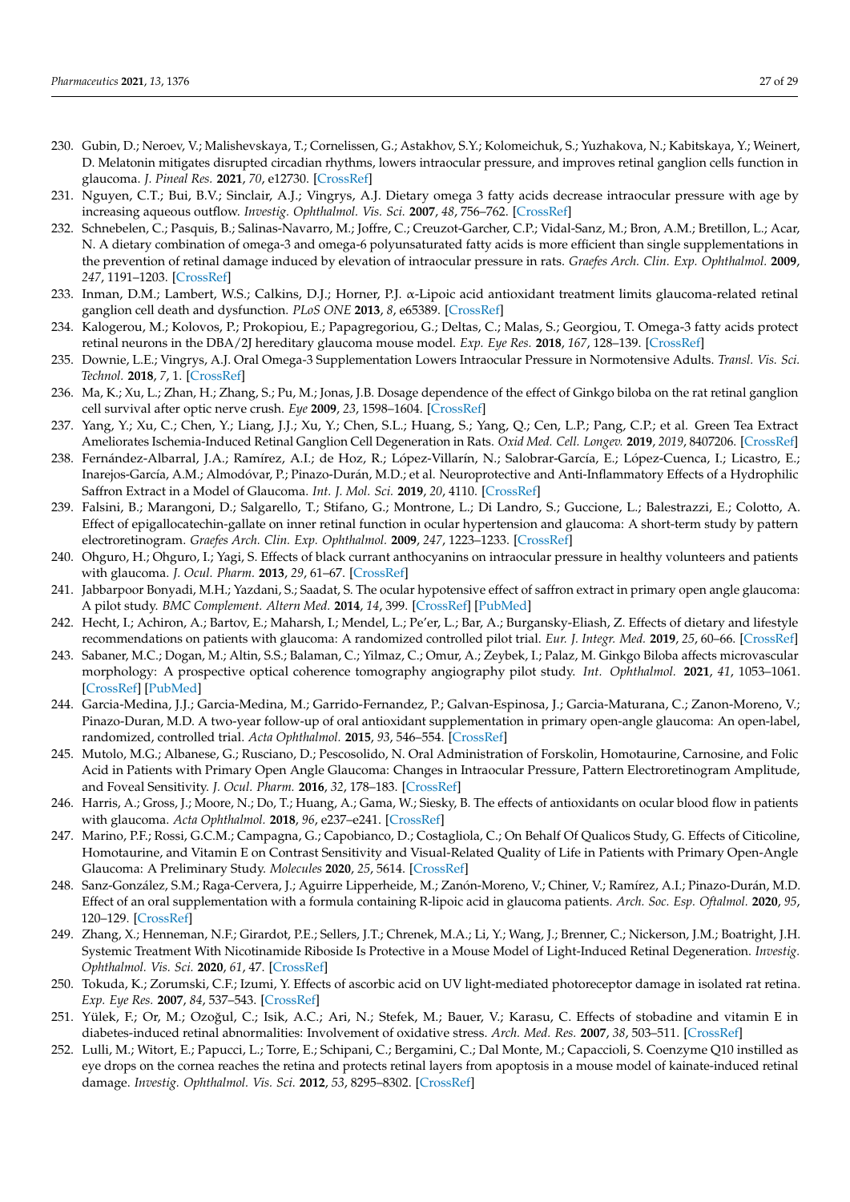230. Gubin, D.; Neroev, V.; Malishevskaya, T.; Cornelissen, G.; Astakhov, S.Y.; Kolomeichuk, S.; Yuzhakova, N.; Kabitskaya, Y.; Weinert, D. Melatonin mitigates disrupted circadian rhythms, lowers intraocular pressure, and improves retinal ganglion cells function in glaucoma. *J. Pineal Res.* **2021**, *70*, e12730. [CrossRef]
231. Nguyen, C.T.; Bui, B.V.; Sinclair, A.J.; Vingrys, A.J. Dietary omega 3 fatty acids decrease intraocular pressure with age by increasing aqueous outflow. *Investig. Ophthalmol. Vis. Sci.* **2007**, *48*, 756–762. [CrossRef]
232. Schnebelen, C.; Pasquis, B.; Salinas-Navarro, M.; Joffre, C.; Creuzot-Garcher, C.P.; Vidal-Sanz, M.; Bron, A.M.; Bretillon, L.; Acar, N. A dietary combination of omega-3 and omega-6 polyunsaturated fatty acids is more efficient than single supplementations in the prevention of retinal damage induced by elevation of intraocular pressure in rats. *Graefes Arch. Clin. Exp. Ophthalmol.* **2009**, *247*, 1191–1203. [CrossRef]
233. Inman, D.M.; Lambert, W.S.; Calkins, D.J.; Horner, P.J. α-Lipoic acid antioxidant treatment limits glaucoma-related retinal ganglion cell death and dysfunction. *PLoS ONE* **2013**, *8*, e65389. [CrossRef]
234. Kalogerou, M.; Kolovos, P.; Prokopiou, E.; Papagregoriou, G.; Deltas, C.; Malas, S.; Georgiou, T. Omega-3 fatty acids protect retinal neurons in the DBA/2J hereditary glaucoma mouse model. *Exp. Eye Res.* **2018**, *167*, 128–139. [CrossRef]
235. Downie, L.E.; Vingrys, A.J. Oral Omega-3 Supplementation Lowers Intraocular Pressure in Normotensive Adults. *Transl. Vis. Sci. Technol.* **2018**, *7*, 1. [CrossRef]
236. Ma, K.; Xu, L.; Zhan, H.; Zhang, S.; Pu, M.; Jonas, J.B. Dosage dependence of the effect of Ginkgo biloba on the rat retinal ganglion cell survival after optic nerve crush. *Eye* **2009**, *23*, 1598–1604. [CrossRef]
237. Yang, Y.; Xu, C.; Chen, Y.; Liang, J.J.; Xu, Y.; Chen, S.L.; Huang, S.; Yang, Q.; Cen, L.P.; Pang, C.P.; et al. Green Tea Extract Ameliorates Ischemia-Induced Retinal Ganglion Cell Degeneration in Rats. *Oxid Med. Cell. Longev.* **2019**, *2019*, 8407206. [CrossRef]
238. Fernández-Albarral, J.A.; Ramírez, A.I.; de Hoz, R.; López-Villarín, N.; Salobrar-García, E.; López-Cuenca, I.; Licastro, E.; Inarejos-García, A.M.; Almodóvar, P.; Pinazo-Durán, M.D.; et al. Neuroprotective and Anti-Inflammatory Effects of a Hydrophilic Saffron Extract in a Model of Glaucoma. *Int. J. Mol. Sci.* **2019**, *20*, 4110. [CrossRef]
239. Falsini, B.; Marangoni, D.; Salgarello, T.; Stifano, G.; Montrone, L.; Di Landro, S.; Guccione, L.; Balestrazzi, E.; Colotto, A. Effect of epigallocatechin-gallate on inner retinal function in ocular hypertension and glaucoma: A short-term study by pattern electroretinogram. *Graefes Arch. Clin. Exp. Ophthalmol.* **2009**, *247*, 1223–1233. [CrossRef]
240. Ohguro, H.; Ohguro, I.; Yagi, S. Effects of black currant anthocyanins on intraocular pressure in healthy volunteers and patients with glaucoma. *J. Ocul. Pharm.* **2013**, *29*, 61–67. [CrossRef]
241. Jabbarpoor Bonyadi, M.H.; Yazdani, S.; Saadat, S. The ocular hypotensive effect of saffron extract in primary open angle glaucoma: A pilot study. *BMC Complement. Altern Med.* **2014**, *14*, 399. [CrossRef] [PubMed]
242. Hecht, I.; Achiron, A.; Bartov, E.; Maharsh, I.; Mendel, L.; Pe'er, L.; Bar, A.; Burgansky-Eliash, Z. Effects of dietary and lifestyle recommendations on patients with glaucoma: A randomized controlled pilot trial. *Eur. J. Integr. Med.* **2019**, *25*, 60–66. [CrossRef]
243. Sabaner, M.C.; Dogan, M.; Altin, S.S.; Balaman, C.; Yilmaz, C.; Omur, A.; Zeybek, I.; Palaz, M. Ginkgo Biloba affects microvascular morphology: A prospective optical coherence tomography angiography pilot study. *Int. Ophthalmol.* **2021**, *41*, 1053–1061. [CrossRef] [PubMed]
244. Garcia-Medina, J.J.; Garcia-Medina, M.; Garrido-Fernandez, P.; Galvan-Espinosa, J.; Garcia-Maturana, C.; Zanon-Moreno, V.; Pinazo-Duran, M.D. A two-year follow-up of oral antioxidant supplementation in primary open-angle glaucoma: An open-label, randomized, controlled trial. *Acta Ophthalmol.* **2015**, *93*, 546–554. [CrossRef]
245. Mutolo, M.G.; Albanese, G.; Rusciano, D.; Pescosolido, N. Oral Administration of Forskolin, Homotaurine, Carnosine, and Folic Acid in Patients with Primary Open Angle Glaucoma: Changes in Intraocular Pressure, Pattern Electroretinogram Amplitude, and Foveal Sensitivity. *J. Ocul. Pharm.* **2016**, *32*, 178–183. [CrossRef]
246. Harris, A.; Gross, J.; Moore, N.; Do, T.; Huang, A.; Gama, W.; Siesky, B. The effects of antioxidants on ocular blood flow in patients with glaucoma. *Acta Ophthalmol.* **2018**, *96*, e237–e241. [CrossRef]
247. Marino, P.F.; Rossi, G.C.M.; Campagna, G.; Capobianco, D.; Costagliola, C.; On Behalf Of Qualicos Study, G. Effects of Citicoline, Homotaurine, and Vitamin E on Contrast Sensitivity and Visual-Related Quality of Life in Patients with Primary Open-Angle Glaucoma: A Preliminary Study. *Molecules* **2020**, *25*, 5614. [CrossRef]
248. Sanz-González, S.M.; Raga-Cervera, J.; Aguirre Lipperheide, M.; Zanón-Moreno, V.; Chiner, V.; Ramírez, A.I.; Pinazo-Durán, M.D. Effect of an oral supplementation with a formula containing R-lipoic acid in glaucoma patients. *Arch. Soc. Esp. Oftalmol.* **2020**, *95*, 120–129. [CrossRef]
249. Zhang, X.; Henneman, N.F.; Girardot, P.E.; Sellers, J.T.; Chrenek, M.A.; Li, Y.; Wang, J.; Brenner, C.; Nickerson, J.M.; Boatright, J.H. Systemic Treatment With Nicotinamide Riboside Is Protective in a Mouse Model of Light-Induced Retinal Degeneration. *Investig. Ophthalmol. Vis. Sci.* **2020**, *61*, 47. [CrossRef]
250. Tokuda, K.; Zorumski, C.F.; Izumi, Y. Effects of ascorbic acid on UV light-mediated photoreceptor damage in isolated rat retina. *Exp. Eye Res.* **2007**, *84*, 537–543. [CrossRef]
251. Yülek, F.; Or, M.; Ozoğul, C.; Isik, A.C.; Ari, N.; Stefek, M.; Bauer, V.; Karasu, C. Effects of stobadine and vitamin E in diabetes-induced retinal abnormalities: Involvement of oxidative stress. *Arch. Med. Res.* **2007**, *38*, 503–511. [CrossRef]
252. Lulli, M.; Witort, E.; Papucci, L.; Torre, E.; Schipani, C.; Bergamini, C.; Dal Monte, M.; Capaccioli, S. Coenzyme Q10 instilled as eye drops on the cornea reaches the retina and protects retinal layers from apoptosis in a mouse model of kainate-induced retinal damage. *Investig. Ophthalmol. Vis. Sci.* **2012**, *53*, 8295–8302. [CrossRef]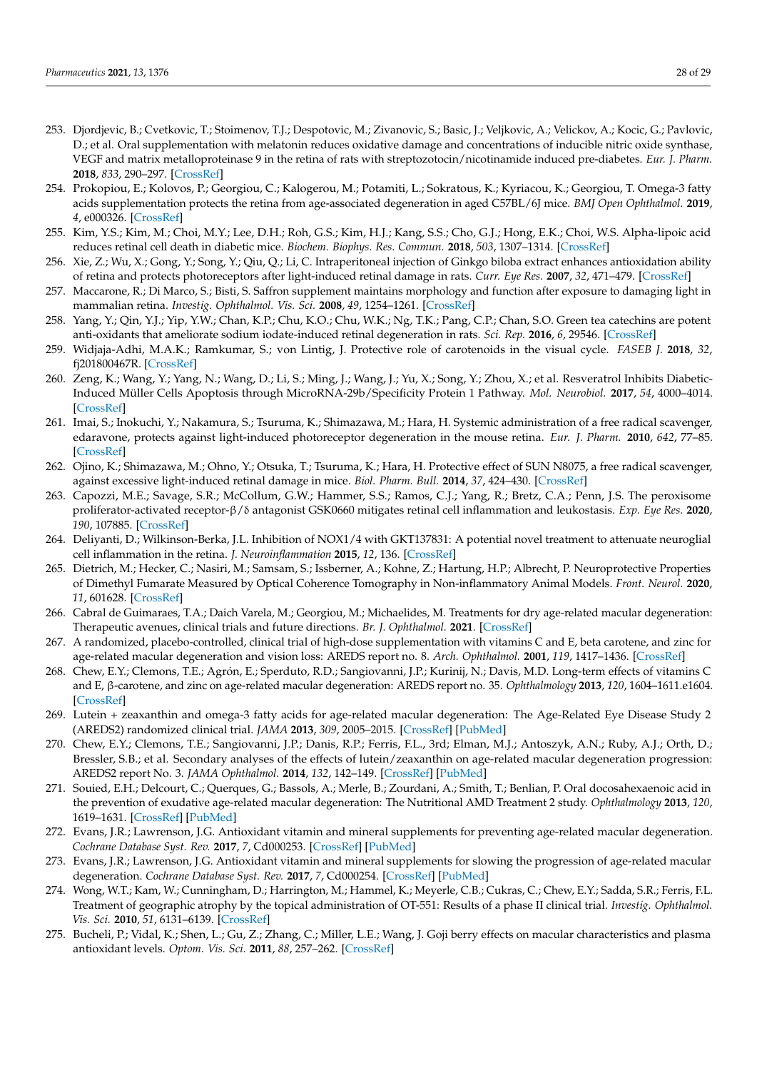253. Djordjevic, B.; Cvetkovic, T.; Stoimenov, T.J.; Despotovic, M.; Zivanovic, S.; Basic, J.; Veljkovic, A.; Velickov, A.; Kocic, G.; Pavlovic, D.; et al. Oral supplementation with melatonin reduces oxidative damage and concentrations of inducible nitric oxide synthase, VEGF and matrix metalloproteinase 9 in the retina of rats with streptozotocin/nicotinamide induced pre-diabetes. *Eur. J. Pharm.* **2018**, *833*, 290–297. [CrossRef]
254. Prokopiou, E.; Kolovos, P.; Georgiou, C.; Kalogerou, M.; Potamiti, L.; Sokratous, K.; Kyriacou, K.; Georgiou, T. Omega-3 fatty acids supplementation protects the retina from age-associated degeneration in aged C57BL/6J mice. *BMJ Open Ophthalmol.* **2019**, *4*, e000326. [CrossRef]
255. Kim, Y.S.; Kim, M.; Choi, M.Y.; Lee, D.H.; Roh, G.S.; Kim, H.J.; Kang, S.S.; Cho, G.J.; Hong, E.K.; Choi, W.S. Alpha-lipoic acid reduces retinal cell death in diabetic mice. *Biochem. Biophys. Res. Commun.* **2018**, *503*, 1307–1314. [CrossRef]
256. Xie, Z.; Wu, X.; Gong, Y.; Song, Y.; Qiu, Q.; Li, C. Intraperitoneal injection of Ginkgo biloba extract enhances antioxidation ability of retina and protects photoreceptors after light-induced retinal damage in rats. *Curr. Eye Res.* **2007**, *32*, 471–479. [CrossRef]
257. Maccarone, R.; Di Marco, S.; Bisti, S. Saffron supplement maintains morphology and function after exposure to damaging light in mammalian retina. *Investig. Ophthalmol. Vis. Sci.* **2008**, *49*, 1254–1261. [CrossRef]
258. Yang, Y.; Qin, Y.J.; Yip, Y.W.; Chan, K.P.; Chu, K.O.; Chu, W.K.; Ng, T.K.; Pang, C.P.; Chan, S.O. Green tea catechins are potent anti-oxidants that ameliorate sodium iodate-induced retinal degeneration in rats. *Sci. Rep.* **2016**, *6*, 29546. [CrossRef]
259. Widjaja-Adhi, M.A.K.; Ramkumar, S.; von Lintig, J. Protective role of carotenoids in the visual cycle. *FASEB J.* **2018**, *32*, fj201800467R. [CrossRef]
260. Zeng, K.; Wang, Y.; Yang, N.; Wang, D.; Li, S.; Ming, J.; Wang, J.; Yu, X.; Song, Y.; Zhou, X.; et al. Resveratrol Inhibits Diabetic-Induced Müller Cells Apoptosis through MicroRNA-29b/Specificity Protein 1 Pathway. *Mol. Neurobiol.* **2017**, *54*, 4000–4014. [CrossRef]
261. Imai, S.; Inokuchi, Y.; Nakamura, S.; Tsuruma, K.; Shimazawa, M.; Hara, H. Systemic administration of a free radical scavenger, edaravone, protects against light-induced photoreceptor degeneration in the mouse retina. *Eur. J. Pharm.* **2010**, *642*, 77–85. [CrossRef]
262. Ojino, K.; Shimazawa, M.; Ohno, Y.; Otsuka, T.; Tsuruma, K.; Hara, H. Protective effect of SUN N8075, a free radical scavenger, against excessive light-induced retinal damage in mice. *Biol. Pharm. Bull.* **2014**, *37*, 424–430. [CrossRef]
263. Capozzi, M.E.; Savage, S.R.; McCollum, G.W.; Hammer, S.S.; Ramos, C.J.; Yang, R.; Bretz, C.A.; Penn, J.S. The peroxisome proliferator-activated receptor-β/δ antagonist GSK0660 mitigates retinal cell inflammation and leukostasis. *Exp. Eye Res.* **2020**, *190*, 107885. [CrossRef]
264. Deliyanti, D.; Wilkinson-Berka, J.L. Inhibition of NOX1/4 with GKT137831: A potential novel treatment to attenuate neuroglial cell inflammation in the retina. *J. Neuroinflammation* **2015**, *12*, 136. [CrossRef]
265. Dietrich, M.; Hecker, C.; Nasiri, M.; Samsam, S.; Issberner, A.; Kohne, Z.; Hartung, H.P.; Albrecht, P. Neuroprotective Properties of Dimethyl Fumarate Measured by Optical Coherence Tomography in Non-inflammatory Animal Models. *Front. Neurol.* **2020**, *11*, 601628. [CrossRef]
266. Cabral de Guimaraes, T.A.; Daich Varela, M.; Georgiou, M.; Michaelides, M. Treatments for dry age-related macular degeneration: Therapeutic avenues, clinical trials and future directions. *Br. J. Ophthalmol.* **2021**. [CrossRef]
267. A randomized, placebo-controlled, clinical trial of high-dose supplementation with vitamins C and E, beta carotene, and zinc for age-related macular degeneration and vision loss: AREDS report no. 8. *Arch. Ophthalmol.* **2001**, *119*, 1417–1436. [CrossRef]
268. Chew, E.Y.; Clemons, T.E.; Agrón, E.; Sperduto, R.D.; Sangiovanni, J.P.; Kurinij, N.; Davis, M.D. Long-term effects of vitamins C and E, β-carotene, and zinc on age-related macular degeneration: AREDS report no. 35. *Ophthalmology* **2013**, *120*, 1604–1611.e1604. [CrossRef]
269. Lutein + zeaxanthin and omega-3 fatty acids for age-related macular degeneration: The Age-Related Eye Disease Study 2 (AREDS2) randomized clinical trial. *JAMA* **2013**, *309*, 2005–2015. [CrossRef] [PubMed]
270. Chew, E.Y.; Clemons, T.E.; Sangiovanni, J.P.; Danis, R.P.; Ferris, F.L., 3rd; Elman, M.J.; Antoszyk, A.N.; Ruby, A.J.; Orth, D.; Bressler, S.B.; et al. Secondary analyses of the effects of lutein/zeaxanthin on age-related macular degeneration progression: AREDS2 report No. 3. *JAMA Ophthalmol.* **2014**, *132*, 142–149. [CrossRef] [PubMed]
271. Souied, E.H.; Delcourt, C.; Querques, G.; Bassols, A.; Merle, B.; Zourdani, A.; Smith, T.; Benlian, P. Oral docosahexaenoic acid in the prevention of exudative age-related macular degeneration: The Nutritional AMD Treatment 2 study. *Ophthalmology* **2013**, *120*, 1619–1631. [CrossRef] [PubMed]
272. Evans, J.R.; Lawrenson, J.G. Antioxidant vitamin and mineral supplements for preventing age-related macular degeneration. *Cochrane Database Syst. Rev.* **2017**, *7*, Cd000253. [CrossRef] [PubMed]
273. Evans, J.R.; Lawrenson, J.G. Antioxidant vitamin and mineral supplements for slowing the progression of age-related macular degeneration. *Cochrane Database Syst. Rev.* **2017**, *7*, Cd000254. [CrossRef] [PubMed]
274. Wong, W.T.; Kam, W.; Cunningham, D.; Harrington, M.; Hammel, K.; Meyerle, C.B.; Cukras, C.; Chew, E.Y.; Sadda, S.R.; Ferris, F.L. Treatment of geographic atrophy by the topical administration of OT-551: Results of a phase II clinical trial. *Investig. Ophthalmol. Vis. Sci.* **2010**, *51*, 6131–6139. [CrossRef]
275. Bucheli, P.; Vidal, K.; Shen, L.; Gu, Z.; Zhang, C.; Miller, L.E.; Wang, J. Goji berry effects on macular characteristics and plasma antioxidant levels. *Optom. Vis. Sci.* **2011**, *88*, 257–262. [CrossRef]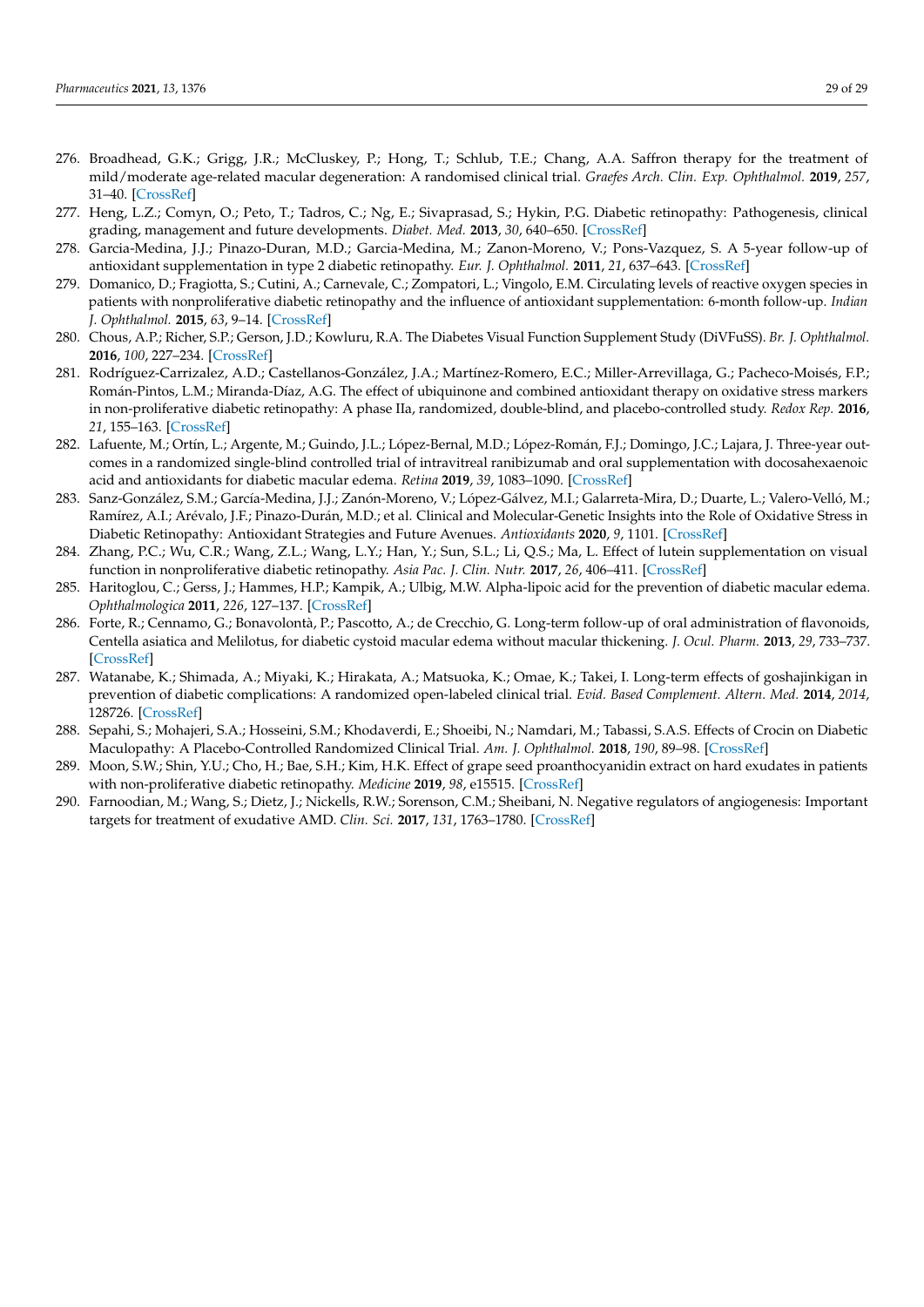276. Broadhead, G.K.; Grigg, J.R.; McCluskey, P.; Hong, T.; Schlub, T.E.; Chang, A.A. Saffron therapy for the treatment of mild/moderate age-related macular degeneration: A randomised clinical trial. *Graefes Arch. Clin. Exp. Ophthalmol.* **2019**, *257*, 31–40. [CrossRef]
277. Heng, L.Z.; Comyn, O.; Peto, T.; Tadros, C.; Ng, E.; Sivaprasad, S.; Hykin, P.G. Diabetic retinopathy: Pathogenesis, clinical grading, management and future developments. *Diabet. Med.* **2013**, *30*, 640–650. [CrossRef]
278. Garcia-Medina, J.J.; Pinazo-Duran, M.D.; Garcia-Medina, M.; Zanon-Moreno, V.; Pons-Vazquez, S. A 5-year follow-up of antioxidant supplementation in type 2 diabetic retinopathy. *Eur. J. Ophthalmol.* **2011**, *21*, 637–643. [CrossRef]
279. Domanico, D.; Fragiotta, S.; Cutini, A.; Carnevale, C.; Zompatori, L.; Vingolo, E.M. Circulating levels of reactive oxygen species in patients with nonproliferative diabetic retinopathy and the influence of antioxidant supplementation: 6-month follow-up. *Indian J. Ophthalmol.* **2015**, *63*, 9–14. [CrossRef]
280. Chous, A.P.; Richer, S.P.; Gerson, J.D.; Kowluru, R.A. The Diabetes Visual Function Supplement Study (DiVFuSS). *Br. J. Ophthalmol.* **2016**, *100*, 227–234. [CrossRef]
281. Rodríguez-Carrizalez, A.D.; Castellanos-González, J.A.; Martínez-Romero, E.C.; Miller-Arrevillaga, G.; Pacheco-Moisés, F.P.; Román-Pintos, L.M.; Miranda-Díaz, A.G. The effect of ubiquinone and combined antioxidant therapy on oxidative stress markers in non-proliferative diabetic retinopathy: A phase IIa, randomized, double-blind, and placebo-controlled study. *Redox Rep.* **2016**, *21*, 155–163. [CrossRef]
282. Lafuente, M.; Ortín, L.; Argente, M.; Guindo, J.L.; López-Bernal, M.D.; López-Román, F.J.; Domingo, J.C.; Lajara, J. Three-year outcomes in a randomized single-blind controlled trial of intravitreal ranibizumab and oral supplementation with docosahexaenoic acid and antioxidants for diabetic macular edema. *Retina* **2019**, *39*, 1083–1090. [CrossRef]
283. Sanz-González, S.M.; García-Medina, J.J.; Zanón-Moreno, V.; López-Gálvez, M.I.; Galarreta-Mira, D.; Duarte, L.; Valero-Velló, M.; Ramírez, A.I.; Arévalo, J.F.; Pinazo-Durán, M.D.; et al. Clinical and Molecular-Genetic Insights into the Role of Oxidative Stress in Diabetic Retinopathy: Antioxidant Strategies and Future Avenues. *Antioxidants* **2020**, *9*, 1101. [CrossRef]
284. Zhang, P.C.; Wu, C.R.; Wang, Z.L.; Wang, L.Y.; Han, Y.; Sun, S.L.; Li, Q.S.; Ma, L. Effect of lutein supplementation on visual function in nonproliferative diabetic retinopathy. *Asia Pac. J. Clin. Nutr.* **2017**, *26*, 406–411. [CrossRef]
285. Haritoglou, C.; Gerss, J.; Hammes, H.P.; Kampik, A.; Ulbig, M.W. Alpha-lipoic acid for the prevention of diabetic macular edema. *Ophthalmologica* **2011**, *226*, 127–137. [CrossRef]
286. Forte, R.; Cennamo, G.; Bonavolontà, P.; Pascotto, A.; de Crecchio, G. Long-term follow-up of oral administration of flavonoids, Centella asiatica and Melilotus, for diabetic cystoid macular edema without macular thickening. *J. Ocul. Pharm.* **2013**, *29*, 733–737. [CrossRef]
287. Watanabe, K.; Shimada, A.; Miyaki, K.; Hirakata, A.; Matsuoka, K.; Omae, K.; Takei, I. Long-term effects of goshajinkigan in prevention of diabetic complications: A randomized open-labeled clinical trial. *Evid. Based Complement. Altern. Med.* **2014**, *2014*, 128726. [CrossRef]
288. Sepahi, S.; Mohajeri, S.A.; Hosseini, S.M.; Khodaverdi, E.; Shoeibi, N.; Namdari, M.; Tabassi, S.A.S. Effects of Crocin on Diabetic Maculopathy: A Placebo-Controlled Randomized Clinical Trial. *Am. J. Ophthalmol.* **2018**, *190*, 89–98. [CrossRef]
289. Moon, S.W.; Shin, Y.U.; Cho, H.; Bae, S.H.; Kim, H.K. Effect of grape seed proanthocyanidin extract on hard exudates in patients with non-proliferative diabetic retinopathy. *Medicine* **2019**, *98*, e15515. [CrossRef]
290. Farnoodian, M.; Wang, S.; Dietz, J.; Nickells, R.W.; Sorenson, C.M.; Sheibani, N. Negative regulators of angiogenesis: Important targets for treatment of exudative AMD. *Clin. Sci.* **2017**, *131*, 1763–1780. [CrossRef]